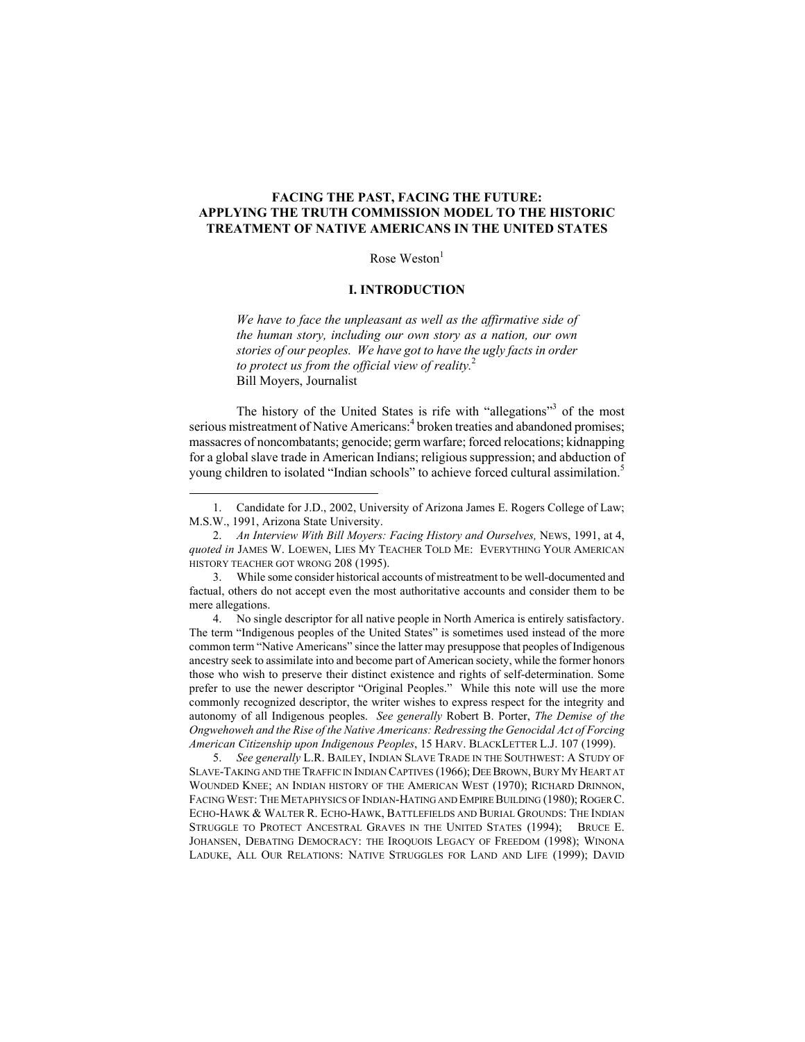# FACING THE PAST, FACING THE FUTURE: APPLYING THE TRUTH COMMISSION MODEL TO THE HISTORIC TREATMENT OF NATIVE AMERICANS IN THE UNITED STATES

Rose Weston[1]

## I. INTRODUCTION

> *We have to face the unpleasant as well as the affirmative side of the human story, including our own story as a nation, our own stories of our peoples. We have got to have the ugly facts in order to protect us from the official view of reality.*[2]
> Bill Moyers, Journalist

The history of the United States is rife with "allegations"[3] of the most serious mistreatment of Native Americans:[4] broken treaties and abandoned promises; massacres of noncombatants; genocide; germ warfare; forced relocations; kidnapping for a global slave trade in American Indians; religious suppression; and abduction of young children to isolated "Indian schools" to achieve forced cultural assimilation.[5]

---

1. Candidate for J.D., 2002, University of Arizona James E. Rogers College of Law; M.S.W., 1991, Arizona State University.

2. *An Interview With Bill Moyers: Facing History and Ourselves,* NEWS, 1991, at 4, *quoted in* JAMES W. LOEWEN, LIES MY TEACHER TOLD ME: EVERYTHING YOUR AMERICAN HISTORY TEACHER GOT WRONG 208 (1995).

3. While some consider historical accounts of mistreatment to be well-documented and factual, others do not accept even the most authoritative accounts and consider them to be mere allegations.

4. No single descriptor for all native people in North America is entirely satisfactory. The term "Indigenous peoples of the United States" is sometimes used instead of the more common term "Native Americans" since the latter may presuppose that peoples of Indigenous ancestry seek to assimilate into and become part of American society, while the former honors those who wish to preserve their distinct existence and rights of self-determination. Some prefer to use the newer descriptor "Original Peoples." While this note will use the more commonly recognized descriptor, the writer wishes to express respect for the integrity and autonomy of all Indigenous peoples. *See generally* Robert B. Porter, *The Demise of the Ongwehoweh and the Rise of the Native Americans: Redressing the Genocidal Act of Forcing American Citizenship upon Indigenous Peoples*, 15 HARV. BLACKLETTER L.J. 107 (1999).

5. *See generally* L.R. BAILEY, INDIAN SLAVE TRADE IN THE SOUTHWEST: A STUDY OF SLAVE-TAKING AND THE TRAFFIC IN INDIAN CAPTIVES (1966); DEE BROWN, BURY MY HEART AT WOUNDED KNEE; AN INDIAN HISTORY OF THE AMERICAN WEST (1970); RICHARD DRINNON, FACING WEST: THE METAPHYSICS OF INDIAN-HATING AND EMPIRE BUILDING (1980); ROGER C. ECHO-HAWK & WALTER R. ECHO-HAWK, BATTLEFIELDS AND BURIAL GROUNDS: THE INDIAN STRUGGLE TO PROTECT ANCESTRAL GRAVES IN THE UNITED STATES (1994); BRUCE E. JOHANSEN, DEBATING DEMOCRACY: THE IROQUOIS LEGACY OF FREEDOM (1998); WINONA LADUKE, ALL OUR RELATIONS: NATIVE STRUGGLES FOR LAND AND LIFE (1999); DAVID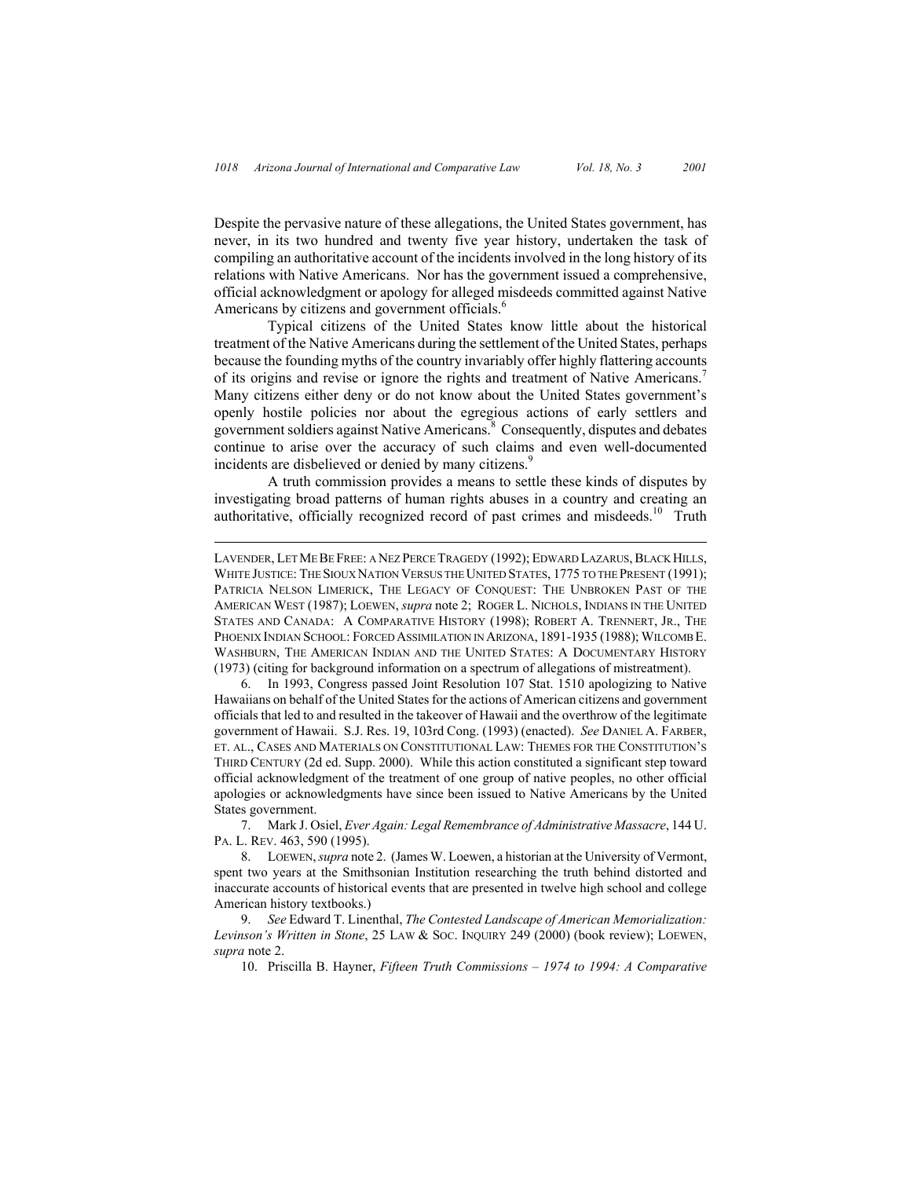Despite the pervasive nature of these allegations, the United States government, has never, in its two hundred and twenty five year history, undertaken the task of compiling an authoritative account of the incidents involved in the long history of its relations with Native Americans. Nor has the government issued a comprehensive, official acknowledgment or apology for alleged misdeeds committed against Native Americans by citizens and government officials.[6]

Typical citizens of the United States know little about the historical treatment of the Native Americans during the settlement of the United States, perhaps because the founding myths of the country invariably offer highly flattering accounts of its origins and revise or ignore the rights and treatment of Native Americans.[7] Many citizens either deny or do not know about the United States government's openly hostile policies nor about the egregious actions of early settlers and government soldiers against Native Americans.[8] Consequently, disputes and debates continue to arise over the accuracy of such claims and even well-documented incidents are disbelieved or denied by many citizens.[9]

A truth commission provides a means to settle these kinds of disputes by investigating broad patterns of human rights abuses in a country and creating an authoritative, officially recognized record of past crimes and misdeeds.[10] Truth

---

LAVENDER, LET ME BE FREE: A NEZ PERCE TRAGEDY (1992); EDWARD LAZARUS, BLACK HILLS, WHITE JUSTICE: THE SIOUX NATION VERSUS THE UNITED STATES, 1775 TO THE PRESENT (1991); PATRICIA NELSON LIMERICK, THE LEGACY OF CONQUEST: THE UNBROKEN PAST OF THE AMERICAN WEST (1987); LOEWEN, *supra* note 2; ROGER L. NICHOLS, INDIANS IN THE UNITED STATES AND CANADA: A COMPARATIVE HISTORY (1998); ROBERT A. TRENNERT, JR., THE PHOENIX INDIAN SCHOOL: FORCED ASSIMILATION IN ARIZONA, 1891-1935 (1988); WILCOMB E. WASHBURN, THE AMERICAN INDIAN AND THE UNITED STATES: A DOCUMENTARY HISTORY (1973) (citing for background information on a spectrum of allegations of mistreatment).

6. In 1993, Congress passed Joint Resolution 107 Stat. 1510 apologizing to Native Hawaiians on behalf of the United States for the actions of American citizens and government officials that led to and resulted in the takeover of Hawaii and the overthrow of the legitimate government of Hawaii. S.J. Res. 19, 103rd Cong. (1993) (enacted). *See* DANIEL A. FARBER, ET. AL., CASES AND MATERIALS ON CONSTITUTIONAL LAW: THEMES FOR THE CONSTITUTION'S THIRD CENTURY (2d ed. Supp. 2000). While this action constituted a significant step toward official acknowledgment of the treatment of one group of native peoples, no other official apologies or acknowledgments have since been issued to Native Americans by the United States government.

7. Mark J. Osiel, *Ever Again: Legal Remembrance of Administrative Massacre*, 144 U. PA. L. REV. 463, 590 (1995).

8. LOEWEN, *supra* note 2. (James W. Loewen, a historian at the University of Vermont, spent two years at the Smithsonian Institution researching the truth behind distorted and inaccurate accounts of historical events that are presented in twelve high school and college American history textbooks.)

9. *See* Edward T. Linenthal, *The Contested Landscape of American Memorialization: Levinson's Written in Stone*, 25 LAW & SOC. INQUIRY 249 (2000) (book review); LOEWEN, *supra* note 2.

10. Priscilla B. Hayner, *Fifteen Truth Commissions – 1974 to 1994: A Comparative*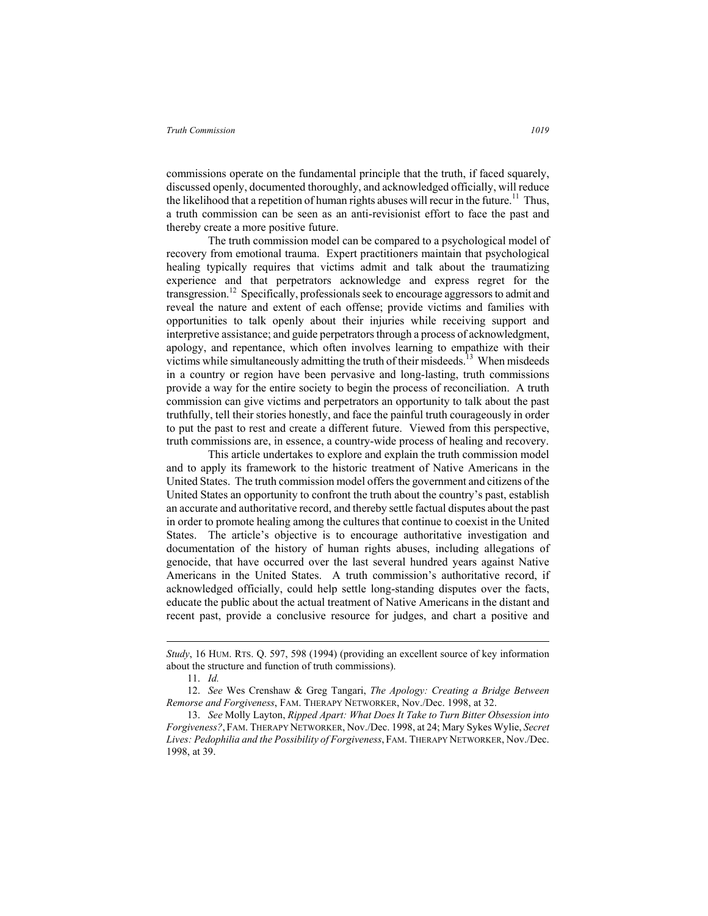commissions operate on the fundamental principle that the truth, if faced squarely, discussed openly, documented thoroughly, and acknowledged officially, will reduce the likelihood that a repetition of human rights abuses will recur in the future.[11] Thus, a truth commission can be seen as an anti-revisionist effort to face the past and thereby create a more positive future.

The truth commission model can be compared to a psychological model of recovery from emotional trauma. Expert practitioners maintain that psychological healing typically requires that victims admit and talk about the traumatizing experience and that perpetrators acknowledge and express regret for the transgression.[12] Specifically, professionals seek to encourage aggressors to admit and reveal the nature and extent of each offense; provide victims and families with opportunities to talk openly about their injuries while receiving support and interpretive assistance; and guide perpetrators through a process of acknowledgment, apology, and repentance, which often involves learning to empathize with their victims while simultaneously admitting the truth of their misdeeds.[13] When misdeeds in a country or region have been pervasive and long-lasting, truth commissions provide a way for the entire society to begin the process of reconciliation. A truth commission can give victims and perpetrators an opportunity to talk about the past truthfully, tell their stories honestly, and face the painful truth courageously in order to put the past to rest and create a different future. Viewed from this perspective, truth commissions are, in essence, a country-wide process of healing and recovery.

This article undertakes to explore and explain the truth commission model and to apply its framework to the historic treatment of Native Americans in the United States. The truth commission model offers the government and citizens of the United States an opportunity to confront the truth about the country's past, establish an accurate and authoritative record, and thereby settle factual disputes about the past in order to promote healing among the cultures that continue to coexist in the United States. The article's objective is to encourage authoritative investigation and documentation of the history of human rights abuses, including allegations of genocide, that have occurred over the last several hundred years against Native Americans in the United States. A truth commission's authoritative record, if acknowledged officially, could help settle long-standing disputes over the facts, educate the public about the actual treatment of Native Americans in the distant and recent past, provide a conclusive resource for judges, and chart a positive and

---

*Study*, 16 HUM. RTS. Q. 597, 598 (1994) (providing an excellent source of key information about the structure and function of truth commissions).

11. *Id.*

12. *See* Wes Crenshaw & Greg Tangari, *The Apology: Creating a Bridge Between Remorse and Forgiveness*, FAM. THERAPY NETWORKER, Nov./Dec. 1998, at 32.

13. *See* Molly Layton, *Ripped Apart: What Does It Take to Turn Bitter Obsession into Forgiveness?*, FAM. THERAPY NETWORKER, Nov./Dec. 1998, at 24; Mary Sykes Wylie, *Secret Lives: Pedophilia and the Possibility of Forgiveness*, FAM. THERAPY NETWORKER, Nov./Dec. 1998, at 39.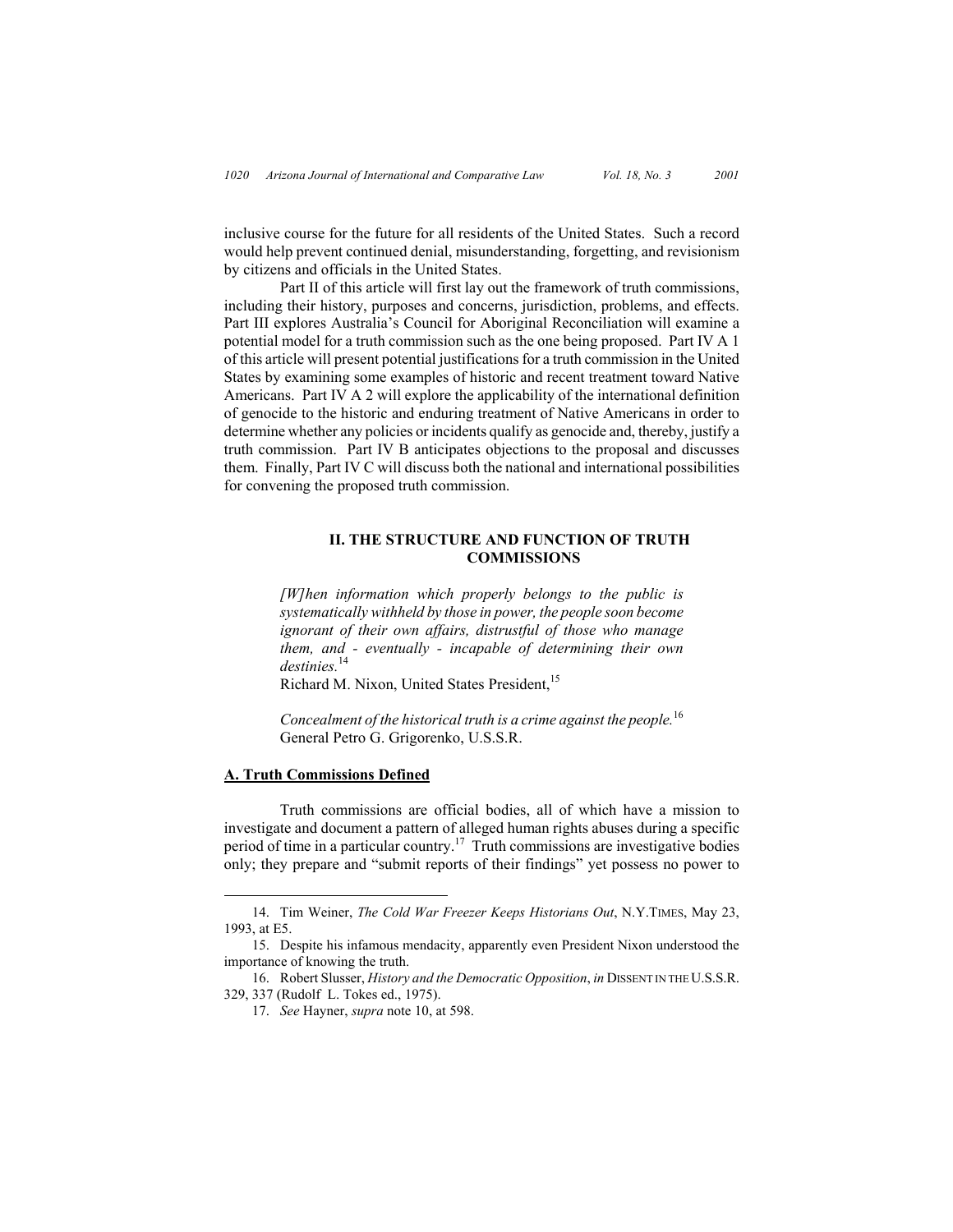inclusive course for the future for all residents of the United States. Such a record would help prevent continued denial, misunderstanding, forgetting, and revisionism by citizens and officials in the United States.

Part II of this article will first lay out the framework of truth commissions, including their history, purposes and concerns, jurisdiction, problems, and effects. Part III explores Australia's Council for Aboriginal Reconciliation will examine a potential model for a truth commission such as the one being proposed. Part IV A 1 of this article will present potential justifications for a truth commission in the United States by examining some examples of historic and recent treatment toward Native Americans. Part IV A 2 will explore the applicability of the international definition of genocide to the historic and enduring treatment of Native Americans in order to determine whether any policies or incidents qualify as genocide and, thereby, justify a truth commission. Part IV B anticipates objections to the proposal and discusses them. Finally, Part IV C will discuss both the national and international possibilities for convening the proposed truth commission.

## II. THE STRUCTURE AND FUNCTION OF TRUTH COMMISSIONS

> *[W]hen information which properly belongs to the public is systematically withheld by those in power, the people soon become ignorant of their own affairs, distrustful of those who manage them, and - eventually - incapable of determining their own destinies.*[14]
> Richard M. Nixon, United States President,[15]
>
> *Concealment of the historical truth is a crime against the people.*[16]
> General Petro G. Grigorenko, U.S.S.R.

### A. Truth Commissions Defined

Truth commissions are official bodies, all of which have a mission to investigate and document a pattern of alleged human rights abuses during a specific period of time in a particular country.[17] Truth commissions are investigative bodies only; they prepare and "submit reports of their findings" yet possess no power to

---

14. Tim Weiner, *The Cold War Freezer Keeps Historians Out*, N.Y.TIMES, May 23, 1993, at E5.

15. Despite his infamous mendacity, apparently even President Nixon understood the importance of knowing the truth.

16. Robert Slusser, *History and the Democratic Opposition*, *in* DISSENT IN THE U.S.S.R. 329, 337 (Rudolf L. Tokes ed., 1975).

17. *See* Hayner, *supra* note 10, at 598.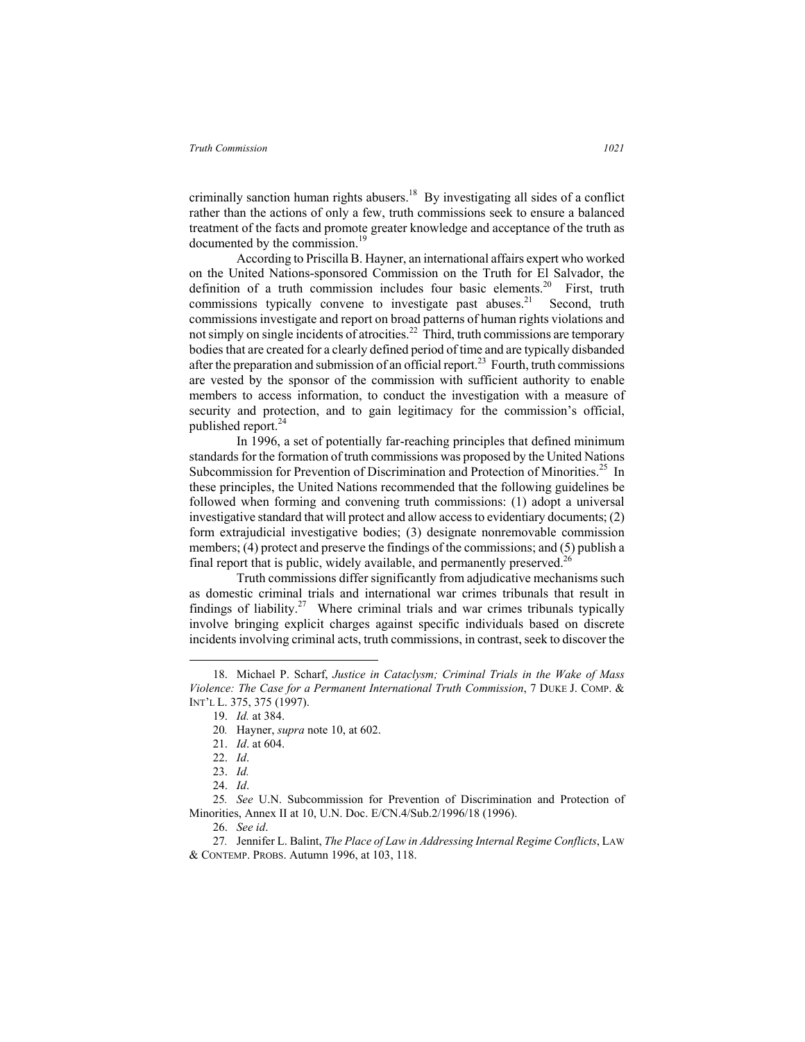criminally sanction human rights abusers.[18] By investigating all sides of a conflict rather than the actions of only a few, truth commissions seek to ensure a balanced treatment of the facts and promote greater knowledge and acceptance of the truth as documented by the commission.[19]

According to Priscilla B. Hayner, an international affairs expert who worked on the United Nations-sponsored Commission on the Truth for El Salvador, the definition of a truth commission includes four basic elements.[20] First, truth commissions typically convene to investigate past abuses.[21] Second, truth commissions investigate and report on broad patterns of human rights violations and not simply on single incidents of atrocities.[22] Third, truth commissions are temporary bodies that are created for a clearly defined period of time and are typically disbanded after the preparation and submission of an official report.[23] Fourth, truth commissions are vested by the sponsor of the commission with sufficient authority to enable members to access information, to conduct the investigation with a measure of security and protection, and to gain legitimacy for the commission's official, published report.[24]

In 1996, a set of potentially far-reaching principles that defined minimum standards for the formation of truth commissions was proposed by the United Nations Subcommission for Prevention of Discrimination and Protection of Minorities.[25] In these principles, the United Nations recommended that the following guidelines be followed when forming and convening truth commissions: (1) adopt a universal investigative standard that will protect and allow access to evidentiary documents; (2) form extrajudicial investigative bodies; (3) designate nonremovable commission members; (4) protect and preserve the findings of the commissions; and (5) publish a final report that is public, widely available, and permanently preserved.[26]

Truth commissions differ significantly from adjudicative mechanisms such as domestic criminal trials and international war crimes tribunals that result in findings of liability.[27] Where criminal trials and war crimes tribunals typically involve bringing explicit charges against specific individuals based on discrete incidents involving criminal acts, truth commissions, in contrast, seek to discover the

---

18. Michael P. Scharf, *Justice in Cataclysm; Criminal Trials in the Wake of Mass Violence: The Case for a Permanent International Truth Commission*, 7 DUKE J. COMP. & INT'L L. 375, 375 (1997).

19. *Id.* at 384.

20. Hayner, *supra* note 10, at 602.

21. *Id*. at 604.

22. *Id*.

23. *Id.*

24. *Id*.

25. *See* U.N. Subcommission for Prevention of Discrimination and Protection of Minorities, Annex II at 10, U.N. Doc. E/CN.4/Sub.2/1996/18 (1996).

26. *See id*.

27. Jennifer L. Balint, *The Place of Law in Addressing Internal Regime Conflicts*, LAW & CONTEMP. PROBS. Autumn 1996, at 103, 118.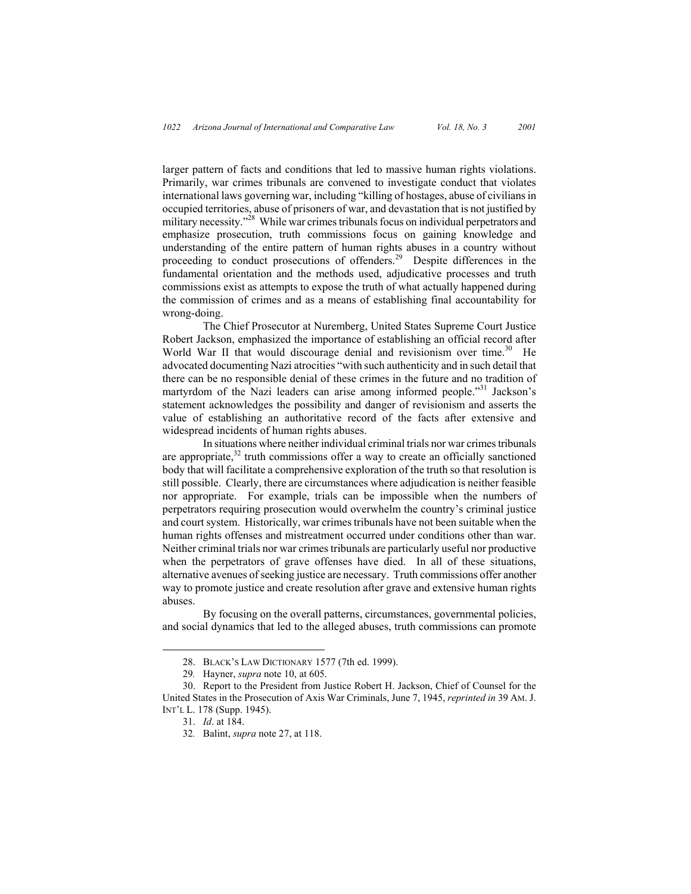larger pattern of facts and conditions that led to massive human rights violations. Primarily, war crimes tribunals are convened to investigate conduct that violates international laws governing war, including "killing of hostages, abuse of civilians in occupied territories, abuse of prisoners of war, and devastation that is not justified by military necessity."[28] While war crimes tribunals focus on individual perpetrators and emphasize prosecution, truth commissions focus on gaining knowledge and understanding of the entire pattern of human rights abuses in a country without proceeding to conduct prosecutions of offenders.[29] Despite differences in the fundamental orientation and the methods used, adjudicative processes and truth commissions exist as attempts to expose the truth of what actually happened during the commission of crimes and as a means of establishing final accountability for wrong-doing.

The Chief Prosecutor at Nuremberg, United States Supreme Court Justice Robert Jackson, emphasized the importance of establishing an official record after World War II that would discourage denial and revisionism over time.[30] He advocated documenting Nazi atrocities "with such authenticity and in such detail that there can be no responsible denial of these crimes in the future and no tradition of martyrdom of the Nazi leaders can arise among informed people."[31] Jackson's statement acknowledges the possibility and danger of revisionism and asserts the value of establishing an authoritative record of the facts after extensive and widespread incidents of human rights abuses.

In situations where neither individual criminal trials nor war crimes tribunals are appropriate,[32] truth commissions offer a way to create an officially sanctioned body that will facilitate a comprehensive exploration of the truth so that resolution is still possible. Clearly, there are circumstances where adjudication is neither feasible nor appropriate. For example, trials can be impossible when the numbers of perpetrators requiring prosecution would overwhelm the country's criminal justice and court system. Historically, war crimes tribunals have not been suitable when the human rights offenses and mistreatment occurred under conditions other than war. Neither criminal trials nor war crimes tribunals are particularly useful nor productive when the perpetrators of grave offenses have died. In all of these situations, alternative avenues of seeking justice are necessary. Truth commissions offer another way to promote justice and create resolution after grave and extensive human rights abuses.

By focusing on the overall patterns, circumstances, governmental policies, and social dynamics that led to the alleged abuses, truth commissions can promote

---

28. BLACK'S LAW DICTIONARY 1577 (7th ed. 1999).

29. Hayner, *supra* note 10, at 605.

30. Report to the President from Justice Robert H. Jackson, Chief of Counsel for the United States in the Prosecution of Axis War Criminals, June 7, 1945, *reprinted in* 39 AM. J. INT'L L. 178 (Supp. 1945).

31. *Id*. at 184.

32. Balint, *supra* note 27, at 118.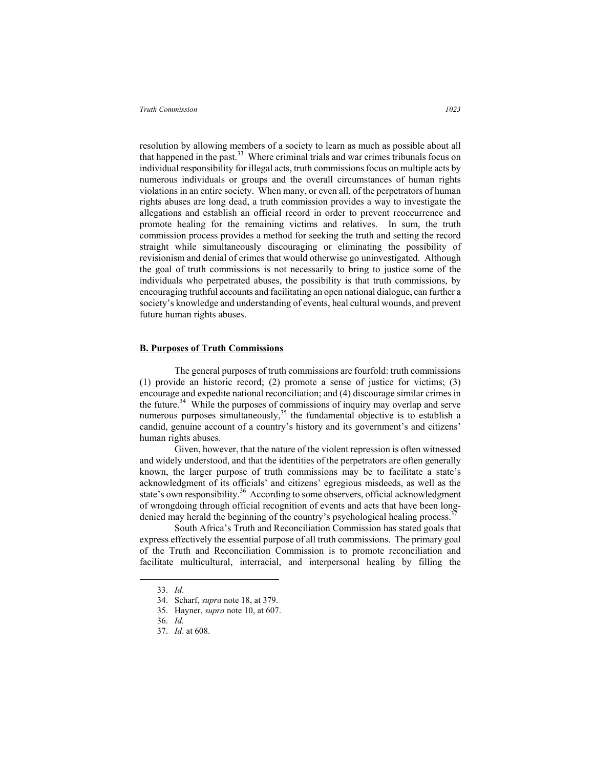resolution by allowing members of a society to learn as much as possible about all that happened in the past.[33] Where criminal trials and war crimes tribunals focus on individual responsibility for illegal acts, truth commissions focus on multiple acts by numerous individuals or groups and the overall circumstances of human rights violations in an entire society. When many, or even all, of the perpetrators of human rights abuses are long dead, a truth commission provides a way to investigate the allegations and establish an official record in order to prevent reoccurrence and promote healing for the remaining victims and relatives. In sum, the truth commission process provides a method for seeking the truth and setting the record straight while simultaneously discouraging or eliminating the possibility of revisionism and denial of crimes that would otherwise go uninvestigated. Although the goal of truth commissions is not necessarily to bring to justice some of the individuals who perpetrated abuses, the possibility is that truth commissions, by encouraging truthful accounts and facilitating an open national dialogue, can further a society's knowledge and understanding of events, heal cultural wounds, and prevent future human rights abuses.

## **B. Purposes of Truth Commissions**

The general purposes of truth commissions are fourfold: truth commissions (1) provide an historic record; (2) promote a sense of justice for victims; (3) encourage and expedite national reconciliation; and (4) discourage similar crimes in the future.[34] While the purposes of commissions of inquiry may overlap and serve numerous purposes simultaneously,[35] the fundamental objective is to establish a candid, genuine account of a country's history and its government's and citizens' human rights abuses.

Given, however, that the nature of the violent repression is often witnessed and widely understood, and that the identities of the perpetrators are often generally known, the larger purpose of truth commissions may be to facilitate a state's acknowledgment of its officials' and citizens' egregious misdeeds, as well as the state's own responsibility.[36] According to some observers, official acknowledgment of wrongdoing through official recognition of events and acts that have been long-denied may herald the beginning of the country's psychological healing process.[37]

South Africa's Truth and Reconciliation Commission has stated goals that express effectively the essential purpose of all truth commissions. The primary goal of the Truth and Reconciliation Commission is to promote reconciliation and facilitate multicultural, interracial, and interpersonal healing by filling the

---

33. *Id*.
34. Scharf, *supra* note 18, at 379.
35. Hayner, *supra* note 10, at 607.
36. *Id.*
37. *Id*. at 608.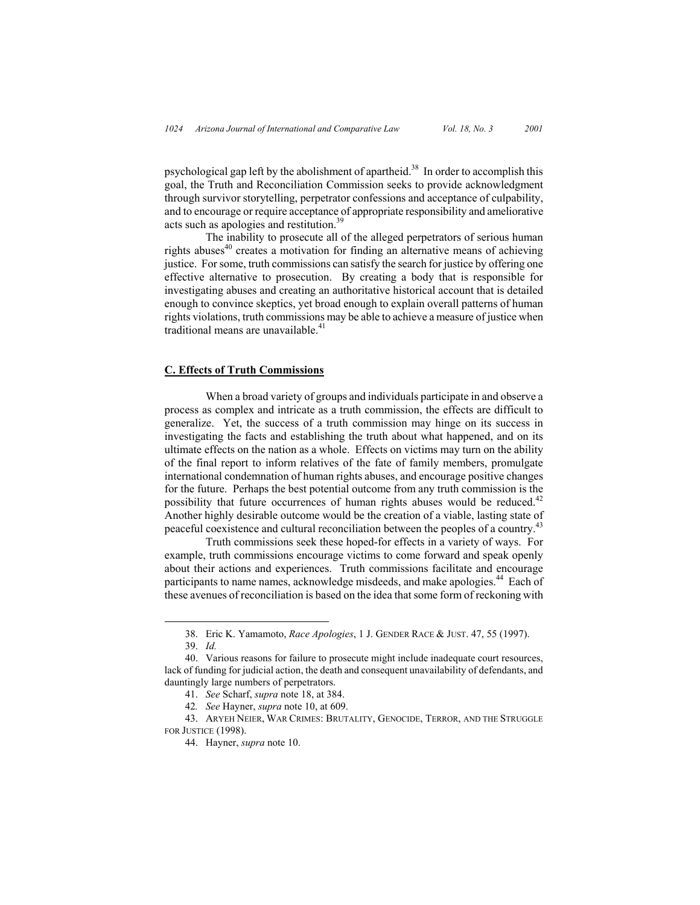psychological gap left by the abolishment of apartheid.[38] In order to accomplish this goal, the Truth and Reconciliation Commission seeks to provide acknowledgment through survivor storytelling, perpetrator confessions and acceptance of culpability, and to encourage or require acceptance of appropriate responsibility and ameliorative acts such as apologies and restitution.[39]

The inability to prosecute all of the alleged perpetrators of serious human rights abuses[40] creates a motivation for finding an alternative means of achieving justice. For some, truth commissions can satisfy the search for justice by offering one effective alternative to prosecution. By creating a body that is responsible for investigating abuses and creating an authoritative historical account that is detailed enough to convince skeptics, yet broad enough to explain overall patterns of human rights violations, truth commissions may be able to achieve a measure of justice when traditional means are unavailable.[41]

### **C. Effects of Truth Commissions**

When a broad variety of groups and individuals participate in and observe a process as complex and intricate as a truth commission, the effects are difficult to generalize. Yet, the success of a truth commission may hinge on its success in investigating the facts and establishing the truth about what happened, and on its ultimate effects on the nation as a whole. Effects on victims may turn on the ability of the final report to inform relatives of the fate of family members, promulgate international condemnation of human rights abuses, and encourage positive changes for the future. Perhaps the best potential outcome from any truth commission is the possibility that future occurrences of human rights abuses would be reduced.[42] Another highly desirable outcome would be the creation of a viable, lasting state of peaceful coexistence and cultural reconciliation between the peoples of a country.[43]

Truth commissions seek these hoped-for effects in a variety of ways. For example, truth commissions encourage victims to come forward and speak openly about their actions and experiences. Truth commissions facilitate and encourage participants to name names, acknowledge misdeeds, and make apologies.[44] Each of these avenues of reconciliation is based on the idea that some form of reckoning with

---

38. Eric K. Yamamoto, *Race Apologies*, 1 J. GENDER RACE & JUST. 47, 55 (1997).

39. *Id.*

40. Various reasons for failure to prosecute might include inadequate court resources, lack of funding for judicial action, the death and consequent unavailability of defendants, and dauntingly large numbers of perpetrators.

41. *See* Scharf, *supra* note 18, at 384.

42. *See* Hayner, *supra* note 10, at 609.

43. ARYEH NEIER, WAR CRIMES: BRUTALITY, GENOCIDE, TERROR, AND THE STRUGGLE FOR JUSTICE (1998).

44. Hayner, *supra* note 10.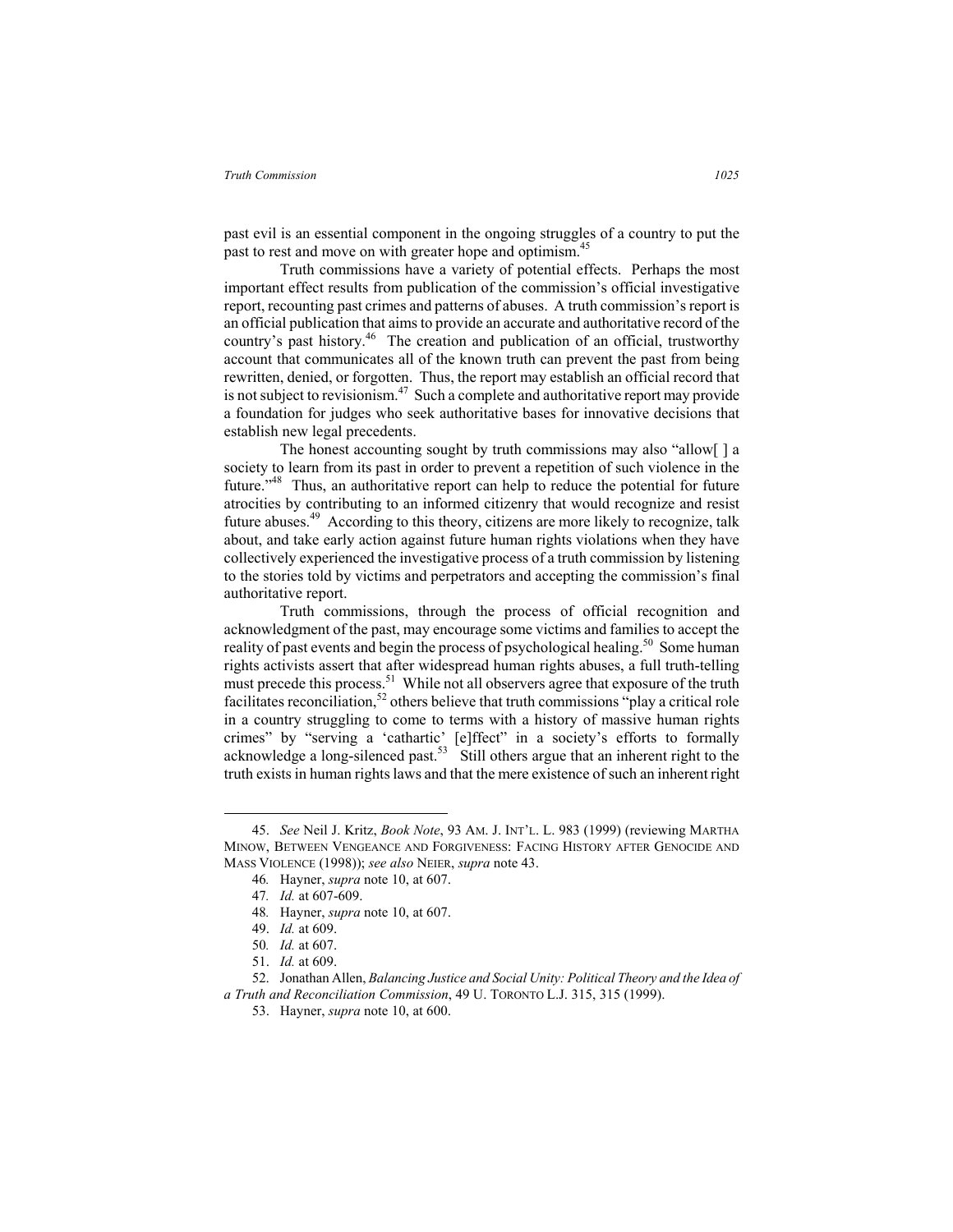past evil is an essential component in the ongoing struggles of a country to put the past to rest and move on with greater hope and optimism.[45]

Truth commissions have a variety of potential effects. Perhaps the most important effect results from publication of the commission's official investigative report, recounting past crimes and patterns of abuses. A truth commission's report is an official publication that aims to provide an accurate and authoritative record of the country's past history.[46] The creation and publication of an official, trustworthy account that communicates all of the known truth can prevent the past from being rewritten, denied, or forgotten. Thus, the report may establish an official record that is not subject to revisionism.[47] Such a complete and authoritative report may provide a foundation for judges who seek authoritative bases for innovative decisions that establish new legal precedents.

The honest accounting sought by truth commissions may also "allow[ ] a society to learn from its past in order to prevent a repetition of such violence in the future."[48] Thus, an authoritative report can help to reduce the potential for future atrocities by contributing to an informed citizenry that would recognize and resist future abuses.[49] According to this theory, citizens are more likely to recognize, talk about, and take early action against future human rights violations when they have collectively experienced the investigative process of a truth commission by listening to the stories told by victims and perpetrators and accepting the commission's final authoritative report.

Truth commissions, through the process of official recognition and acknowledgment of the past, may encourage some victims and families to accept the reality of past events and begin the process of psychological healing.[50] Some human rights activists assert that after widespread human rights abuses, a full truth-telling must precede this process.[51] While not all observers agree that exposure of the truth facilitates reconciliation,[52] others believe that truth commissions "play a critical role in a country struggling to come to terms with a history of massive human rights crimes" by "serving a 'cathartic' [e]ffect" in a society's efforts to formally acknowledge a long-silenced past.[53] Still others argue that an inherent right to the truth exists in human rights laws and that the mere existence of such an inherent right

---

45. *See* Neil J. Kritz, *Book Note*, 93 AM. J. INT'L. L. 983 (1999) (reviewing MARTHA MINOW, BETWEEN VENGEANCE AND FORGIVENESS: FACING HISTORY AFTER GENOCIDE AND MASS VIOLENCE (1998)); *see also* NEIER, *supra* note 43.

46. Hayner, *supra* note 10, at 607.

47. *Id.* at 607-609.

48. Hayner, *supra* note 10, at 607.

49. *Id.* at 609.

50. *Id.* at 607.

51. *Id.* at 609.

52. Jonathan Allen, *Balancing Justice and Social Unity: Political Theory and the Idea of a Truth and Reconciliation Commission*, 49 U. TORONTO L.J. 315, 315 (1999).

53. Hayner, *supra* note 10, at 600.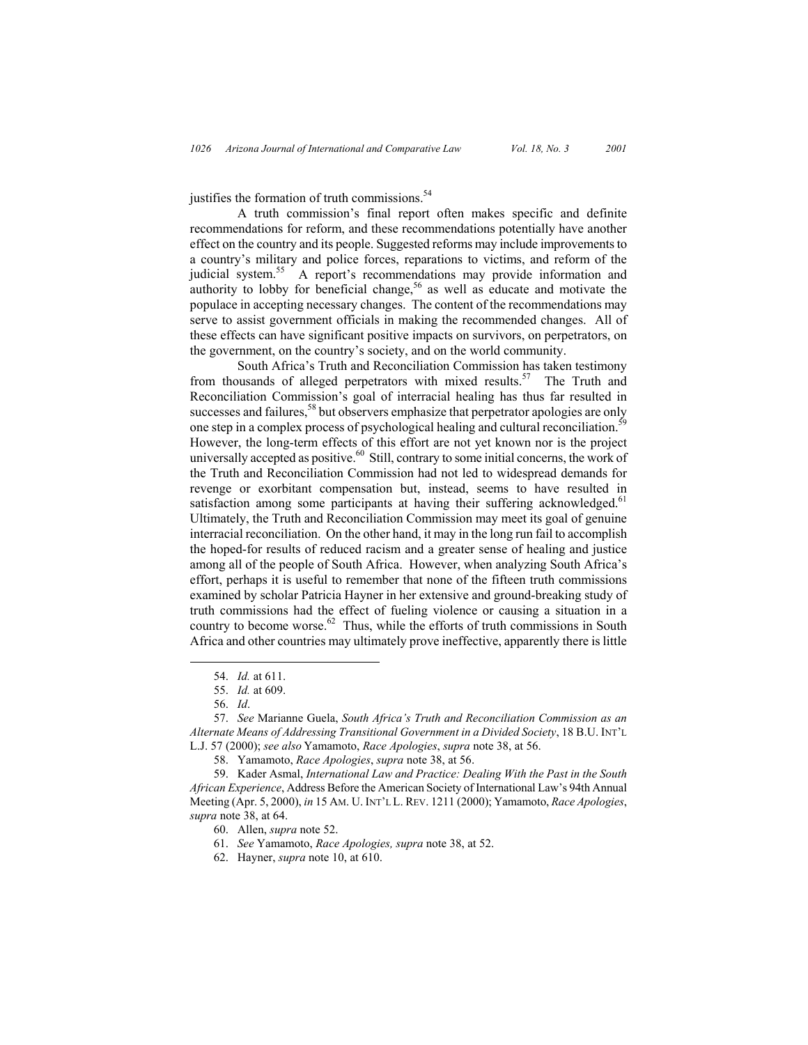justifies the formation of truth commissions.[54]

A truth commission's final report often makes specific and definite recommendations for reform, and these recommendations potentially have another effect on the country and its people. Suggested reforms may include improvements to a country's military and police forces, reparations to victims, and reform of the judicial system.[55] A report's recommendations may provide information and authority to lobby for beneficial change,[56] as well as educate and motivate the populace in accepting necessary changes. The content of the recommendations may serve to assist government officials in making the recommended changes. All of these effects can have significant positive impacts on survivors, on perpetrators, on the government, on the country's society, and on the world community.

South Africa's Truth and Reconciliation Commission has taken testimony from thousands of alleged perpetrators with mixed results.[57] The Truth and Reconciliation Commission's goal of interracial healing has thus far resulted in successes and failures,[58] but observers emphasize that perpetrator apologies are only one step in a complex process of psychological healing and cultural reconciliation.[59] However, the long-term effects of this effort are not yet known nor is the project universally accepted as positive.[60] Still, contrary to some initial concerns, the work of the Truth and Reconciliation Commission had not led to widespread demands for revenge or exorbitant compensation but, instead, seems to have resulted in satisfaction among some participants at having their suffering acknowledged.[61] Ultimately, the Truth and Reconciliation Commission may meet its goal of genuine interracial reconciliation. On the other hand, it may in the long run fail to accomplish the hoped-for results of reduced racism and a greater sense of healing and justice among all of the people of South Africa. However, when analyzing South Africa's effort, perhaps it is useful to remember that none of the fifteen truth commissions examined by scholar Patricia Hayner in her extensive and ground-breaking study of truth commissions had the effect of fueling violence or causing a situation in a country to become worse.[62] Thus, while the efforts of truth commissions in South Africa and other countries may ultimately prove ineffective, apparently there is little

---

54. *Id.* at 611.

55. *Id.* at 609.

56. *Id*.

57. *See* Marianne Guela, *South Africa's Truth and Reconciliation Commission as an Alternate Means of Addressing Transitional Government in a Divided Society*, 18 B.U. INT'L L.J. 57 (2000); *see also* Yamamoto, *Race Apologies*, *supra* note 38, at 56.

58. Yamamoto, *Race Apologies*, *supra* note 38, at 56.

59. Kader Asmal, *International Law and Practice: Dealing With the Past in the South African Experience*, Address Before the American Society of International Law's 94th Annual Meeting (Apr. 5, 2000), *in* 15 AM. U. INT'L L. REV. 1211 (2000); Yamamoto, *Race Apologies*, *supra* note 38, at 64.

60. Allen, *supra* note 52.

61. *See* Yamamoto, *Race Apologies, supra* note 38, at 52.

62. Hayner, *supra* note 10, at 610.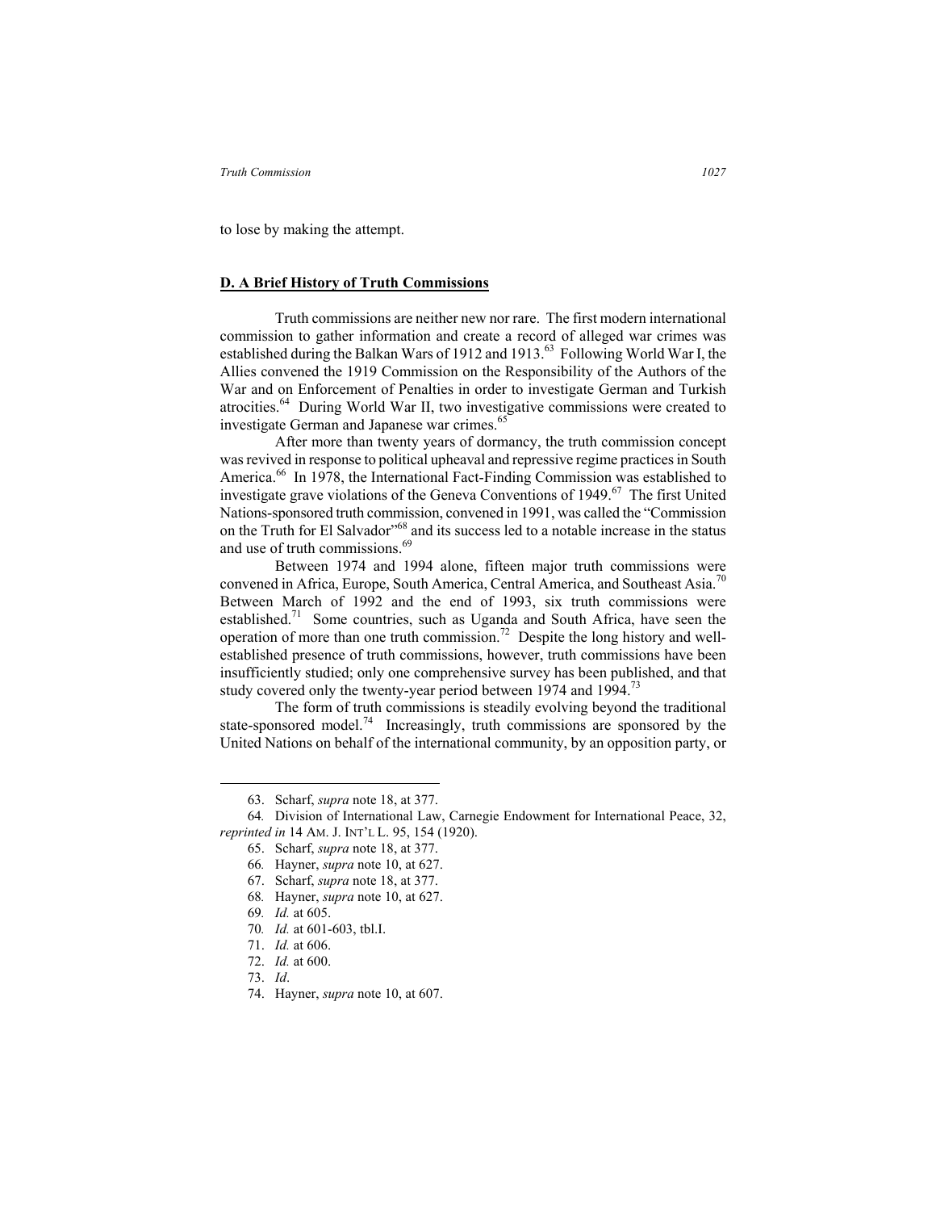to lose by making the attempt.

## D. A Brief History of Truth Commissions

Truth commissions are neither new nor rare. The first modern international commission to gather information and create a record of alleged war crimes was established during the Balkan Wars of 1912 and 1913.[63] Following World War I, the Allies convened the 1919 Commission on the Responsibility of the Authors of the War and on Enforcement of Penalties in order to investigate German and Turkish atrocities.[64] During World War II, two investigative commissions were created to investigate German and Japanese war crimes.[65]

After more than twenty years of dormancy, the truth commission concept was revived in response to political upheaval and repressive regime practices in South America.[66] In 1978, the International Fact-Finding Commission was established to investigate grave violations of the Geneva Conventions of 1949.[67] The first United Nations-sponsored truth commission, convened in 1991, was called the "Commission on the Truth for El Salvador"[68] and its success led to a notable increase in the status and use of truth commissions.[69]

Between 1974 and 1994 alone, fifteen major truth commissions were convened in Africa, Europe, South America, Central America, and Southeast Asia.[70] Between March of 1992 and the end of 1993, six truth commissions were established.[71] Some countries, such as Uganda and South Africa, have seen the operation of more than one truth commission.[72] Despite the long history and well-established presence of truth commissions, however, truth commissions have been insufficiently studied; only one comprehensive survey has been published, and that study covered only the twenty-year period between 1974 and 1994.[73]

The form of truth commissions is steadily evolving beyond the traditional state-sponsored model.[74] Increasingly, truth commissions are sponsored by the United Nations on behalf of the international community, by an opposition party, or

---

63. Scharf, *supra* note 18, at 377.

64. Division of International Law, Carnegie Endowment for International Peace, 32, *reprinted in* 14 AM. J. INT'L L. 95, 154 (1920).

65. Scharf, *supra* note 18, at 377.

66. Hayner, *supra* note 10, at 627.

67. Scharf, *supra* note 18, at 377.

68. Hayner, *supra* note 10, at 627.

69. *Id.* at 605.

70. *Id.* at 601-603, tbl.I.

71. *Id.* at 606.

72. *Id.* at 600.

73. *Id*.

74. Hayner, *supra* note 10, at 607.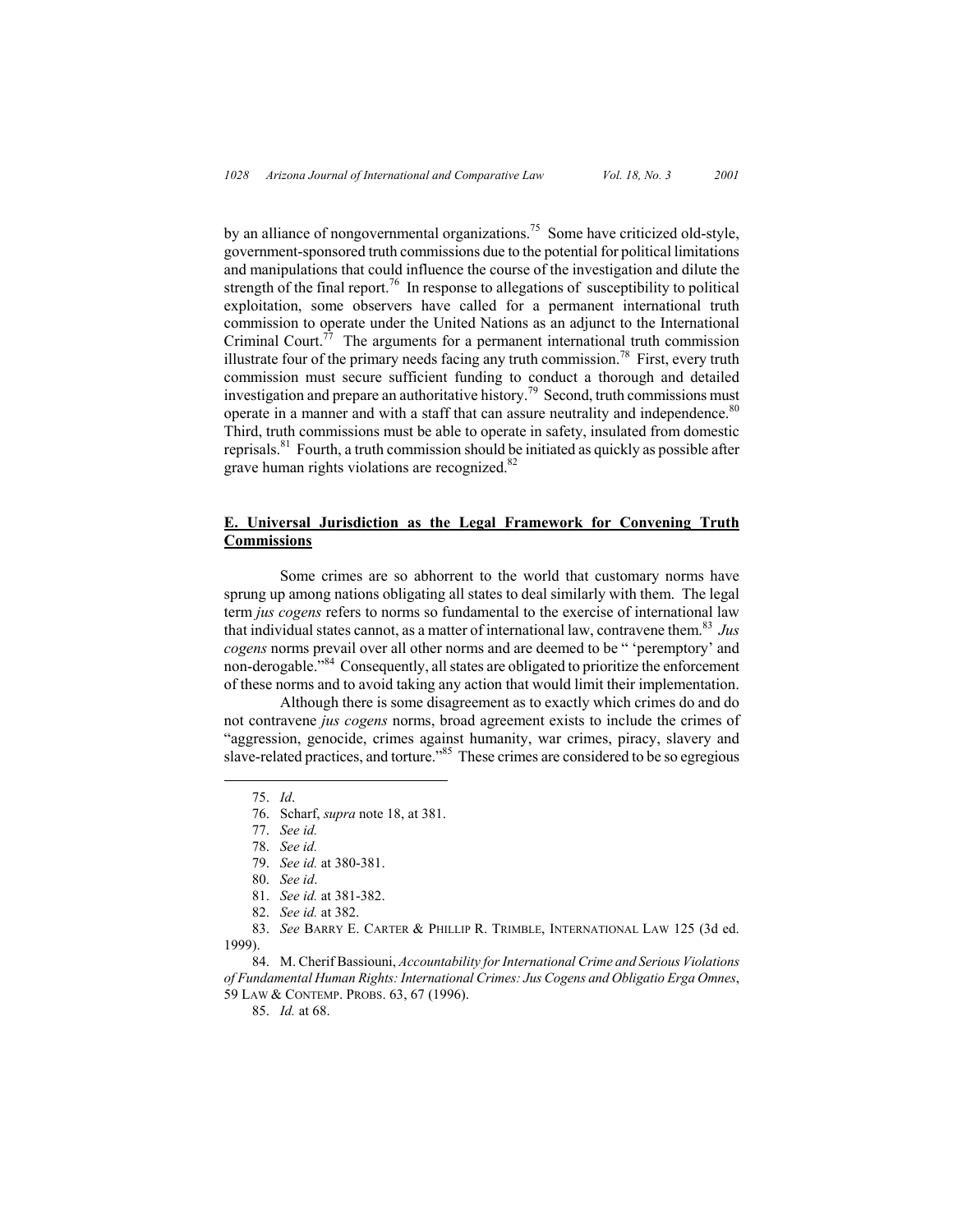by an alliance of nongovernmental organizations.[75] Some have criticized old-style, government-sponsored truth commissions due to the potential for political limitations and manipulations that could influence the course of the investigation and dilute the strength of the final report.[76] In response to allegations of susceptibility to political exploitation, some observers have called for a permanent international truth commission to operate under the United Nations as an adjunct to the International Criminal Court.[77] The arguments for a permanent international truth commission illustrate four of the primary needs facing any truth commission.[78] First, every truth commission must secure sufficient funding to conduct a thorough and detailed investigation and prepare an authoritative history.[79] Second, truth commissions must operate in a manner and with a staff that can assure neutrality and independence.[80] Third, truth commissions must be able to operate in safety, insulated from domestic reprisals.[81] Fourth, a truth commission should be initiated as quickly as possible after grave human rights violations are recognized.[82]

### **E. Universal Jurisdiction as the Legal Framework for Convening Truth Commissions**

Some crimes are so abhorrent to the world that customary norms have sprung up among nations obligating all states to deal similarly with them. The legal term *jus cogens* refers to norms so fundamental to the exercise of international law that individual states cannot, as a matter of international law, contravene them.[83] *Jus cogens* norms prevail over all other norms and are deemed to be " 'peremptory' and non-derogable."[84] Consequently, all states are obligated to prioritize the enforcement of these norms and to avoid taking any action that would limit their implementation.

Although there is some disagreement as to exactly which crimes do and do not contravene *jus cogens* norms, broad agreement exists to include the crimes of "aggression, genocide, crimes against humanity, war crimes, piracy, slavery and slave-related practices, and torture."[85] These crimes are considered to be so egregious

---

75. *Id*.

76. Scharf, *supra* note 18, at 381.

77. *See id.*

78. *See id.*

79. *See id.* at 380-381.

80. *See id*.

81. *See id.* at 381-382.

82. *See id.* at 382.

83. *See* BARRY E. CARTER & PHILLIP R. TRIMBLE, INTERNATIONAL LAW 125 (3d ed. 1999).

84. M. Cherif Bassiouni, *Accountability for International Crime and Serious Violations of Fundamental Human Rights: International Crimes: Jus Cogens and Obligatio Erga Omnes*, 59 LAW & CONTEMP. PROBS. 63, 67 (1996).

85. *Id.* at 68.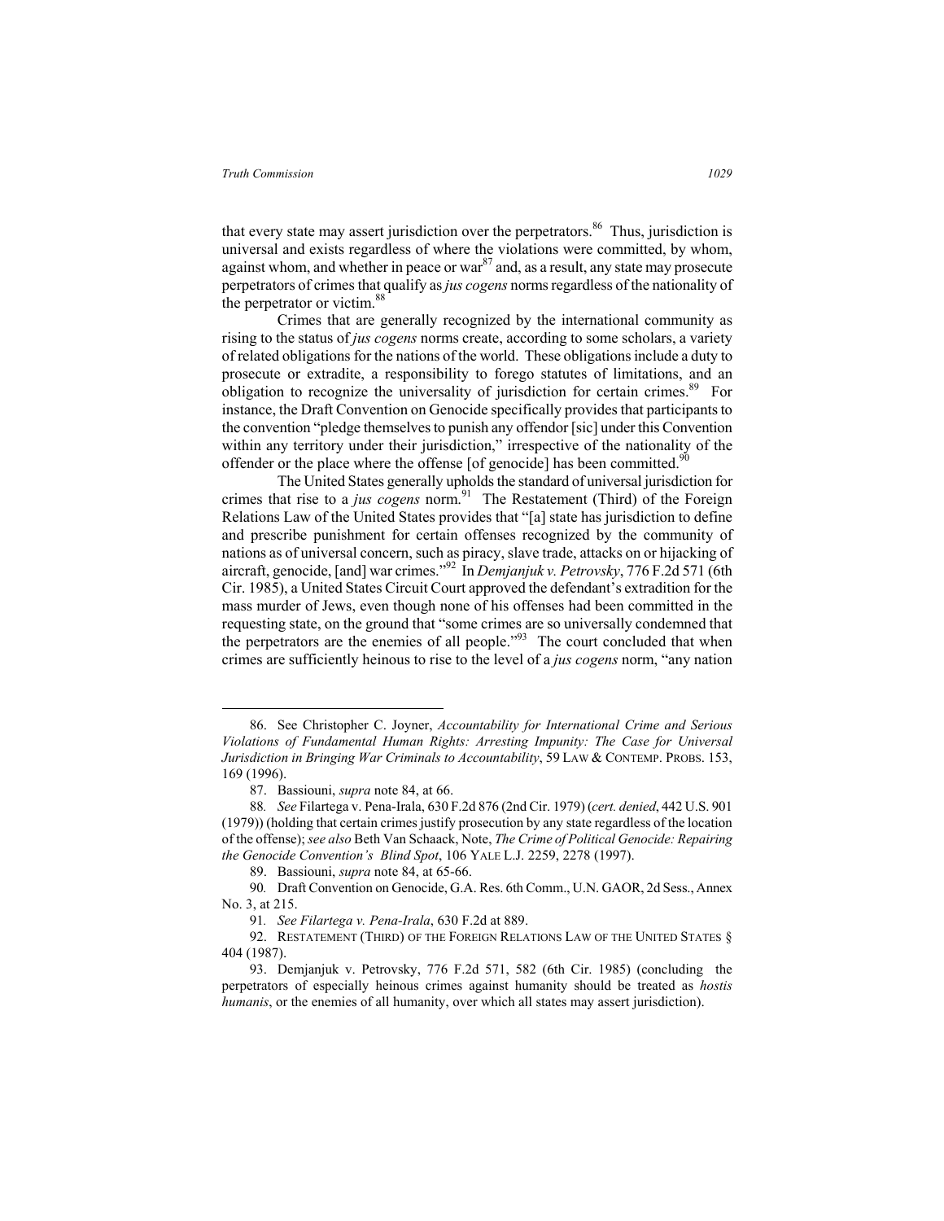that every state may assert jurisdiction over the perpetrators.[86] Thus, jurisdiction is universal and exists regardless of where the violations were committed, by whom, against whom, and whether in peace or war[87] and, as a result, any state may prosecute perpetrators of crimes that qualify as *jus cogens* norms regardless of the nationality of the perpetrator or victim.[88]

Crimes that are generally recognized by the international community as rising to the status of *jus cogens* norms create, according to some scholars, a variety of related obligations for the nations of the world. These obligations include a duty to prosecute or extradite, a responsibility to forego statutes of limitations, and an obligation to recognize the universality of jurisdiction for certain crimes.[89] For instance, the Draft Convention on Genocide specifically provides that participants to the convention "pledge themselves to punish any offendor [sic] under this Convention within any territory under their jurisdiction," irrespective of the nationality of the offender or the place where the offense [of genocide] has been committed.[90]

The United States generally upholds the standard of universal jurisdiction for crimes that rise to a *jus cogens* norm.[91] The Restatement (Third) of the Foreign Relations Law of the United States provides that "[a] state has jurisdiction to define and prescribe punishment for certain offenses recognized by the community of nations as of universal concern, such as piracy, slave trade, attacks on or hijacking of aircraft, genocide, [and] war crimes."[92] In *Demjanjuk v. Petrovsky*, 776 F.2d 571 (6th Cir. 1985), a United States Circuit Court approved the defendant's extradition for the mass murder of Jews, even though none of his offenses had been committed in the requesting state, on the ground that "some crimes are so universally condemned that the perpetrators are the enemies of all people."[93] The court concluded that when crimes are sufficiently heinous to rise to the level of a *jus cogens* norm, "any nation

---

86. See Christopher C. Joyner, *Accountability for International Crime and Serious Violations of Fundamental Human Rights: Arresting Impunity: The Case for Universal Jurisdiction in Bringing War Criminals to Accountability*, 59 LAW & CONTEMP. PROBS. 153, 169 (1996).

87. Bassiouni, *supra* note 84, at 66.

88. *See* Filartega v. Pena-Irala, 630 F.2d 876 (2nd Cir. 1979) (*cert. denied*, 442 U.S. 901 (1979)) (holding that certain crimes justify prosecution by any state regardless of the location of the offense); *see also* Beth Van Schaack, Note, *The Crime of Political Genocide: Repairing the Genocide Convention's Blind Spot*, 106 YALE L.J. 2259, 2278 (1997).

89. Bassiouni, *supra* note 84, at 65-66.

90. Draft Convention on Genocide, G.A. Res. 6th Comm., U.N. GAOR, 2d Sess., Annex No. 3, at 215.

91. *See Filartega v. Pena-Irala*, 630 F.2d at 889.

92. RESTATEMENT (THIRD) OF THE FOREIGN RELATIONS LAW OF THE UNITED STATES § 404 (1987).

93. Demjanjuk v. Petrovsky, 776 F.2d 571, 582 (6th Cir. 1985) (concluding the perpetrators of especially heinous crimes against humanity should be treated as *hostis humanis*, or the enemies of all humanity, over which all states may assert jurisdiction).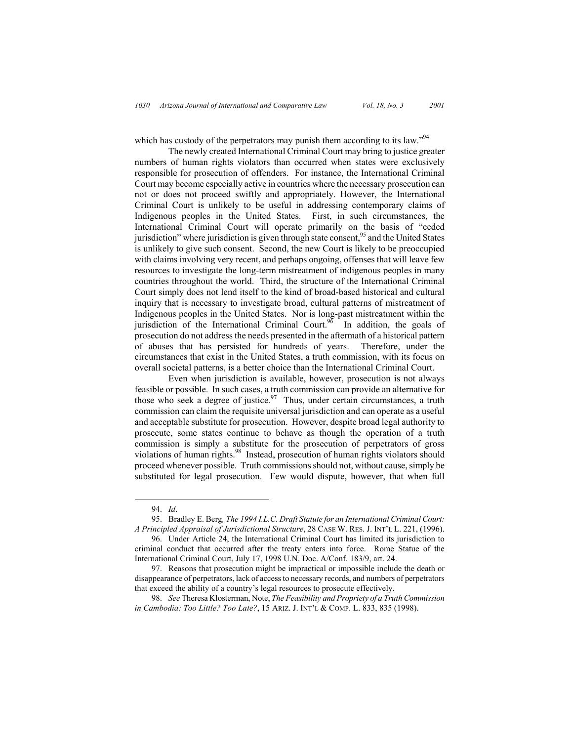which has custody of the perpetrators may punish them according to its law."[94]

The newly created International Criminal Court may bring to justice greater numbers of human rights violators than occurred when states were exclusively responsible for prosecution of offenders. For instance, the International Criminal Court may become especially active in countries where the necessary prosecution can not or does not proceed swiftly and appropriately. However, the International Criminal Court is unlikely to be useful in addressing contemporary claims of Indigenous peoples in the United States. First, in such circumstances, the International Criminal Court will operate primarily on the basis of "ceded jurisdiction" where jurisdiction is given through state consent,[95] and the United States is unlikely to give such consent. Second, the new Court is likely to be preoccupied with claims involving very recent, and perhaps ongoing, offenses that will leave few resources to investigate the long-term mistreatment of indigenous peoples in many countries throughout the world. Third, the structure of the International Criminal Court simply does not lend itself to the kind of broad-based historical and cultural inquiry that is necessary to investigate broad, cultural patterns of mistreatment of Indigenous peoples in the United States. Nor is long-past mistreatment within the jurisdiction of the International Criminal Court.[96] In addition, the goals of prosecution do not address the needs presented in the aftermath of a historical pattern of abuses that has persisted for hundreds of years. Therefore, under the circumstances that exist in the United States, a truth commission, with its focus on overall societal patterns, is a better choice than the International Criminal Court.

Even when jurisdiction is available, however, prosecution is not always feasible or possible. In such cases, a truth commission can provide an alternative for those who seek a degree of justice.[97] Thus, under certain circumstances, a truth commission can claim the requisite universal jurisdiction and can operate as a useful and acceptable substitute for prosecution. However, despite broad legal authority to prosecute, some states continue to behave as though the operation of a truth commission is simply a substitute for the prosecution of perpetrators of gross violations of human rights.[98] Instead, prosecution of human rights violators should proceed whenever possible. Truth commissions should not, without cause, simply be substituted for legal prosecution. Few would dispute, however, that when full

---

94. *Id*.

95. Bradley E. Berg*, The 1994 I.L.C. Draft Statute for an International Criminal Court: A Principled Appraisal of Jurisdictional Structure*, 28 CASE W. RES. J. INT'L L. 221, (1996).

96. Under Article 24, the International Criminal Court has limited its jurisdiction to criminal conduct that occurred after the treaty enters into force. Rome Statue of the International Criminal Court, July 17, 1998 U.N. Doc. A/Conf. 183/9, art. 24.

97. Reasons that prosecution might be impractical or impossible include the death or disappearance of perpetrators, lack of access to necessary records, and numbers of perpetrators that exceed the ability of a country's legal resources to prosecute effectively.

98. *See* Theresa Klosterman, Note, *The Feasibility and Propriety of a Truth Commission in Cambodia: Too Little? Too Late?*, 15 ARIZ. J. INT'L & COMP. L. 833, 835 (1998).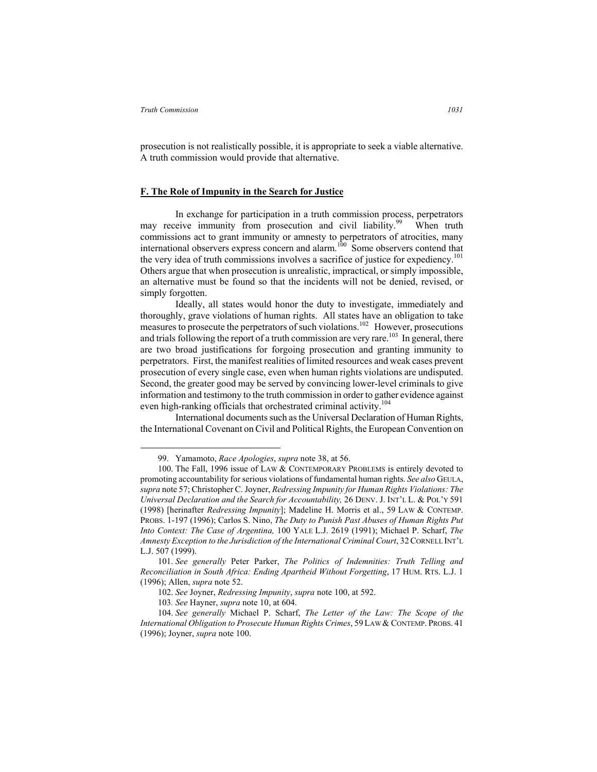prosecution is not realistically possible, it is appropriate to seek a viable alternative. A truth commission would provide that alternative.

## **F. The Role of Impunity in the Search for Justice**

In exchange for participation in a truth commission process, perpetrators may receive immunity from prosecution and civil liability.[99] When truth commissions act to grant immunity or amnesty to perpetrators of atrocities, many international observers express concern and alarm.[100] Some observers contend that the very idea of truth commissions involves a sacrifice of justice for expediency.[101] Others argue that when prosecution is unrealistic, impractical, or simply impossible, an alternative must be found so that the incidents will not be denied, revised, or simply forgotten.

Ideally, all states would honor the duty to investigate, immediately and thoroughly, grave violations of human rights. All states have an obligation to take measures to prosecute the perpetrators of such violations.[102] However, prosecutions and trials following the report of a truth commission are very rare.[103] In general, there are two broad justifications for forgoing prosecution and granting immunity to perpetrators. First, the manifest realities of limited resources and weak cases prevent prosecution of every single case, even when human rights violations are undisputed. Second, the greater good may be served by convincing lower-level criminals to give information and testimony to the truth commission in order to gather evidence against even high-ranking officials that orchestrated criminal activity.[104]

International documents such as the Universal Declaration of Human Rights, the International Covenant on Civil and Political Rights, the European Convention on

---

99. Yamamoto, *Race Apologies*, *supra* note 38, at 56.

100. The Fall, 1996 issue of LAW & CONTEMPORARY PROBLEMS is entirely devoted to promoting accountability for serious violations of fundamental human rights. *See also* GEULA, *supra* note 57; Christopher C. Joyner, *Redressing Impunity for Human Rights Violations: The Universal Declaration and the Search for Accountability,* 26 DENV. J. INT'L L. & POL'Y 591 (1998) [herinafter *Redressing Impunity*]; Madeline H. Morris et al., 59 LAW & CONTEMP. PROBS. 1-197 (1996); Carlos S. Nino, *The Duty to Punish Past Abuses of Human Rights Put Into Context: The Case of Argentina,* 100 YALE L.J. 2619 (1991); Michael P. Scharf, *The Amnesty Exception to the Jurisdiction of the International Criminal Court*, 32 CORNELL INT'L L.J. 507 (1999).

101. *See generally* Peter Parker, *The Politics of Indemnities: Truth Telling and Reconciliation in South Africa: Ending Apartheid Without Forgetting*, 17 HUM. RTS. L.J. 1 (1996); Allen, *supra* note 52.

102. *See* Joyner, *Redressing Impunity*, *supra* note 100, at 592.

103. *See* Hayner, *supra* note 10, at 604.

104. *See generally* Michael P. Scharf, *The Letter of the Law: The Scope of the International Obligation to Prosecute Human Rights Crimes*, 59 LAW & CONTEMP. PROBS. 41 (1996); Joyner, *supra* note 100.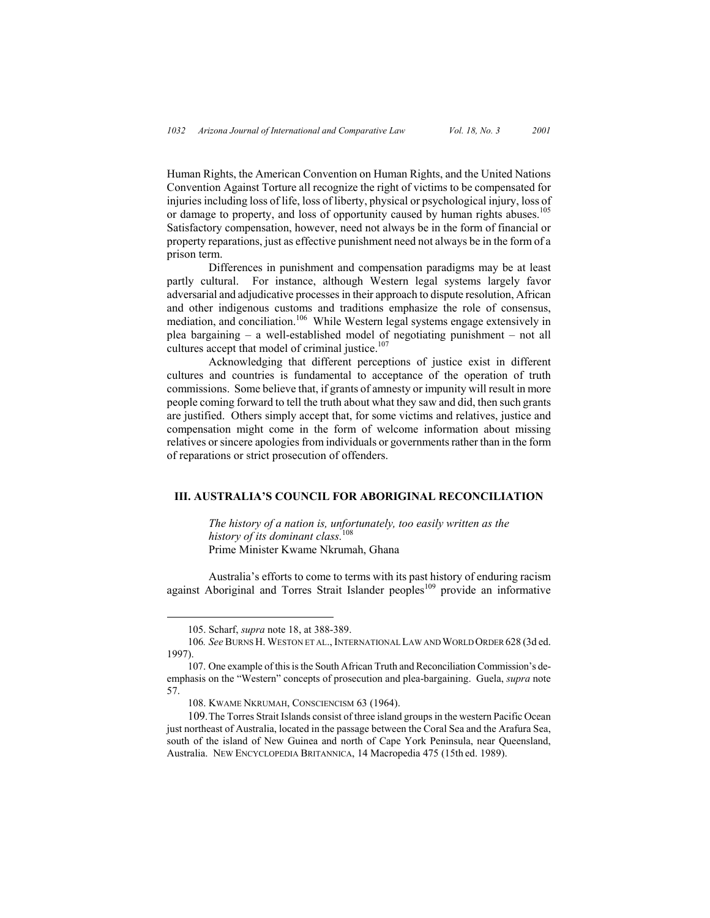Human Rights, the American Convention on Human Rights, and the United Nations Convention Against Torture all recognize the right of victims to be compensated for injuries including loss of life, loss of liberty, physical or psychological injury, loss of or damage to property, and loss of opportunity caused by human rights abuses.[105] Satisfactory compensation, however, need not always be in the form of financial or property reparations, just as effective punishment need not always be in the form of a prison term.

Differences in punishment and compensation paradigms may be at least partly cultural. For instance, although Western legal systems largely favor adversarial and adjudicative processes in their approach to dispute resolution, African and other indigenous customs and traditions emphasize the role of consensus, mediation, and conciliation.[106] While Western legal systems engage extensively in plea bargaining – a well-established model of negotiating punishment – not all cultures accept that model of criminal justice.[107]

Acknowledging that different perceptions of justice exist in different cultures and countries is fundamental to acceptance of the operation of truth commissions. Some believe that, if grants of amnesty or impunity will result in more people coming forward to tell the truth about what they saw and did, then such grants are justified. Others simply accept that, for some victims and relatives, justice and compensation might come in the form of welcome information about missing relatives or sincere apologies from individuals or governments rather than in the form of reparations or strict prosecution of offenders.

## III. AUSTRALIA'S COUNCIL FOR ABORIGINAL RECONCILIATION

> *The history of a nation is, unfortunately, too easily written as the history of its dominant class.*[108]
> Prime Minister Kwame Nkrumah, Ghana

Australia's efforts to come to terms with its past history of enduring racism against Aboriginal and Torres Strait Islander peoples[109] provide an informative

---

105. Scharf, *supra* note 18, at 388-389.

106. *See* BURNS H. WESTON ET AL., INTERNATIONAL LAW AND WORLD ORDER 628 (3d ed. 1997).

107. One example of this is the South African Truth and Reconciliation Commission's de-emphasis on the "Western" concepts of prosecution and plea-bargaining. Guela, *supra* note 57.

108. KWAME NKRUMAH, CONSCIENCISM 63 (1964).

109. The Torres Strait Islands consist of three island groups in the western Pacific Ocean just northeast of Australia, located in the passage between the Coral Sea and the Arafura Sea, south of the island of New Guinea and north of Cape York Peninsula, near Queensland, Australia. NEW ENCYCLOPEDIA BRITANNICA, 14 Macropedia 475 (15th ed. 1989).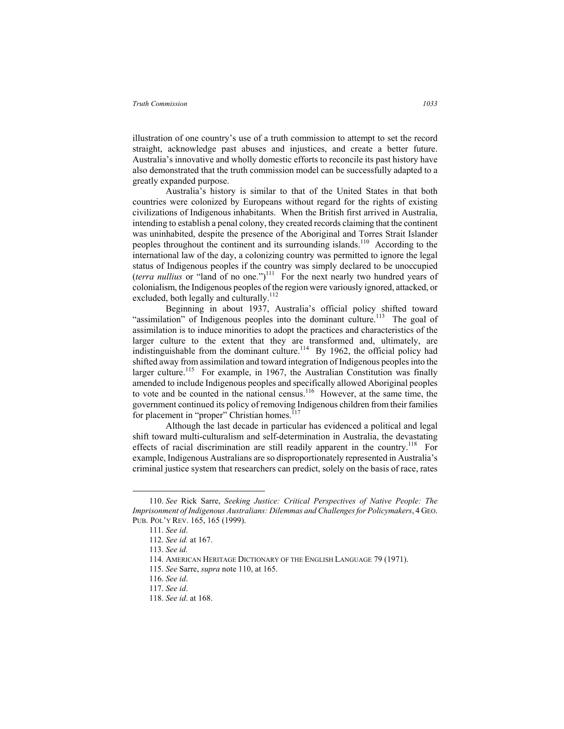illustration of one country's use of a truth commission to attempt to set the record straight, acknowledge past abuses and injustices, and create a better future. Australia's innovative and wholly domestic efforts to reconcile its past history have also demonstrated that the truth commission model can be successfully adapted to a greatly expanded purpose.

Australia's history is similar to that of the United States in that both countries were colonized by Europeans without regard for the rights of existing civilizations of Indigenous inhabitants. When the British first arrived in Australia, intending to establish a penal colony, they created records claiming that the continent was uninhabited, despite the presence of the Aboriginal and Torres Strait Islander peoples throughout the continent and its surrounding islands.[110] According to the international law of the day, a colonizing country was permitted to ignore the legal status of Indigenous peoples if the country was simply declared to be unoccupied (*terra nullius* or "land of no one.")[111] For the next nearly two hundred years of colonialism, the Indigenous peoples of the region were variously ignored, attacked, or excluded, both legally and culturally.[112]

Beginning in about 1937, Australia's official policy shifted toward "assimilation" of Indigenous peoples into the dominant culture.[113] The goal of assimilation is to induce minorities to adopt the practices and characteristics of the larger culture to the extent that they are transformed and, ultimately, are indistinguishable from the dominant culture.[114] By 1962, the official policy had shifted away from assimilation and toward integration of Indigenous peoples into the larger culture.[115] For example, in 1967, the Australian Constitution was finally amended to include Indigenous peoples and specifically allowed Aboriginal peoples to vote and be counted in the national census.[116] However, at the same time, the government continued its policy of removing Indigenous children from their families for placement in "proper" Christian homes.[117]

Although the last decade in particular has evidenced a political and legal shift toward multi-culturalism and self-determination in Australia, the devastating effects of racial discrimination are still readily apparent in the country.[118] For example, Indigenous Australians are so disproportionately represented in Australia's criminal justice system that researchers can predict, solely on the basis of race, rates

---

110. *See* Rick Sarre, *Seeking Justice: Critical Perspectives of Native People: The Imprisonment of Indigenous Australians: Dilemmas and Challenges for Policymakers*, 4 GEO. PUB. POL'Y REV. 165, 165 (1999).

111. *See id*.

112. *See id.* at 167.

113. *See id.*

114. AMERICAN HERITAGE DICTIONARY OF THE ENGLISH LANGUAGE 79 (1971).

115. *See* Sarre, *supra* note 110, at 165.

116. *See id*.

117. *See id*.

118. *See id*. at 168.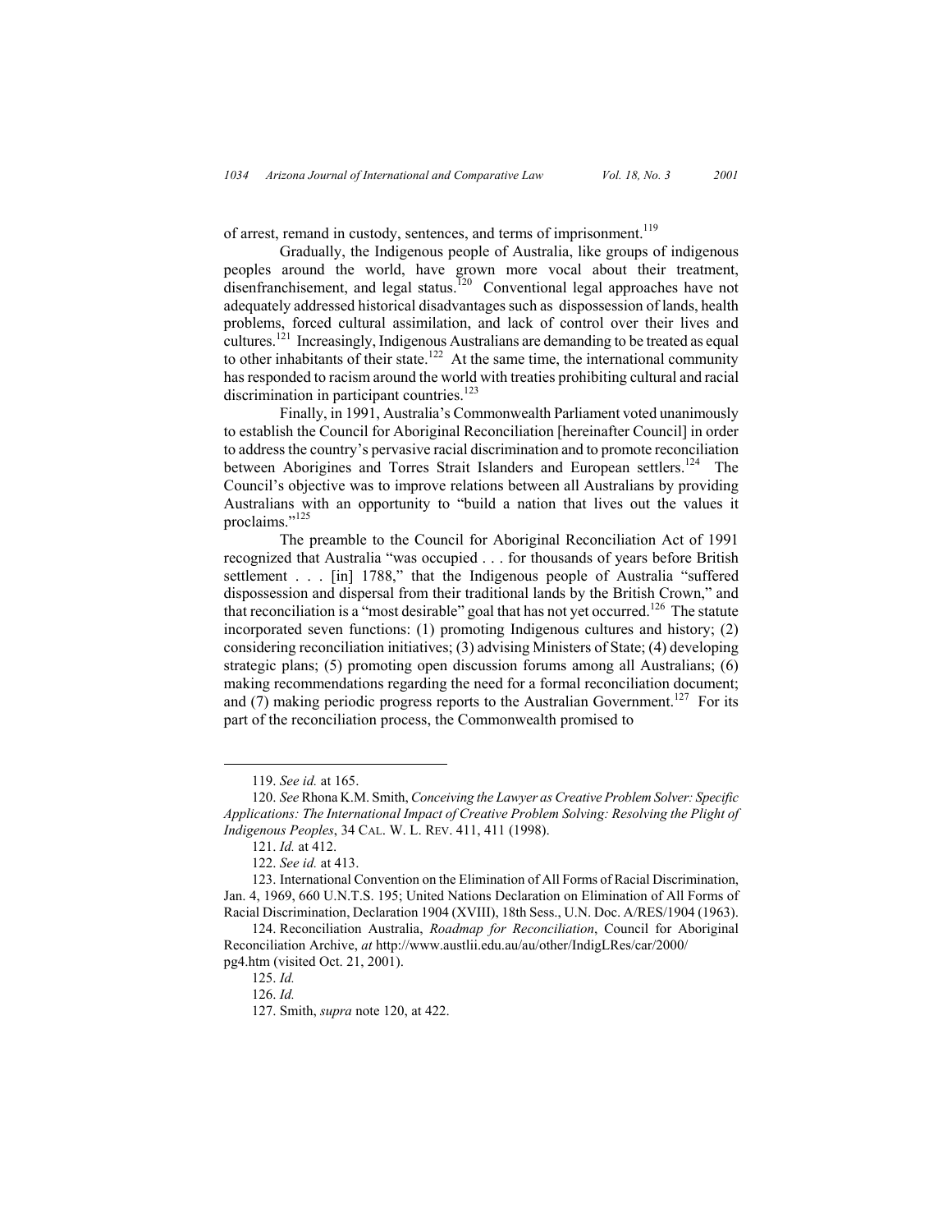of arrest, remand in custody, sentences, and terms of imprisonment.[119]

Gradually, the Indigenous people of Australia, like groups of indigenous peoples around the world, have grown more vocal about their treatment, disenfranchisement, and legal status.[120] Conventional legal approaches have not adequately addressed historical disadvantages such as dispossession of lands, health problems, forced cultural assimilation, and lack of control over their lives and cultures.[121] Increasingly, Indigenous Australians are demanding to be treated as equal to other inhabitants of their state.[122] At the same time, the international community has responded to racism around the world with treaties prohibiting cultural and racial discrimination in participant countries.[123]

Finally, in 1991, Australia's Commonwealth Parliament voted unanimously to establish the Council for Aboriginal Reconciliation [hereinafter Council] in order to address the country's pervasive racial discrimination and to promote reconciliation between Aborigines and Torres Strait Islanders and European settlers.[124] The Council's objective was to improve relations between all Australians by providing Australians with an opportunity to "build a nation that lives out the values it proclaims."[125]

The preamble to the Council for Aboriginal Reconciliation Act of 1991 recognized that Australia "was occupied . . . for thousands of years before British settlement . . . [in] 1788," that the Indigenous people of Australia "suffered dispossession and dispersal from their traditional lands by the British Crown," and that reconciliation is a "most desirable" goal that has not yet occurred.[126] The statute incorporated seven functions: (1) promoting Indigenous cultures and history; (2) considering reconciliation initiatives; (3) advising Ministers of State; (4) developing strategic plans; (5) promoting open discussion forums among all Australians; (6) making recommendations regarding the need for a formal reconciliation document; and (7) making periodic progress reports to the Australian Government.[127] For its part of the reconciliation process, the Commonwealth promised to

---

119. *See id.* at 165.

120. *See* Rhona K.M. Smith, *Conceiving the Lawyer as Creative Problem Solver: Specific Applications: The International Impact of Creative Problem Solving: Resolving the Plight of Indigenous Peoples*, 34 CAL. W. L. REV. 411, 411 (1998).

121. *Id.* at 412.

122. *See id.* at 413.

123. International Convention on the Elimination of All Forms of Racial Discrimination, Jan. 4, 1969, 660 U.N.T.S. 195; United Nations Declaration on Elimination of All Forms of Racial Discrimination, Declaration 1904 (XVIII), 18th Sess., U.N. Doc. A/RES/1904 (1963).

124. Reconciliation Australia, *Roadmap for Reconciliation*, Council for Aboriginal Reconciliation Archive, *at* http://www.austlii.edu.au/au/other/IndigLRes/car/2000/pg4.htm (visited Oct. 21, 2001).

125. *Id.*

126. *Id.*

127. Smith, *supra* note 120, at 422.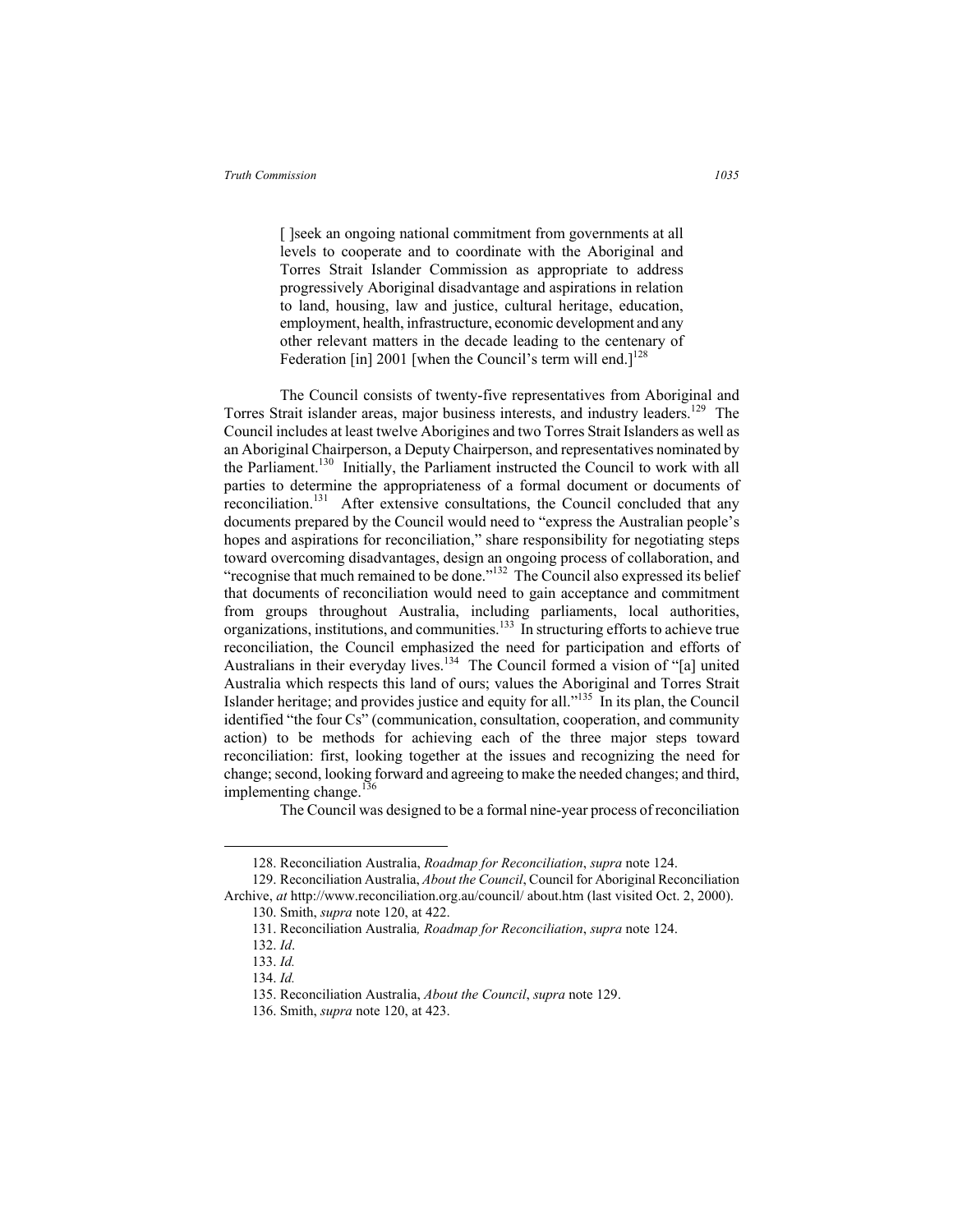> [ ]seek an ongoing national commitment from governments at all levels to cooperate and to coordinate with the Aboriginal and Torres Strait Islander Commission as appropriate to address progressively Aboriginal disadvantage and aspirations in relation to land, housing, law and justice, cultural heritage, education, employment, health, infrastructure, economic development and any other relevant matters in the decade leading to the centenary of Federation [in] 2001 [when the Council's term will end.][128]

The Council consists of twenty-five representatives from Aboriginal and Torres Strait islander areas, major business interests, and industry leaders.[129] The Council includes at least twelve Aborigines and two Torres Strait Islanders as well as an Aboriginal Chairperson, a Deputy Chairperson, and representatives nominated by the Parliament.[130] Initially, the Parliament instructed the Council to work with all parties to determine the appropriateness of a formal document or documents of reconciliation.[131] After extensive consultations, the Council concluded that any documents prepared by the Council would need to "express the Australian people's hopes and aspirations for reconciliation," share responsibility for negotiating steps toward overcoming disadvantages, design an ongoing process of collaboration, and "recognise that much remained to be done."[132] The Council also expressed its belief that documents of reconciliation would need to gain acceptance and commitment from groups throughout Australia, including parliaments, local authorities, organizations, institutions, and communities.[133] In structuring efforts to achieve true reconciliation, the Council emphasized the need for participation and efforts of Australians in their everyday lives.[134] The Council formed a vision of "[a] united Australia which respects this land of ours; values the Aboriginal and Torres Strait Islander heritage; and provides justice and equity for all."[135] In its plan, the Council identified "the four Cs" (communication, consultation, cooperation, and community action) to be methods for achieving each of the three major steps toward reconciliation: first, looking together at the issues and recognizing the need for change; second, looking forward and agreeing to make the needed changes; and third, implementing change.[136]

The Council was designed to be a formal nine-year process of reconciliation

---

128. Reconciliation Australia, *Roadmap for Reconciliation*, *supra* note 124.

129. Reconciliation Australia, *About the Council*, Council for Aboriginal Reconciliation Archive, *at* http://www.reconciliation.org.au/council/ about.htm (last visited Oct. 2, 2000).

130. Smith, *supra* note 120, at 422.

131. Reconciliation Australia*, Roadmap for Reconciliation*, *supra* note 124.

132. *Id*.

133. *Id.*

134. *Id.*

135. Reconciliation Australia, *About the Council*, *supra* note 129.

136. Smith, *supra* note 120, at 423.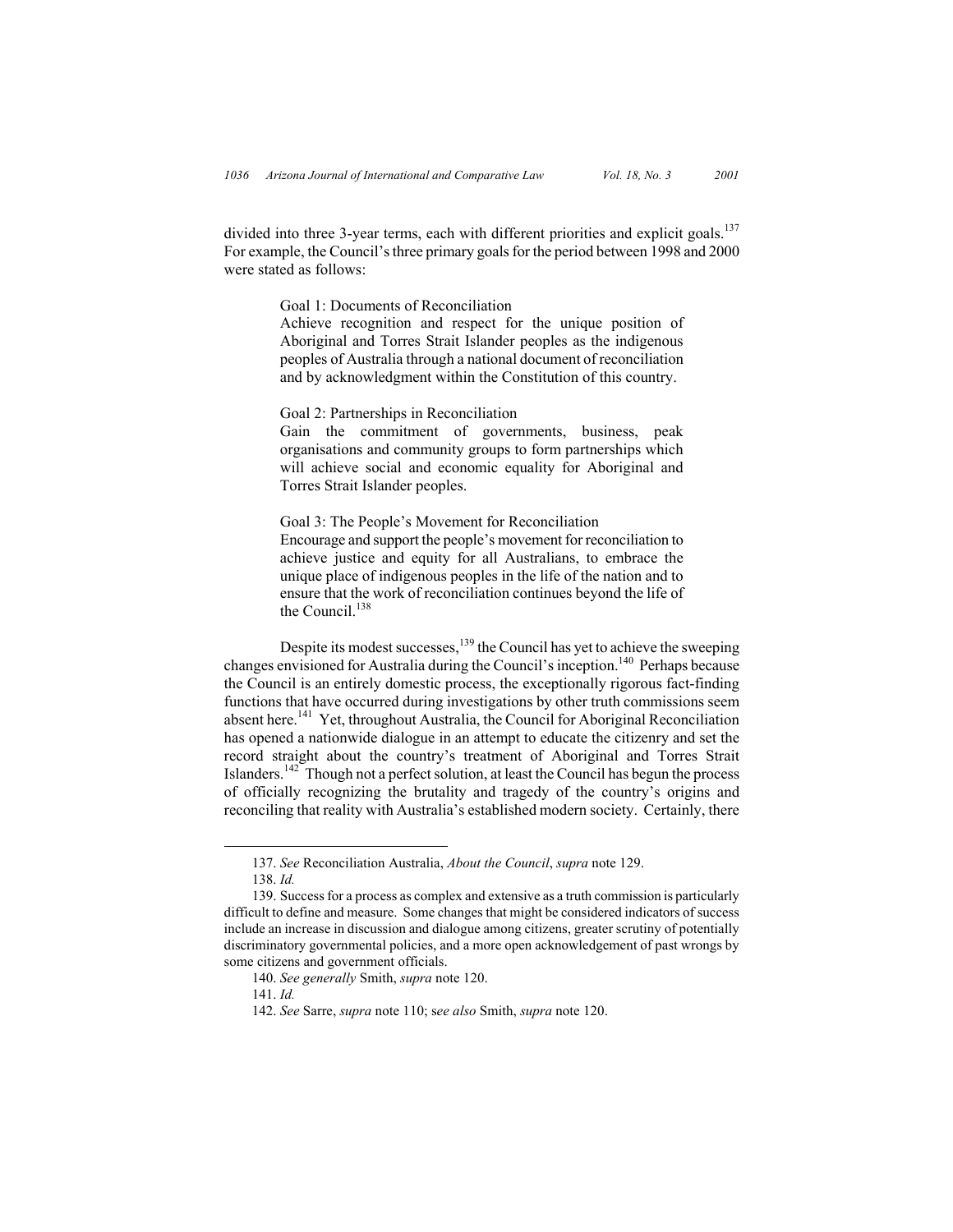divided into three 3-year terms, each with different priorities and explicit goals.[137] For example, the Council's three primary goals for the period between 1998 and 2000 were stated as follows:

> Goal 1: Documents of Reconciliation
> Achieve recognition and respect for the unique position of Aboriginal and Torres Strait Islander peoples as the indigenous peoples of Australia through a national document of reconciliation and by acknowledgment within the Constitution of this country.
>
> Goal 2: Partnerships in Reconciliation
> Gain the commitment of governments, business, peak organisations and community groups to form partnerships which will achieve social and economic equality for Aboriginal and Torres Strait Islander peoples.
>
> Goal 3: The People's Movement for Reconciliation
> Encourage and support the people's movement for reconciliation to achieve justice and equity for all Australians, to embrace the unique place of indigenous peoples in the life of the nation and to ensure that the work of reconciliation continues beyond the life of the Council.[138]

Despite its modest successes,[139] the Council has yet to achieve the sweeping changes envisioned for Australia during the Council's inception.[140] Perhaps because the Council is an entirely domestic process, the exceptionally rigorous fact-finding functions that have occurred during investigations by other truth commissions seem absent here.[141] Yet, throughout Australia, the Council for Aboriginal Reconciliation has opened a nationwide dialogue in an attempt to educate the citizenry and set the record straight about the country's treatment of Aboriginal and Torres Strait Islanders.[142] Though not a perfect solution, at least the Council has begun the process of officially recognizing the brutality and tragedy of the country's origins and reconciling that reality with Australia's established modern society. Certainly, there

---

137. *See* Reconciliation Australia, *About the Council*, *supra* note 129.

138. *Id.*

139. Success for a process as complex and extensive as a truth commission is particularly difficult to define and measure. Some changes that might be considered indicators of success include an increase in discussion and dialogue among citizens, greater scrutiny of potentially discriminatory governmental policies, and a more open acknowledgement of past wrongs by some citizens and government officials.

140. *See generally* Smith, *supra* note 120.

141. *Id.*

142. *See* Sarre, *supra* note 110; s*ee also* Smith, *supra* note 120.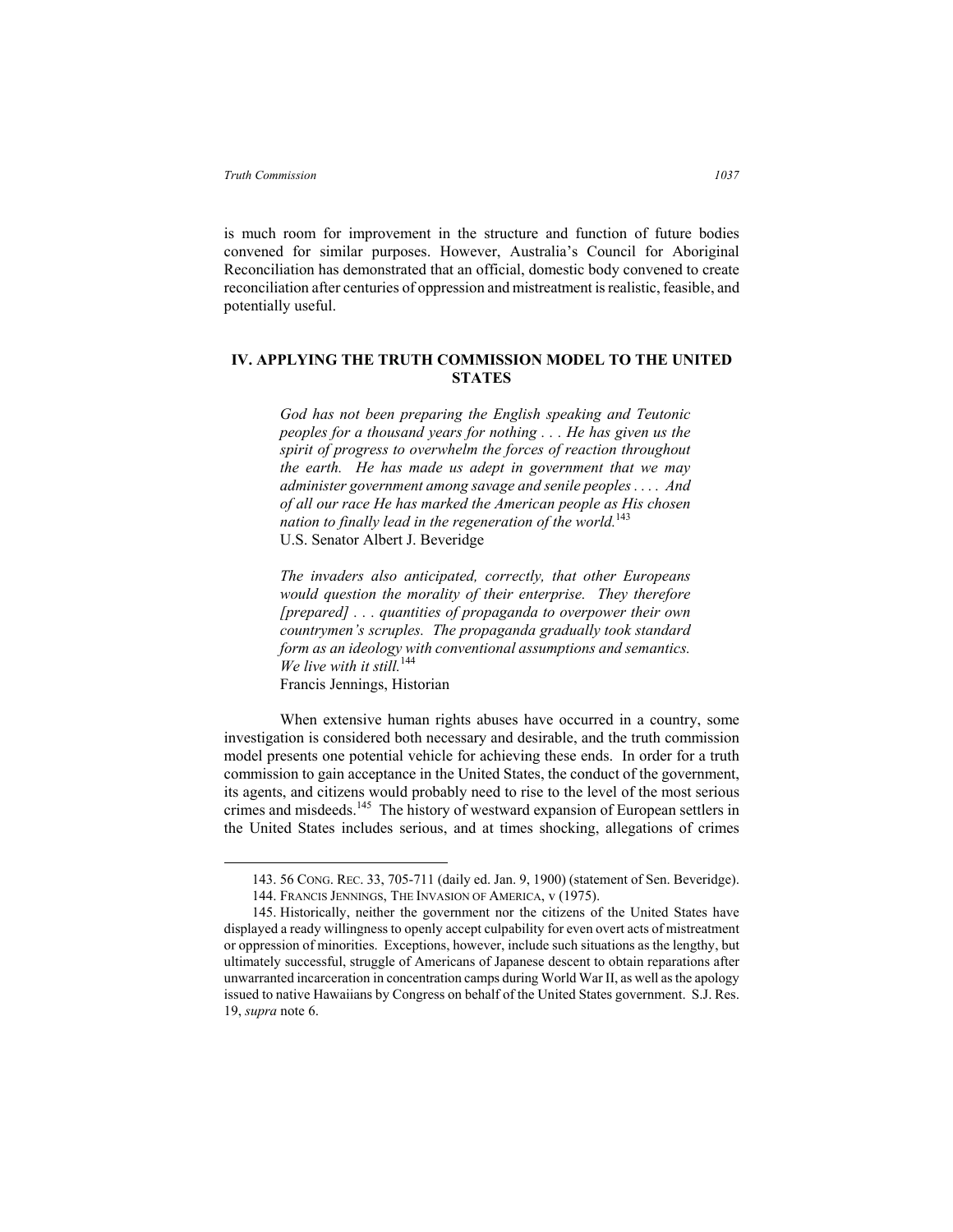is much room for improvement in the structure and function of future bodies convened for similar purposes. However, Australia's Council for Aboriginal Reconciliation has demonstrated that an official, domestic body convened to create reconciliation after centuries of oppression and mistreatment is realistic, feasible, and potentially useful.

## IV. APPLYING THE TRUTH COMMISSION MODEL TO THE UNITED STATES

> *God has not been preparing the English speaking and Teutonic peoples for a thousand years for nothing . . . He has given us the spirit of progress to overwhelm the forces of reaction throughout the earth. He has made us adept in government that we may administer government among savage and senile peoples . . . . And of all our race He has marked the American people as His chosen nation to finally lead in the regeneration of the world.*[143]
> U.S. Senator Albert J. Beveridge

> *The invaders also anticipated, correctly, that other Europeans would question the morality of their enterprise. They therefore [prepared] . . . quantities of propaganda to overpower their own countrymen's scruples. The propaganda gradually took standard form as an ideology with conventional assumptions and semantics. We live with it still.*[144]
> Francis Jennings, Historian

When extensive human rights abuses have occurred in a country, some investigation is considered both necessary and desirable, and the truth commission model presents one potential vehicle for achieving these ends. In order for a truth commission to gain acceptance in the United States, the conduct of the government, its agents, and citizens would probably need to rise to the level of the most serious crimes and misdeeds.[145] The history of westward expansion of European settlers in the United States includes serious, and at times shocking, allegations of crimes

---

143. 56 CONG. REC. 33, 705-711 (daily ed. Jan. 9, 1900) (statement of Sen. Beveridge).

144. FRANCIS JENNINGS, THE INVASION OF AMERICA, v (1975).

145. Historically, neither the government nor the citizens of the United States have displayed a ready willingness to openly accept culpability for even overt acts of mistreatment or oppression of minorities. Exceptions, however, include such situations as the lengthy, but ultimately successful, struggle of Americans of Japanese descent to obtain reparations after unwarranted incarceration in concentration camps during World War II, as well as the apology issued to native Hawaiians by Congress on behalf of the United States government. S.J. Res. 19, *supra* note 6.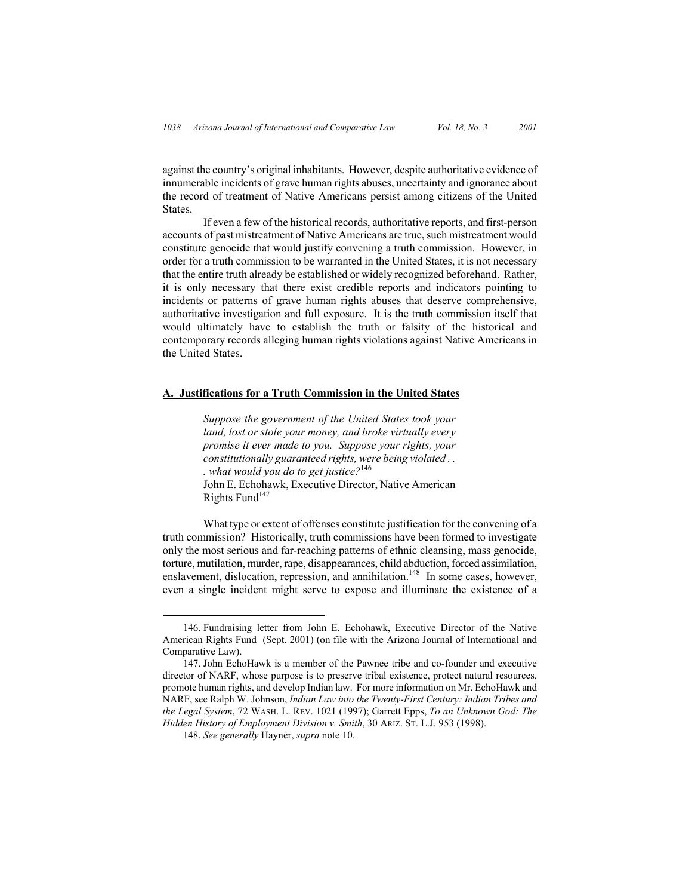against the country's original inhabitants. However, despite authoritative evidence of innumerable incidents of grave human rights abuses, uncertainty and ignorance about the record of treatment of Native Americans persist among citizens of the United States.

If even a few of the historical records, authoritative reports, and first-person accounts of past mistreatment of Native Americans are true, such mistreatment would constitute genocide that would justify convening a truth commission. However, in order for a truth commission to be warranted in the United States, it is not necessary that the entire truth already be established or widely recognized beforehand. Rather, it is only necessary that there exist credible reports and indicators pointing to incidents or patterns of grave human rights abuses that deserve comprehensive, authoritative investigation and full exposure. It is the truth commission itself that would ultimately have to establish the truth or falsity of the historical and contemporary records alleging human rights violations against Native Americans in the United States.

## A. Justifications for a Truth Commission in the United States

> *Suppose the government of the United States took your land, lost or stole your money, and broke virtually every promise it ever made to you. Suppose your rights, your constitutionally guaranteed rights, were being violated . . . what would you do to get justice?*[146]
>
> John E. Echohawk, Executive Director, Native American Rights Fund[147]

What type or extent of offenses constitute justification for the convening of a truth commission? Historically, truth commissions have been formed to investigate only the most serious and far-reaching patterns of ethnic cleansing, mass genocide, torture, mutilation, murder, rape, disappearances, child abduction, forced assimilation, enslavement, dislocation, repression, and annihilation.[148] In some cases, however, even a single incident might serve to expose and illuminate the existence of a

---

146. Fundraising letter from John E. Echohawk, Executive Director of the Native American Rights Fund (Sept. 2001) (on file with the Arizona Journal of International and Comparative Law).

147. John EchoHawk is a member of the Pawnee tribe and co-founder and executive director of NARF, whose purpose is to preserve tribal existence, protect natural resources, promote human rights, and develop Indian law. For more information on Mr. EchoHawk and NARF, see Ralph W. Johnson, *Indian Law into the Twenty-First Century: Indian Tribes and the Legal System*, 72 WASH. L. REV. 1021 (1997); Garrett Epps, *To an Unknown God: The Hidden History of Employment Division v. Smith*, 30 ARIZ. ST. L.J. 953 (1998).

148. *See generally* Hayner, *supra* note 10.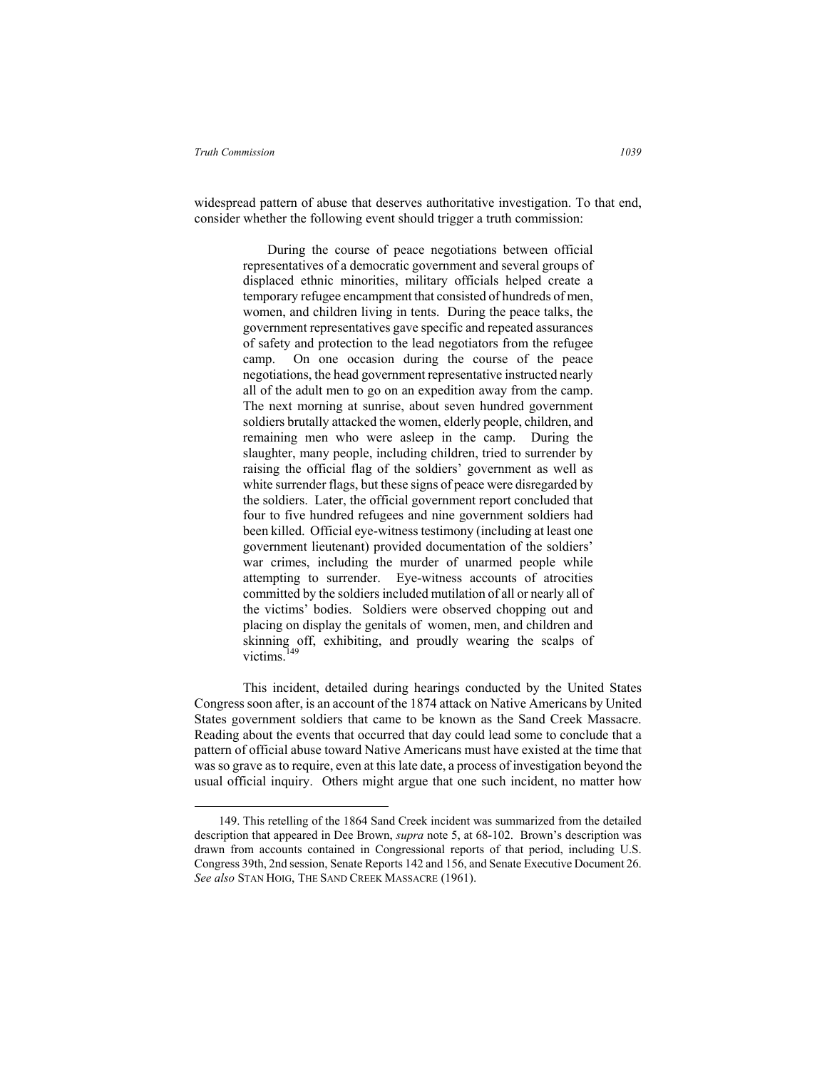widespread pattern of abuse that deserves authoritative investigation. To that end, consider whether the following event should trigger a truth commission:

> During the course of peace negotiations between official representatives of a democratic government and several groups of displaced ethnic minorities, military officials helped create a temporary refugee encampment that consisted of hundreds of men, women, and children living in tents. During the peace talks, the government representatives gave specific and repeated assurances of safety and protection to the lead negotiators from the refugee camp. On one occasion during the course of the peace negotiations, the head government representative instructed nearly all of the adult men to go on an expedition away from the camp. The next morning at sunrise, about seven hundred government soldiers brutally attacked the women, elderly people, children, and remaining men who were asleep in the camp. During the slaughter, many people, including children, tried to surrender by raising the official flag of the soldiers' government as well as white surrender flags, but these signs of peace were disregarded by the soldiers. Later, the official government report concluded that four to five hundred refugees and nine government soldiers had been killed. Official eye-witness testimony (including at least one government lieutenant) provided documentation of the soldiers' war crimes, including the murder of unarmed people while attempting to surrender. Eye-witness accounts of atrocities committed by the soldiers included mutilation of all or nearly all of the victims' bodies. Soldiers were observed chopping out and placing on display the genitals of women, men, and children and skinning off, exhibiting, and proudly wearing the scalps of victims.[149]

This incident, detailed during hearings conducted by the United States Congress soon after, is an account of the 1874 attack on Native Americans by United States government soldiers that came to be known as the Sand Creek Massacre. Reading about the events that occurred that day could lead some to conclude that a pattern of official abuse toward Native Americans must have existed at the time that was so grave as to require, even at this late date, a process of investigation beyond the usual official inquiry. Others might argue that one such incident, no matter how

---

149. This retelling of the 1864 Sand Creek incident was summarized from the detailed description that appeared in Dee Brown, *supra* note 5, at 68-102. Brown's description was drawn from accounts contained in Congressional reports of that period, including U.S. Congress 39th, 2nd session, Senate Reports 142 and 156, and Senate Executive Document 26. *See also* STAN HOIG, THE SAND CREEK MASSACRE (1961).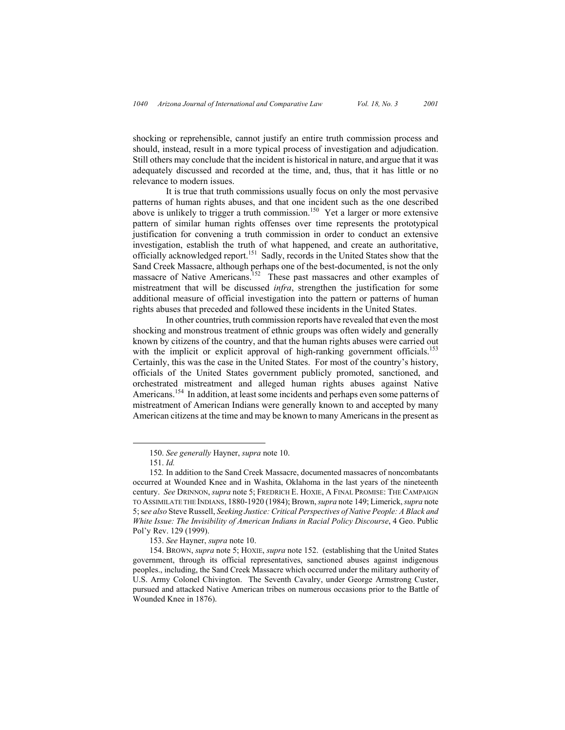shocking or reprehensible, cannot justify an entire truth commission process and should, instead, result in a more typical process of investigation and adjudication. Still others may conclude that the incident is historical in nature, and argue that it was adequately discussed and recorded at the time, and, thus, that it has little or no relevance to modern issues.

It is true that truth commissions usually focus on only the most pervasive patterns of human rights abuses, and that one incident such as the one described above is unlikely to trigger a truth commission.[150] Yet a larger or more extensive pattern of similar human rights offenses over time represents the prototypical justification for convening a truth commission in order to conduct an extensive investigation, establish the truth of what happened, and create an authoritative, officially acknowledged report.[151] Sadly, records in the United States show that the Sand Creek Massacre, although perhaps one of the best-documented, is not the only massacre of Native Americans.[152] These past massacres and other examples of mistreatment that will be discussed *infra*, strengthen the justification for some additional measure of official investigation into the pattern or patterns of human rights abuses that preceded and followed these incidents in the United States.

In other countries, truth commission reports have revealed that even the most shocking and monstrous treatment of ethnic groups was often widely and generally known by citizens of the country, and that the human rights abuses were carried out with the implicit or explicit approval of high-ranking government officials.[153] Certainly, this was the case in the United States. For most of the country's history, officials of the United States government publicly promoted, sanctioned, and orchestrated mistreatment and alleged human rights abuses against Native Americans.[154] In addition, at least some incidents and perhaps even some patterns of mistreatment of American Indians were generally known to and accepted by many American citizens at the time and may be known to many Americans in the present as

---

150. *See generally* Hayner, *supra* note 10.

151. *Id.*

152. In addition to the Sand Creek Massacre, documented massacres of noncombatants occurred at Wounded Knee and in Washita, Oklahoma in the last years of the nineteenth century. *See* DRINNON, *supra* note 5; FREDRICH E. HOXIE, A FINAL PROMISE: THE CAMPAIGN TO ASSIMILATE THE INDIANS, 1880-1920 (1984); Brown, *supra* note 149; Limerick, *supra* note 5; s*ee also* Steve Russell, *Seeking Justice: Critical Perspectives of Native People: A Black and White Issue: The Invisibility of American Indians in Racial Policy Discourse*, 4 Geo. Public Pol'y Rev. 129 (1999).

153. *See* Hayner, *supra* note 10.

154. BROWN, *supra* note 5; HOXIE, *supra* note 152. (establishing that the United States government, through its official representatives, sanctioned abuses against indigenous peoples., including, the Sand Creek Massacre which occurred under the military authority of U.S. Army Colonel Chivington. The Seventh Cavalry, under George Armstrong Custer, pursued and attacked Native American tribes on numerous occasions prior to the Battle of Wounded Knee in 1876).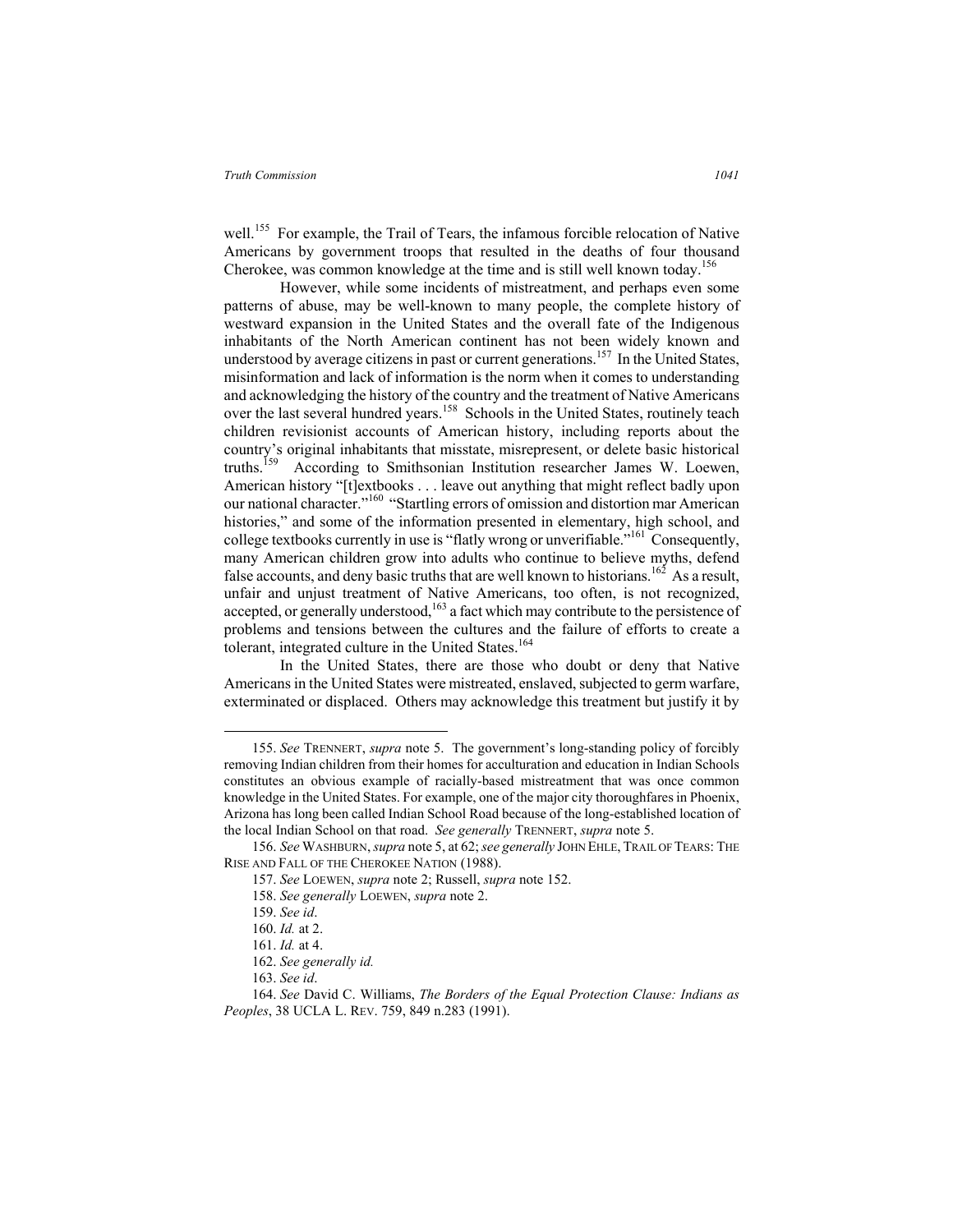well.[155] For example, the Trail of Tears, the infamous forcible relocation of Native Americans by government troops that resulted in the deaths of four thousand Cherokee, was common knowledge at the time and is still well known today.[156]

However, while some incidents of mistreatment, and perhaps even some patterns of abuse, may be well-known to many people, the complete history of westward expansion in the United States and the overall fate of the Indigenous inhabitants of the North American continent has not been widely known and understood by average citizens in past or current generations.[157] In the United States, misinformation and lack of information is the norm when it comes to understanding and acknowledging the history of the country and the treatment of Native Americans over the last several hundred years.[158] Schools in the United States, routinely teach children revisionist accounts of American history, including reports about the country's original inhabitants that misstate, misrepresent, or delete basic historical truths.[159] According to Smithsonian Institution researcher James W. Loewen, American history "[t]extbooks . . . leave out anything that might reflect badly upon our national character."[160] "Startling errors of omission and distortion mar American histories," and some of the information presented in elementary, high school, and college textbooks currently in use is "flatly wrong or unverifiable."[161] Consequently, many American children grow into adults who continue to believe myths, defend false accounts, and deny basic truths that are well known to historians.[162] As a result, unfair and unjust treatment of Native Americans, too often, is not recognized, accepted, or generally understood,[163] a fact which may contribute to the persistence of problems and tensions between the cultures and the failure of efforts to create a tolerant, integrated culture in the United States.[164]

In the United States, there are those who doubt or deny that Native Americans in the United States were mistreated, enslaved, subjected to germ warfare, exterminated or displaced. Others may acknowledge this treatment but justify it by

---

155. *See* TRENNERT, *supra* note 5. The government's long-standing policy of forcibly removing Indian children from their homes for acculturation and education in Indian Schools constitutes an obvious example of racially-based mistreatment that was once common knowledge in the United States. For example, one of the major city thoroughfares in Phoenix, Arizona has long been called Indian School Road because of the long-established location of the local Indian School on that road. *See generally* TRENNERT, *supra* note 5.

156. *See* WASHBURN, *supra* note 5, at 62; *see generally* JOHN EHLE, TRAIL OF TEARS: THE RISE AND FALL OF THE CHEROKEE NATION (1988).

157. *See* LOEWEN, *supra* note 2; Russell, *supra* note 152.

158. *See generally* LOEWEN, *supra* note 2.

159. *See id*.

160. *Id.* at 2.

161. *Id.* at 4.

162. *See generally id.*

163. *See id*.

164. *See* David C. Williams, *The Borders of the Equal Protection Clause: Indians as Peoples*, 38 UCLA L. REV. 759, 849 n.283 (1991).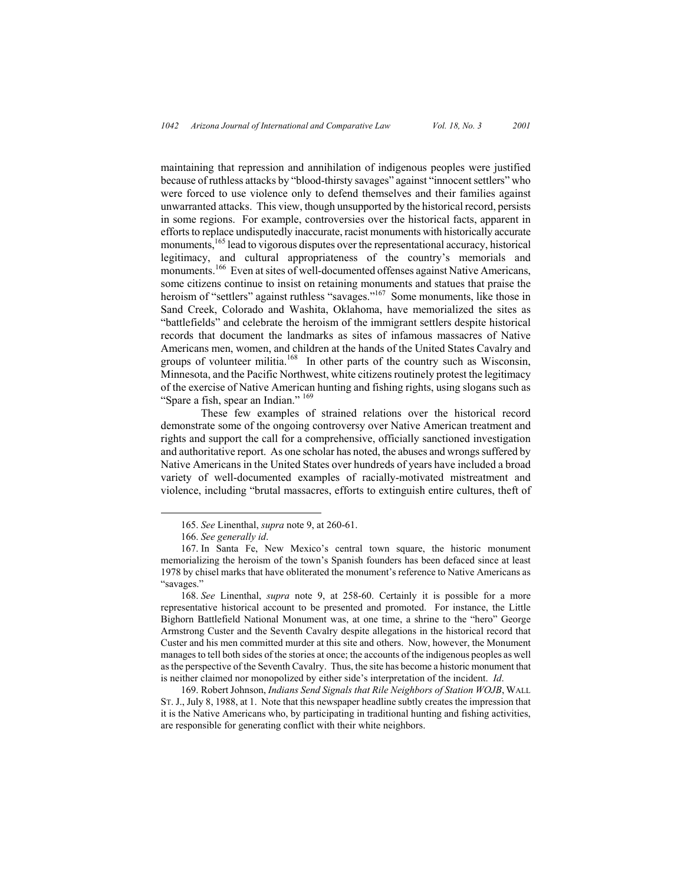maintaining that repression and annihilation of indigenous peoples were justified because of ruthless attacks by "blood-thirsty savages" against "innocent settlers" who were forced to use violence only to defend themselves and their families against unwarranted attacks. This view, though unsupported by the historical record, persists in some regions. For example, controversies over the historical facts, apparent in efforts to replace undisputedly inaccurate, racist monuments with historically accurate monuments,[165] lead to vigorous disputes over the representational accuracy, historical legitimacy, and cultural appropriateness of the country's memorials and monuments.[166] Even at sites of well-documented offenses against Native Americans, some citizens continue to insist on retaining monuments and statues that praise the heroism of "settlers" against ruthless "savages."[167] Some monuments, like those in Sand Creek, Colorado and Washita, Oklahoma, have memorialized the sites as "battlefields" and celebrate the heroism of the immigrant settlers despite historical records that document the landmarks as sites of infamous massacres of Native Americans men, women, and children at the hands of the United States Cavalry and groups of volunteer militia.[168] In other parts of the country such as Wisconsin, Minnesota, and the Pacific Northwest, white citizens routinely protest the legitimacy of the exercise of Native American hunting and fishing rights, using slogans such as "Spare a fish, spear an Indian." [169]

These few examples of strained relations over the historical record demonstrate some of the ongoing controversy over Native American treatment and rights and support the call for a comprehensive, officially sanctioned investigation and authoritative report. As one scholar has noted, the abuses and wrongs suffered by Native Americans in the United States over hundreds of years have included a broad variety of well-documented examples of racially-motivated mistreatment and violence, including "brutal massacres, efforts to extinguish entire cultures, theft of

---

165. *See* Linenthal, *supra* note 9, at 260-61.

166. *See generally id*.

167. In Santa Fe, New Mexico's central town square, the historic monument memorializing the heroism of the town's Spanish founders has been defaced since at least 1978 by chisel marks that have obliterated the monument's reference to Native Americans as "savages."

168. *See* Linenthal, *supra* note 9, at 258-60. Certainly it is possible for a more representative historical account to be presented and promoted. For instance, the Little Bighorn Battlefield National Monument was, at one time, a shrine to the "hero" George Armstrong Custer and the Seventh Cavalry despite allegations in the historical record that Custer and his men committed murder at this site and others. Now, however, the Monument manages to tell both sides of the stories at once; the accounts of the indigenous peoples as well as the perspective of the Seventh Cavalry. Thus, the site has become a historic monument that is neither claimed nor monopolized by either side's interpretation of the incident. *Id*.

169. Robert Johnson, *Indians Send Signals that Rile Neighbors of Station WOJB*, WALL ST. J., July 8, 1988, at 1. Note that this newspaper headline subtly creates the impression that it is the Native Americans who, by participating in traditional hunting and fishing activities, are responsible for generating conflict with their white neighbors.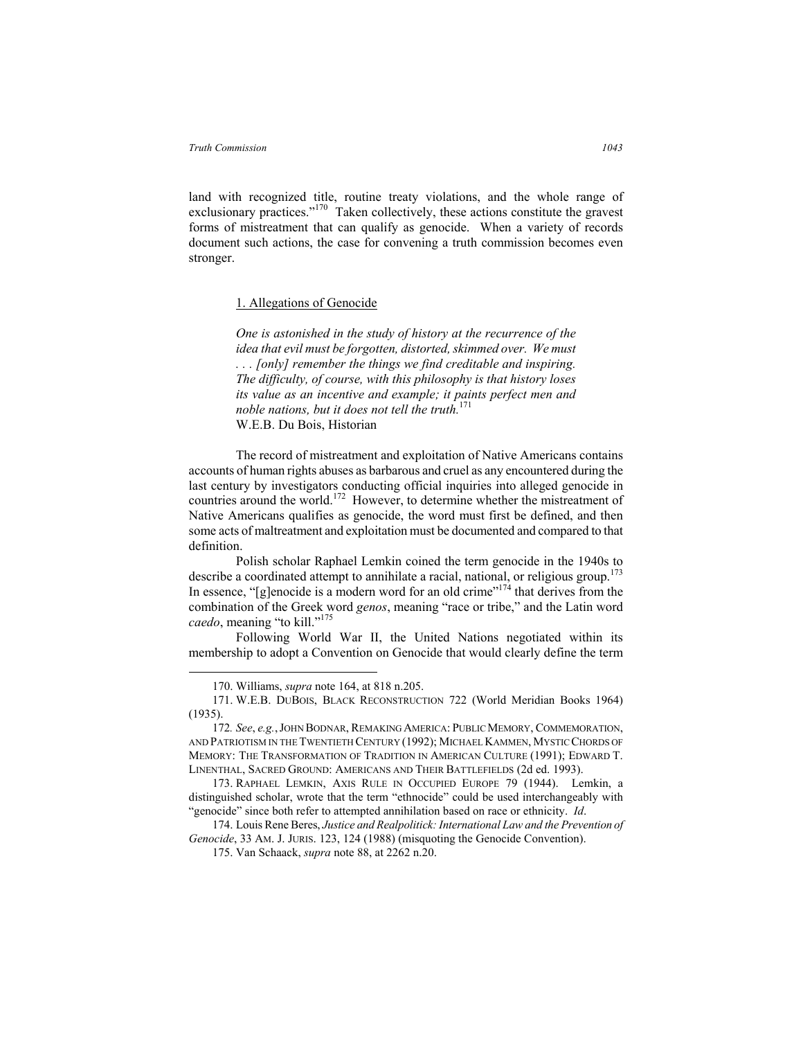land with recognized title, routine treaty violations, and the whole range of exclusionary practices."[170] Taken collectively, these actions constitute the gravest forms of mistreatment that can qualify as genocide. When a variety of records document such actions, the case for convening a truth commission becomes even stronger.

### 1. Allegations of Genocide

> *One is astonished in the study of history at the recurrence of the idea that evil must be forgotten, distorted, skimmed over. We must . . . [only] remember the things we find creditable and inspiring. The difficulty, of course, with this philosophy is that history loses its value as an incentive and example; it paints perfect men and noble nations, but it does not tell the truth.*[171]
> W.E.B. Du Bois, Historian

The record of mistreatment and exploitation of Native Americans contains accounts of human rights abuses as barbarous and cruel as any encountered during the last century by investigators conducting official inquiries into alleged genocide in countries around the world.[172] However, to determine whether the mistreatment of Native Americans qualifies as genocide, the word must first be defined, and then some acts of maltreatment and exploitation must be documented and compared to that definition.

Polish scholar Raphael Lemkin coined the term genocide in the 1940s to describe a coordinated attempt to annihilate a racial, national, or religious group.[173] In essence, "[g]enocide is a modern word for an old crime"[174] that derives from the combination of the Greek word *genos*, meaning "race or tribe," and the Latin word *caedo*, meaning "to kill."[175]

Following World War II, the United Nations negotiated within its membership to adopt a Convention on Genocide that would clearly define the term

---

170. Williams, *supra* note 164, at 818 n.205.

171. W.E.B. DuBois, Black Reconstruction 722 (World Meridian Books 1964) (1935).

172. *See*, *e.g.*, John Bodnar, Remaking America: Public Memory, Commemoration, and Patriotism in the Twentieth Century (1992); Michael Kammen, Mystic Chords of Memory: The Transformation of Tradition in American Culture (1991); Edward T. Linenthal, Sacred Ground: Americans and Their Battlefields (2d ed. 1993).

173. Raphael Lemkin, Axis Rule in Occupied Europe 79 (1944). Lemkin, a distinguished scholar, wrote that the term "ethnocide" could be used interchangeably with "genocide" since both refer to attempted annihilation based on race or ethnicity. *Id*.

174. Louis Rene Beres, *Justice and Realpolitick: International Law and the Prevention of Genocide*, 33 Am. J. Juris. 123, 124 (1988) (misquoting the Genocide Convention).

175. Van Schaack, *supra* note 88, at 2262 n.20.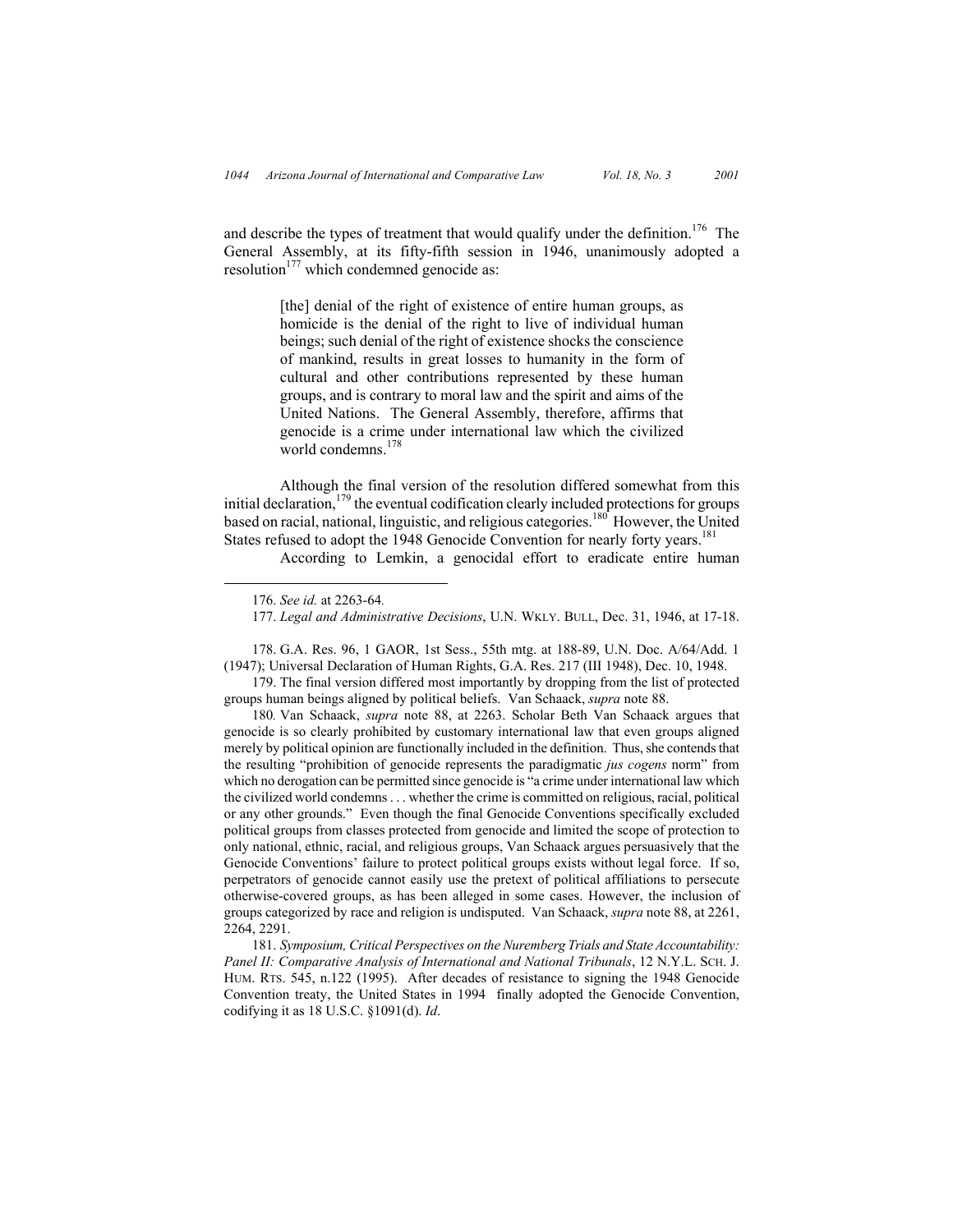and describe the types of treatment that would qualify under the definition.[176] The General Assembly, at its fifty-fifth session in 1946, unanimously adopted a resolution[177] which condemned genocide as:

> [the] denial of the right of existence of entire human groups, as homicide is the denial of the right to live of individual human beings; such denial of the right of existence shocks the conscience of mankind, results in great losses to humanity in the form of cultural and other contributions represented by these human groups, and is contrary to moral law and the spirit and aims of the United Nations. The General Assembly, therefore, affirms that genocide is a crime under international law which the civilized world condemns.[178]

Although the final version of the resolution differed somewhat from this initial declaration,[179] the eventual codification clearly included protections for groups based on racial, national, linguistic, and religious categories.[180] However, the United States refused to adopt the 1948 Genocide Convention for nearly forty years.[181]

According to Lemkin, a genocidal effort to eradicate entire human

---

176. *See id.* at 2263-64*.*

177. *Legal and Administrative Decisions*, U.N. WKLY. BULL, Dec. 31, 1946, at 17-18.

178. G.A. Res. 96, 1 GAOR, 1st Sess., 55th mtg. at 188-89, U.N. Doc. A/64/Add. 1 (1947); Universal Declaration of Human Rights, G.A. Res. 217 (III 1948), Dec. 10, 1948.

179. The final version differed most importantly by dropping from the list of protected groups human beings aligned by political beliefs. Van Schaack, *supra* note 88.

180*.* Van Schaack, *supra* note 88, at 2263. Scholar Beth Van Schaack argues that genocide is so clearly prohibited by customary international law that even groups aligned merely by political opinion are functionally included in the definition. Thus, she contends that the resulting "prohibition of genocide represents the paradigmatic *jus cogens* norm" from which no derogation can be permitted since genocide is "a crime under international law which the civilized world condemns . . . whether the crime is committed on religious, racial, political or any other grounds." Even though the final Genocide Conventions specifically excluded political groups from classes protected from genocide and limited the scope of protection to only national, ethnic, racial, and religious groups, Van Schaack argues persuasively that the Genocide Conventions' failure to protect political groups exists without legal force. If so, perpetrators of genocide cannot easily use the pretext of political affiliations to persecute otherwise-covered groups, as has been alleged in some cases. However, the inclusion of groups categorized by race and religion is undisputed. Van Schaack, *supra* note 88, at 2261, 2264, 2291.

181. *Symposium, Critical Perspectives on the Nuremberg Trials and State Accountability: Panel II: Comparative Analysis of International and National Tribunals*, 12 N.Y.L. SCH. J. HUM. RTS. 545, n.122 (1995). After decades of resistance to signing the 1948 Genocide Convention treaty, the United States in 1994 finally adopted the Genocide Convention, codifying it as 18 U.S.C. §1091(d). *Id*.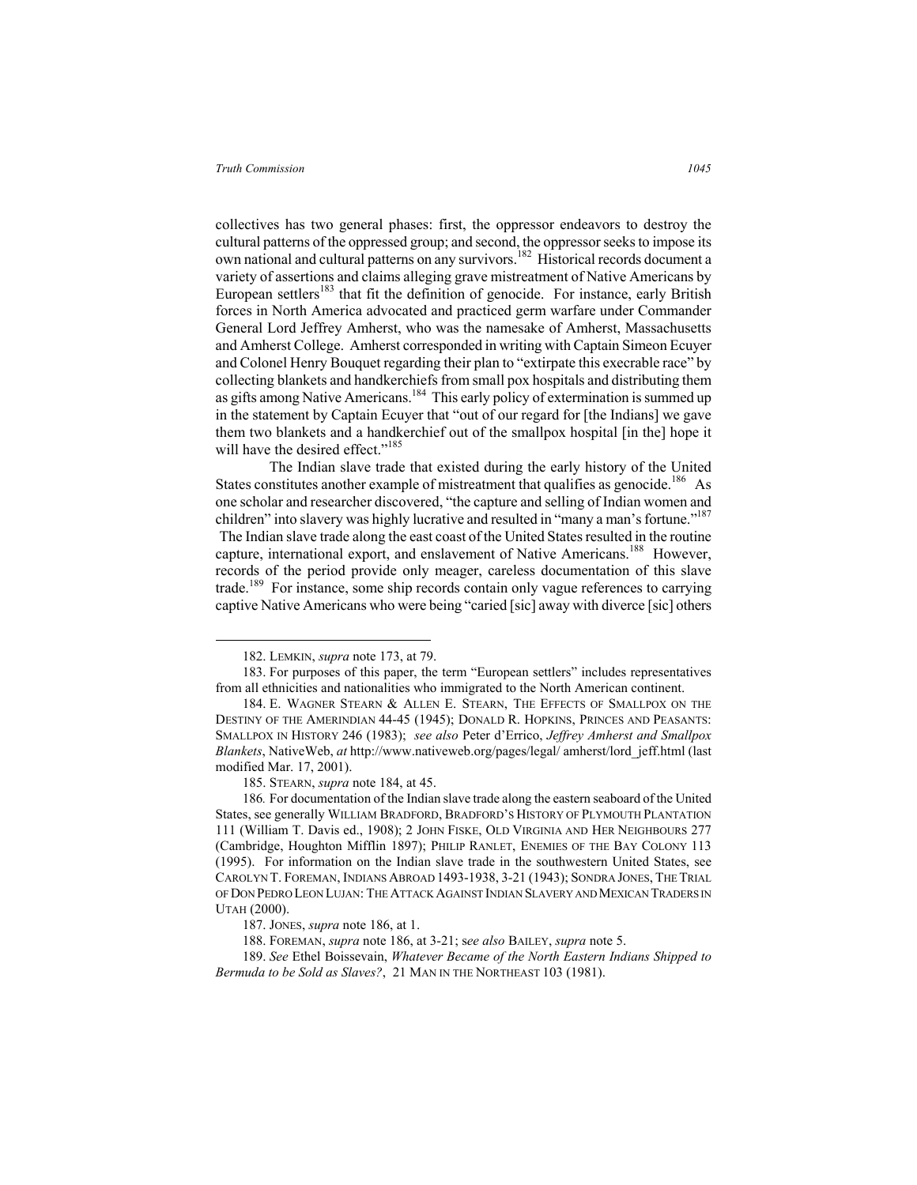collectives has two general phases: first, the oppressor endeavors to destroy the cultural patterns of the oppressed group; and second, the oppressor seeks to impose its own national and cultural patterns on any survivors.[182] Historical records document a variety of assertions and claims alleging grave mistreatment of Native Americans by European settlers[183] that fit the definition of genocide. For instance, early British forces in North America advocated and practiced germ warfare under Commander General Lord Jeffrey Amherst, who was the namesake of Amherst, Massachusetts and Amherst College. Amherst corresponded in writing with Captain Simeon Ecuyer and Colonel Henry Bouquet regarding their plan to "extirpate this execrable race" by collecting blankets and handkerchiefs from small pox hospitals and distributing them as gifts among Native Americans.[184] This early policy of extermination is summed up in the statement by Captain Ecuyer that "out of our regard for [the Indians] we gave them two blankets and a handkerchief out of the smallpox hospital [in the] hope it will have the desired effect."[185]

The Indian slave trade that existed during the early history of the United States constitutes another example of mistreatment that qualifies as genocide.[186] As one scholar and researcher discovered, "the capture and selling of Indian women and children" into slavery was highly lucrative and resulted in "many a man's fortune."[187] The Indian slave trade along the east coast of the United States resulted in the routine capture, international export, and enslavement of Native Americans.[188] However, records of the period provide only meager, careless documentation of this slave trade.[189] For instance, some ship records contain only vague references to carrying captive Native Americans who were being "caried [sic] away with diverce [sic] others

---

182. LEMKIN, *supra* note 173, at 79.

183. For purposes of this paper, the term "European settlers" includes representatives from all ethnicities and nationalities who immigrated to the North American continent.

184. E. WAGNER STEARN & ALLEN E. STEARN, THE EFFECTS OF SMALLPOX ON THE DESTINY OF THE AMERINDIAN 44-45 (1945); DONALD R. HOPKINS, PRINCES AND PEASANTS: SMALLPOX IN HISTORY 246 (1983); *see also* Peter d'Errico, *Jeffrey Amherst and Smallpox Blankets*, NativeWeb, *at* http://www.nativeweb.org/pages/legal/ amherst/lord_jeff.html (last modified Mar. 17, 2001).

185. STEARN, *supra* note 184, at 45.

186. For documentation of the Indian slave trade along the eastern seaboard of the United States, see generally WILLIAM BRADFORD, BRADFORD'S HISTORY OF PLYMOUTH PLANTATION 111 (William T. Davis ed., 1908); 2 JOHN FISKE, OLD VIRGINIA AND HER NEIGHBOURS 277 (Cambridge, Houghton Mifflin 1897); PHILIP RANLET, ENEMIES OF THE BAY COLONY 113 (1995). For information on the Indian slave trade in the southwestern United States, see CAROLYN T. FOREMAN, INDIANS ABROAD 1493-1938, 3-21 (1943); SONDRA JONES, THE TRIAL OF DON PEDRO LEON LUJAN: THE ATTACK AGAINST INDIAN SLAVERY AND MEXICAN TRADERS IN UTAH (2000).

187. JONES, *supra* note 186, at 1.

188. FOREMAN, *supra* note 186, at 3-21; s*ee also* BAILEY, *supra* note 5.

189. *See* Ethel Boissevain, *Whatever Became of the North Eastern Indians Shipped to Bermuda to be Sold as Slaves?*, 21 MAN IN THE NORTHEAST 103 (1981).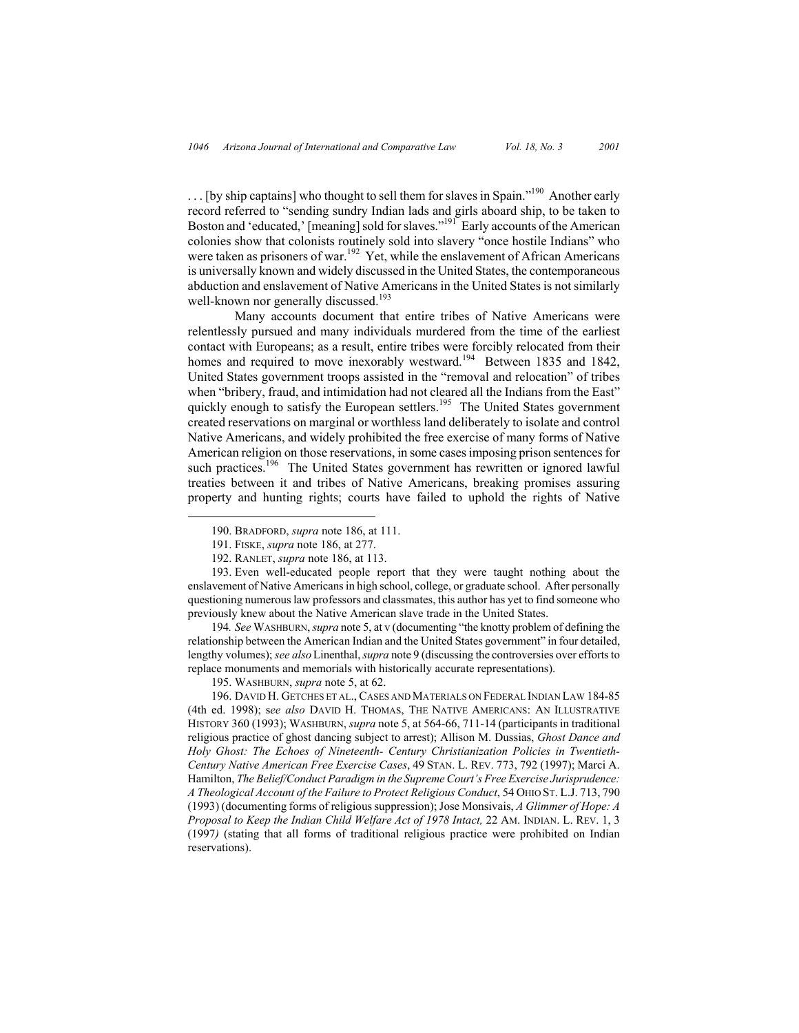. . . [by ship captains] who thought to sell them for slaves in Spain."[190] Another early record referred to "sending sundry Indian lads and girls aboard ship, to be taken to Boston and 'educated,' [meaning] sold for slaves."[191] Early accounts of the American colonies show that colonists routinely sold into slavery "once hostile Indians" who were taken as prisoners of war.[192] Yet, while the enslavement of African Americans is universally known and widely discussed in the United States, the contemporaneous abduction and enslavement of Native Americans in the United States is not similarly well-known nor generally discussed.[193]

Many accounts document that entire tribes of Native Americans were relentlessly pursued and many individuals murdered from the time of the earliest contact with Europeans; as a result, entire tribes were forcibly relocated from their homes and required to move inexorably westward.[194] Between 1835 and 1842, United States government troops assisted in the "removal and relocation" of tribes when "bribery, fraud, and intimidation had not cleared all the Indians from the East" quickly enough to satisfy the European settlers.[195] The United States government created reservations on marginal or worthless land deliberately to isolate and control Native Americans, and widely prohibited the free exercise of many forms of Native American religion on those reservations, in some cases imposing prison sentences for such practices.[196] The United States government has rewritten or ignored lawful treaties between it and tribes of Native Americans, breaking promises assuring property and hunting rights; courts have failed to uphold the rights of Native

---

190. BRADFORD, *supra* note 186, at 111.

191. FISKE, *supra* note 186, at 277.

192. RANLET, *supra* note 186, at 113.

193. Even well-educated people report that they were taught nothing about the enslavement of Native Americans in high school, college, or graduate school. After personally questioning numerous law professors and classmates, this author has yet to find someone who previously knew about the Native American slave trade in the United States.

194. *See* WASHBURN, *supra* note 5, at v (documenting "the knotty problem of defining the relationship between the American Indian and the United States government" in four detailed, lengthy volumes); *see also* Linenthal, *supra* note 9 (discussing the controversies over efforts to replace monuments and memorials with historically accurate representations).

195. WASHBURN, *supra* note 5, at 62.

196. DAVID H. GETCHES ET AL., CASES AND MATERIALS ON FEDERAL INDIAN LAW 184-85 (4th ed. 1998); s*ee also* DAVID H. THOMAS, THE NATIVE AMERICANS: AN ILLUSTRATIVE HISTORY 360 (1993); WASHBURN, *supra* note 5, at 564-66, 711-14 (participants in traditional religious practice of ghost dancing subject to arrest); Allison M. Dussias, *Ghost Dance and Holy Ghost: The Echoes of Nineteenth- Century Christianization Policies in Twentieth-Century Native American Free Exercise Cases*, 49 STAN. L. REV. 773, 792 (1997); Marci A. Hamilton, *The Belief/Conduct Paradigm in the Supreme Court's Free Exercise Jurisprudence: A Theological Account of the Failure to Protect Religious Conduct*, 54 OHIO ST. L.J. 713, 790 (1993) (documenting forms of religious suppression); Jose Monsivais, *A Glimmer of Hope: A Proposal to Keep the Indian Child Welfare Act of 1978 Intact,* 22 AM. INDIAN. L. REV. 1, 3 (1997) (stating that all forms of traditional religious practice were prohibited on Indian reservations).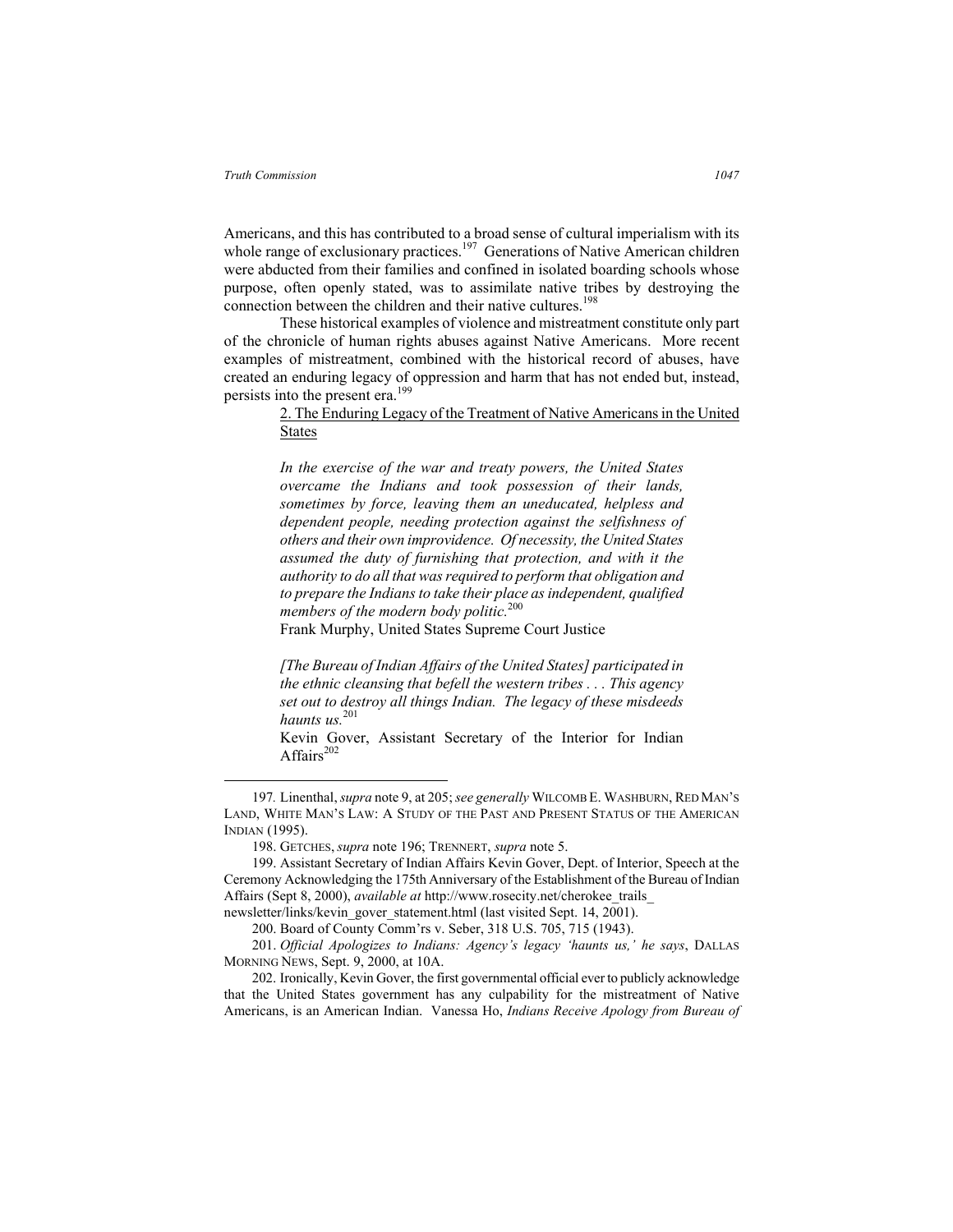Americans, and this has contributed to a broad sense of cultural imperialism with its whole range of exclusionary practices.[197] Generations of Native American children were abducted from their families and confined in isolated boarding schools whose purpose, often openly stated, was to assimilate native tribes by destroying the connection between the children and their native cultures.[198]

These historical examples of violence and mistreatment constitute only part of the chronicle of human rights abuses against Native Americans. More recent examples of mistreatment, combined with the historical record of abuses, have created an enduring legacy of oppression and harm that has not ended but, instead, persists into the present era.[199]

### 2. The Enduring Legacy of the Treatment of Native Americans in the United States

> *In the exercise of the war and treaty powers, the United States overcame the Indians and took possession of their lands, sometimes by force, leaving them an uneducated, helpless and dependent people, needing protection against the selfishness of others and their own improvidence. Of necessity, the United States assumed the duty of furnishing that protection, and with it the authority to do all that was required to perform that obligation and to prepare the Indians to take their place as independent, qualified members of the modern body politic.*[200]
>
> Frank Murphy, United States Supreme Court Justice

> *[The Bureau of Indian Affairs of the United States] participated in the ethnic cleansing that befell the western tribes . . . This agency set out to destroy all things Indian. The legacy of these misdeeds haunts us.*[201]
>
> Kevin Gover, Assistant Secretary of the Interior for Indian Affairs[202]

---

197. Linenthal, *supra* note 9, at 205; *see generally* WILCOMB E. WASHBURN, RED MAN'S LAND, WHITE MAN'S LAW: A STUDY OF THE PAST AND PRESENT STATUS OF THE AMERICAN INDIAN (1995).

198. GETCHES, *supra* note 196; TRENNERT, *supra* note 5.

199. Assistant Secretary of Indian Affairs Kevin Gover, Dept. of Interior, Speech at the Ceremony Acknowledging the 175th Anniversary of the Establishment of the Bureau of Indian Affairs (Sept 8, 2000), *available at* http://www.rosecity.net/cherokee_trails_newsletter/links/kevin_gover_statement.html (last visited Sept. 14, 2001).

200. Board of County Comm'rs v. Seber, 318 U.S. 705, 715 (1943).

201. *Official Apologizes to Indians: Agency's legacy 'haunts us,' he says*, DALLAS MORNING NEWS, Sept. 9, 2000, at 10A.

202. Ironically, Kevin Gover, the first governmental official ever to publicly acknowledge that the United States government has any culpability for the mistreatment of Native Americans, is an American Indian. Vanessa Ho, *Indians Receive Apology from Bureau of*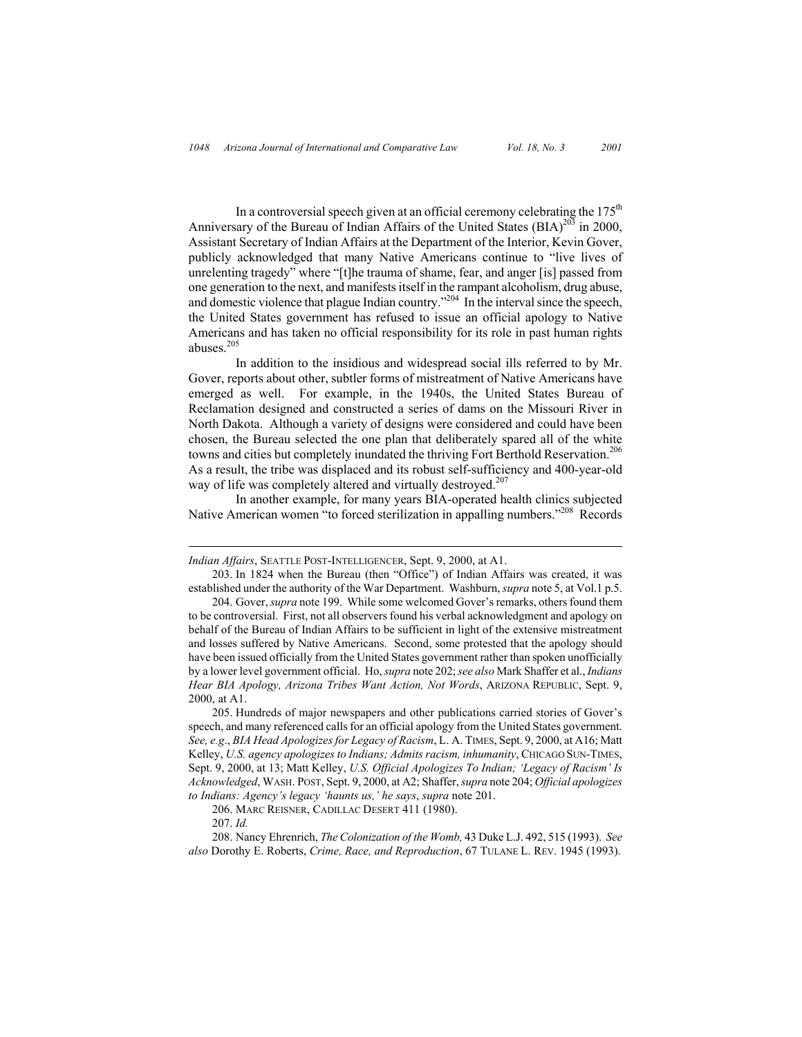In a controversial speech given at an official ceremony celebrating the 175th Anniversary of the Bureau of Indian Affairs of the United States (BIA)[203] in 2000, Assistant Secretary of Indian Affairs at the Department of the Interior, Kevin Gover, publicly acknowledged that many Native Americans continue to "live lives of unrelenting tragedy" where "[t]he trauma of shame, fear, and anger [is] passed from one generation to the next, and manifests itself in the rampant alcoholism, drug abuse, and domestic violence that plague Indian country."[204] In the interval since the speech, the United States government has refused to issue an official apology to Native Americans and has taken no official responsibility for its role in past human rights abuses.[205]

In addition to the insidious and widespread social ills referred to by Mr. Gover, reports about other, subtler forms of mistreatment of Native Americans have emerged as well. For example, in the 1940s, the United States Bureau of Reclamation designed and constructed a series of dams on the Missouri River in North Dakota. Although a variety of designs were considered and could have been chosen, the Bureau selected the one plan that deliberately spared all of the white towns and cities but completely inundated the thriving Fort Berthold Reservation.[206] As a result, the tribe was displaced and its robust self-sufficiency and 400-year-old way of life was completely altered and virtually destroyed.[207]

In another example, for many years BIA-operated health clinics subjected Native American women "to forced sterilization in appalling numbers."[208] Records

---

*Indian Affairs*, SEATTLE POST-INTELLIGENCER, Sept. 9, 2000, at A1.

203. In 1824 when the Bureau (then "Office") of Indian Affairs was created, it was established under the authority of the War Department. Washburn, *supra* note 5, at Vol.1 p.5.

204. Gover, *supra* note 199. While some welcomed Gover's remarks, others found them to be controversial. First, not all observers found his verbal acknowledgment and apology on behalf of the Bureau of Indian Affairs to be sufficient in light of the extensive mistreatment and losses suffered by Native Americans. Second, some protested that the apology should have been issued officially from the United States government rather than spoken unofficially by a lower level government official. Ho, *supra* note 202; *see also* Mark Shaffer et al., *Indians Hear BIA Apology, Arizona Tribes Want Action, Not Words*, ARIZONA REPUBLIC, Sept. 9, 2000, at A1.

205. Hundreds of major newspapers and other publications carried stories of Gover's speech, and many referenced calls for an official apology from the United States government. *See, e.g*., *BIA Head Apologizes for Legacy of Racism*, L. A. TIMES, Sept. 9, 2000, at A16; Matt Kelley, *U.S. agency apologizes to Indians; Admits racism, inhumanity*, CHICAGO SUN-TIMES, Sept. 9, 2000, at 13; Matt Kelley, *U.S. Official Apologizes To Indian; 'Legacy of Racism' Is Acknowledged*, WASH. POST, Sept. 9, 2000, at A2; Shaffer, *supra* note 204; *Official apologizes to Indians: Agency's legacy 'haunts us,' he says*, *supra* note 201.

206. MARC REISNER, CADILLAC DESERT 411 (1980).

207. *Id.*

208. Nancy Ehrenrich, *The Colonization of the Womb,* 43 Duke L.J. 492, 515 (1993). *See also* Dorothy E. Roberts, *Crime, Race, and Reproduction*, 67 TULANE L. REV. 1945 (1993).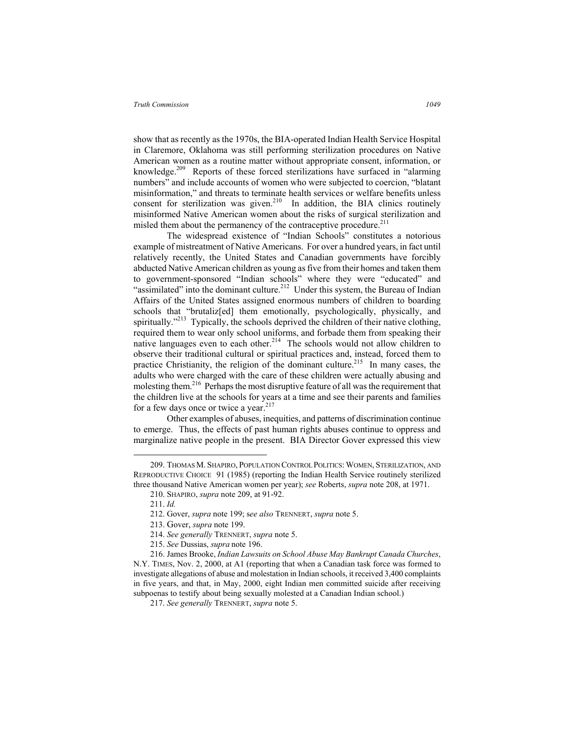show that as recently as the 1970s, the BIA-operated Indian Health Service Hospital in Claremore, Oklahoma was still performing sterilization procedures on Native American women as a routine matter without appropriate consent, information, or knowledge.[209] Reports of these forced sterilizations have surfaced in "alarming numbers" and include accounts of women who were subjected to coercion, "blatant misinformation," and threats to terminate health services or welfare benefits unless consent for sterilization was given.[210] In addition, the BIA clinics routinely misinformed Native American women about the risks of surgical sterilization and misled them about the permanency of the contraceptive procedure.[211]

The widespread existence of "Indian Schools" constitutes a notorious example of mistreatment of Native Americans. For over a hundred years, in fact until relatively recently, the United States and Canadian governments have forcibly abducted Native American children as young as five from their homes and taken them to government-sponsored "Indian schools" where they were "educated" and "assimilated" into the dominant culture.[212] Under this system, the Bureau of Indian Affairs of the United States assigned enormous numbers of children to boarding schools that "brutaliz[ed] them emotionally, psychologically, physically, and spiritually."[213] Typically, the schools deprived the children of their native clothing, required them to wear only school uniforms, and forbade them from speaking their native languages even to each other.[214] The schools would not allow children to observe their traditional cultural or spiritual practices and, instead, forced them to practice Christianity, the religion of the dominant culture.[215] In many cases, the adults who were charged with the care of these children were actually abusing and molesting them.[216] Perhaps the most disruptive feature of all was the requirement that the children live at the schools for years at a time and see their parents and families for a few days once or twice a year.[217]

Other examples of abuses, inequities, and patterns of discrimination continue to emerge. Thus, the effects of past human rights abuses continue to oppress and marginalize native people in the present. BIA Director Gover expressed this view

---

209. THOMAS M. SHAPIRO, POPULATION CONTROL POLITICS: WOMEN, STERILIZATION, AND REPRODUCTIVE CHOICE 91 (1985) (reporting the Indian Health Service routinely sterilized three thousand Native American women per year); *see* Roberts, *supra* note 208, at 1971.

210. SHAPIRO, *supra* note 209, at 91-92.

211. *Id.*

212. Gover, *supra* note 199; *see also* TRENNERT, *supra* note 5.

213. Gover, *supra* note 199.

214. *See generally* TRENNERT, *supra* note 5.

215. *See* Dussias, *supra* note 196.

216. James Brooke, *Indian Lawsuits on School Abuse May Bankrupt Canada Churches*, N.Y. TIMES, Nov. 2, 2000, at A1 (reporting that when a Canadian task force was formed to investigate allegations of abuse and molestation in Indian schools, it received 3,400 complaints in five years, and that, in May, 2000, eight Indian men committed suicide after receiving subpoenas to testify about being sexually molested at a Canadian Indian school.)

217. *See generally* TRENNERT, *supra* note 5.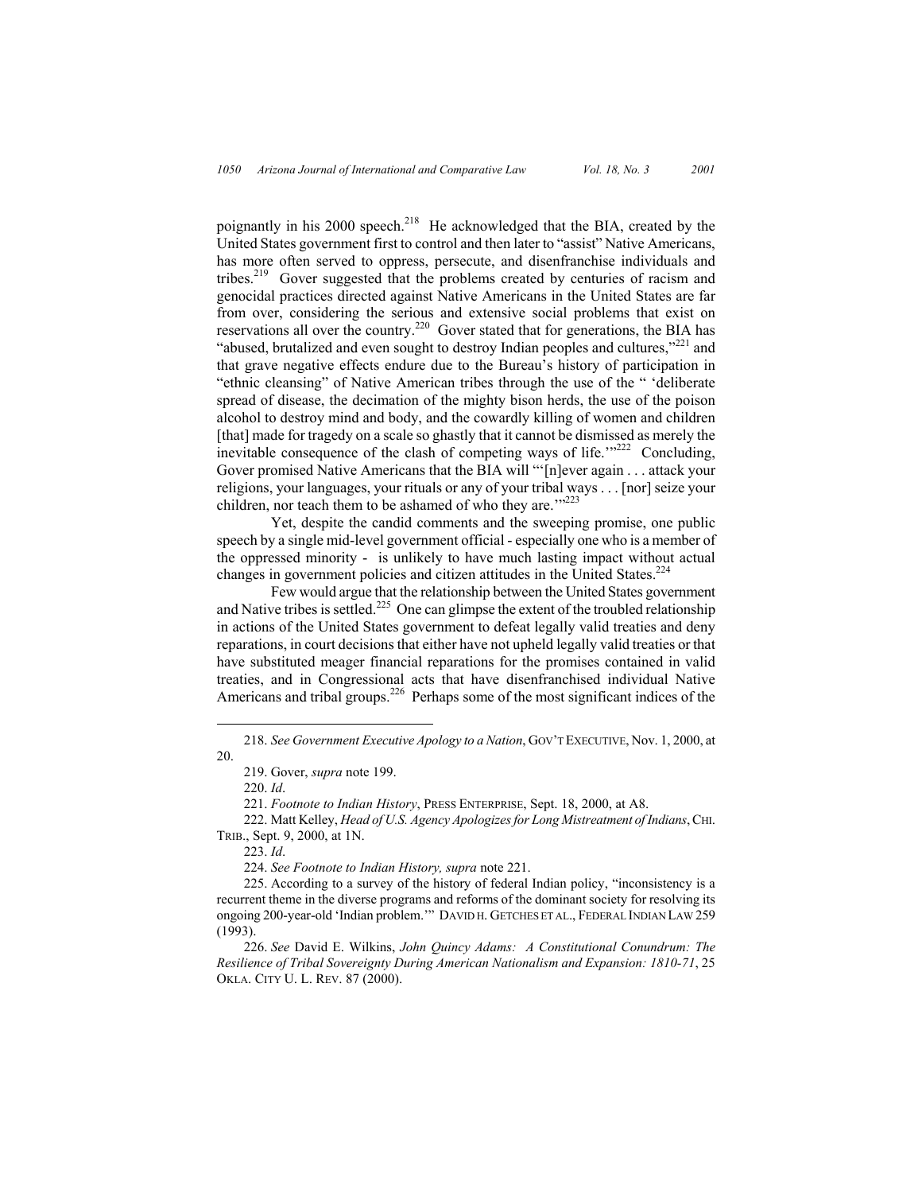poignantly in his 2000 speech.[218] He acknowledged that the BIA, created by the United States government first to control and then later to "assist" Native Americans, has more often served to oppress, persecute, and disenfranchise individuals and tribes.[219] Gover suggested that the problems created by centuries of racism and genocidal practices directed against Native Americans in the United States are far from over, considering the serious and extensive social problems that exist on reservations all over the country.[220] Gover stated that for generations, the BIA has "abused, brutalized and even sought to destroy Indian peoples and cultures,"[221] and that grave negative effects endure due to the Bureau's history of participation in "ethnic cleansing" of Native American tribes through the use of the " 'deliberate spread of disease, the decimation of the mighty bison herds, the use of the poison alcohol to destroy mind and body, and the cowardly killing of women and children [that] made for tragedy on a scale so ghastly that it cannot be dismissed as merely the inevitable consequence of the clash of competing ways of life.' "[222] Concluding, Gover promised Native Americans that the BIA will "'[n]ever again . . . attack your religions, your languages, your rituals or any of your tribal ways . . . [nor] seize your children, nor teach them to be ashamed of who they are.'"[223]

Yet, despite the candid comments and the sweeping promise, one public speech by a single mid-level government official - especially one who is a member of the oppressed minority - is unlikely to have much lasting impact without actual changes in government policies and citizen attitudes in the United States.[224]

Few would argue that the relationship between the United States government and Native tribes is settled.[225] One can glimpse the extent of the troubled relationship in actions of the United States government to defeat legally valid treaties and deny reparations, in court decisions that either have not upheld legally valid treaties or that have substituted meager financial reparations for the promises contained in valid treaties, and in Congressional acts that have disenfranchised individual Native Americans and tribal groups.[226] Perhaps some of the most significant indices of the

---

218. *See Government Executive Apology to a Nation*, GOV'T EXECUTIVE, Nov. 1, 2000, at 20.

219. Gover, *supra* note 199.

220. *Id*.

221. *Footnote to Indian History*, PRESS ENTERPRISE, Sept. 18, 2000, at A8.

222. Matt Kelley, *Head of U.S. Agency Apologizes for Long Mistreatment of Indians*, CHI. TRIB., Sept. 9, 2000, at 1N.

223. *Id*.

224. *See Footnote to Indian History, supra* note 221.

225. According to a survey of the history of federal Indian policy, "inconsistency is a recurrent theme in the diverse programs and reforms of the dominant society for resolving its ongoing 200-year-old 'Indian problem.'" DAVID H. GETCHES ET AL., FEDERAL INDIAN LAW 259 (1993).

226. *See* David E. Wilkins, *John Quincy Adams: A Constitutional Conundrum: The Resilience of Tribal Sovereignty During American Nationalism and Expansion: 1810-71*, 25 OKLA. CITY U. L. REV. 87 (2000).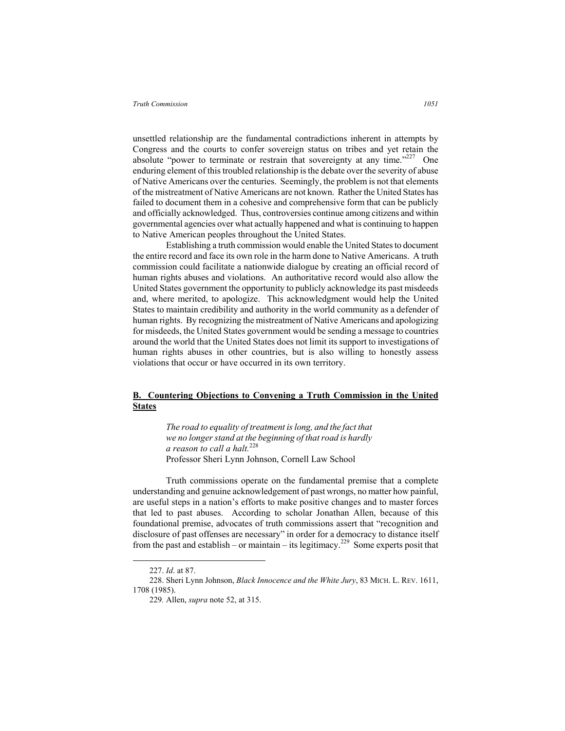unsettled relationship are the fundamental contradictions inherent in attempts by Congress and the courts to confer sovereign status on tribes and yet retain the absolute "power to terminate or restrain that sovereignty at any time."[227] One enduring element of this troubled relationship is the debate over the severity of abuse of Native Americans over the centuries. Seemingly, the problem is not that elements of the mistreatment of Native Americans are not known. Rather the United States has failed to document them in a cohesive and comprehensive form that can be publicly and officially acknowledged. Thus, controversies continue among citizens and within governmental agencies over what actually happened and what is continuing to happen to Native American peoples throughout the United States.

Establishing a truth commission would enable the United States to document the entire record and face its own role in the harm done to Native Americans. A truth commission could facilitate a nationwide dialogue by creating an official record of human rights abuses and violations. An authoritative record would also allow the United States government the opportunity to publicly acknowledge its past misdeeds and, where merited, to apologize. This acknowledgment would help the United States to maintain credibility and authority in the world community as a defender of human rights. By recognizing the mistreatment of Native Americans and apologizing for misdeeds, the United States government would be sending a message to countries around the world that the United States does not limit its support to investigations of human rights abuses in other countries, but is also willing to honestly assess violations that occur or have occurred in its own territory.

## **B. Countering Objections to Convening a Truth Commission in the United States**

> *The road to equality of treatment is long, and the fact that we no longer stand at the beginning of that road is hardly a reason to call a halt.*[228]
> Professor Sheri Lynn Johnson, Cornell Law School

Truth commissions operate on the fundamental premise that a complete understanding and genuine acknowledgement of past wrongs, no matter how painful, are useful steps in a nation's efforts to make positive changes and to master forces that led to past abuses. According to scholar Jonathan Allen, because of this foundational premise, advocates of truth commissions assert that "recognition and disclosure of past offenses are necessary" in order for a democracy to distance itself from the past and establish – or maintain – its legitimacy.[229] Some experts posit that

---

227. *Id*. at 87.

228. Sheri Lynn Johnson, *Black Innocence and the White Jury*, 83 MICH. L. REV. 1611, 1708 (1985).

229. Allen, *supra* note 52, at 315.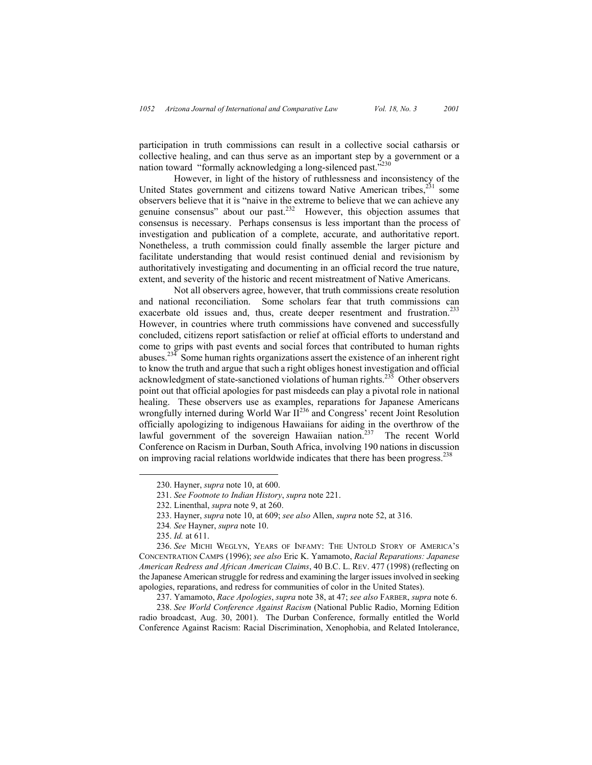participation in truth commissions can result in a collective social catharsis or collective healing, and can thus serve as an important step by a government or a nation toward "formally acknowledging a long-silenced past."[230]

However, in light of the history of ruthlessness and inconsistency of the United States government and citizens toward Native American tribes,[231] some observers believe that it is "naive in the extreme to believe that we can achieve any genuine consensus" about our past.[232] However, this objection assumes that consensus is necessary. Perhaps consensus is less important than the process of investigation and publication of a complete, accurate, and authoritative report. Nonetheless, a truth commission could finally assemble the larger picture and facilitate understanding that would resist continued denial and revisionism by authoritatively investigating and documenting in an official record the true nature, extent, and severity of the historic and recent mistreatment of Native Americans.

Not all observers agree, however, that truth commissions create resolution and national reconciliation. Some scholars fear that truth commissions can exacerbate old issues and, thus, create deeper resentment and frustration.[233] However, in countries where truth commissions have convened and successfully concluded, citizens report satisfaction or relief at official efforts to understand and come to grips with past events and social forces that contributed to human rights abuses.[234] Some human rights organizations assert the existence of an inherent right to know the truth and argue that such a right obliges honest investigation and official acknowledgment of state-sanctioned violations of human rights.[235] Other observers point out that official apologies for past misdeeds can play a pivotal role in national healing. These observers use as examples, reparations for Japanese Americans wrongfully interned during World War II[236] and Congress' recent Joint Resolution officially apologizing to indigenous Hawaiians for aiding in the overthrow of the lawful government of the sovereign Hawaiian nation.[237] The recent World Conference on Racism in Durban, South Africa, involving 190 nations in discussion on improving racial relations worldwide indicates that there has been progress.[238]

---

230. Hayner, *supra* note 10, at 600.

231. *See Footnote to Indian History*, *supra* note 221.

232. Linenthal, *supra* note 9, at 260.

233. Hayner, *supra* note 10, at 609; *see also* Allen, *supra* note 52, at 316.

234. *See* Hayner, *supra* note 10.

235. *Id.* at 611.

236. *See* MICHI WEGLYN, YEARS OF INFAMY: THE UNTOLD STORY OF AMERICA'S CONCENTRATION CAMPS (1996); *see also* Eric K. Yamamoto, *Racial Reparations: Japanese American Redress and African American Claims*, 40 B.C. L. REV. 477 (1998) (reflecting on the Japanese American struggle for redress and examining the larger issues involved in seeking apologies, reparations, and redress for communities of color in the United States).

237. Yamamoto, *Race Apologies*, *supra* note 38, at 47; *see also* FARBER, *supra* note 6.

238. *See World Conference Against Racism* (National Public Radio, Morning Edition radio broadcast, Aug. 30, 2001). The Durban Conference, formally entitled the World Conference Against Racism: Racial Discrimination, Xenophobia, and Related Intolerance,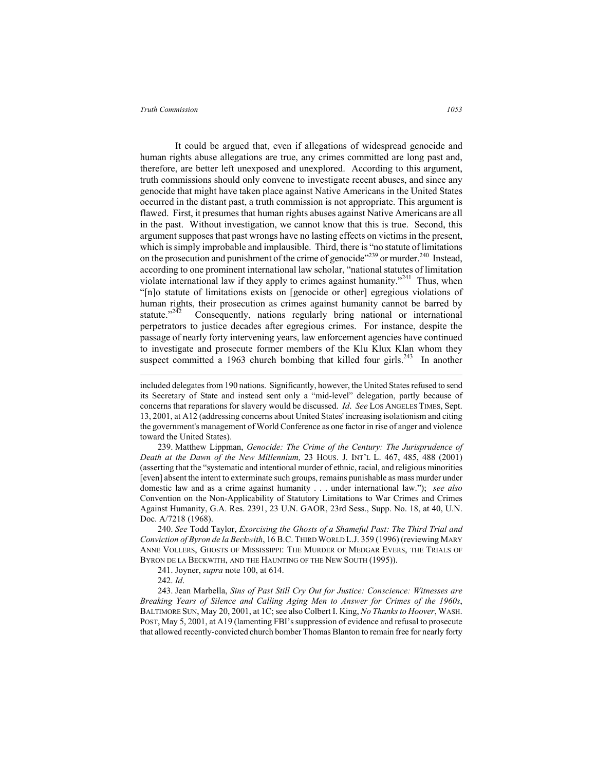It could be argued that, even if allegations of widespread genocide and human rights abuse allegations are true, any crimes committed are long past and, therefore, are better left unexposed and unexplored. According to this argument, truth commissions should only convene to investigate recent abuses, and since any genocide that might have taken place against Native Americans in the United States occurred in the distant past, a truth commission is not appropriate. This argument is flawed. First, it presumes that human rights abuses against Native Americans are all in the past. Without investigation, we cannot know that this is true. Second, this argument supposes that past wrongs have no lasting effects on victims in the present, which is simply improbable and implausible. Third, there is "no statute of limitations on the prosecution and punishment of the crime of genocide"[239] or murder.[240] Instead, according to one prominent international law scholar, "national statutes of limitation violate international law if they apply to crimes against humanity."[241] Thus, when "[n]o statute of limitations exists on [genocide or other] egregious violations of human rights, their prosecution as crimes against humanity cannot be barred by statute."[242] Consequently, nations regularly bring national or international perpetrators to justice decades after egregious crimes. For instance, despite the passage of nearly forty intervening years, law enforcement agencies have continued to investigate and prosecute former members of the Klu Klux Klan whom they suspect committed a 1963 church bombing that killed four girls.[243] In another

---

included delegates from 190 nations. Significantly, however, the United States refused to send its Secretary of State and instead sent only a "mid-level" delegation, partly because of concerns that reparations for slavery would be discussed. *Id*. *See* LOS ANGELES TIMES, Sept. 13, 2001, at A12 (addressing concerns about United States' increasing isolationism and citing the government's management of World Conference as one factor in rise of anger and violence toward the United States).

239. Matthew Lippman, *Genocide: The Crime of the Century: The Jurisprudence of Death at the Dawn of the New Millennium,* 23 HOUS. J. INT'L L. 467, 485, 488 (2001) (asserting that the "systematic and intentional murder of ethnic, racial, and religious minorities [even] absent the intent to exterminate such groups, remains punishable as mass murder under domestic law and as a crime against humanity . . . under international law."); *see also* Convention on the Non-Applicability of Statutory Limitations to War Crimes and Crimes Against Humanity, G.A. Res. 2391, 23 U.N. GAOR, 23rd Sess., Supp. No. 18, at 40, U.N. Doc. A/7218 (1968).

240. *See* Todd Taylor, *Exorcising the Ghosts of a Shameful Past: The Third Trial and Conviction of Byron de la Beckwith*, 16 B.C. THIRD WORLD L.J. 359 (1996) (reviewing MARY ANNE VOLLERS, GHOSTS OF MISSISSIPPI: THE MURDER OF MEDGAR EVERS, THE TRIALS OF BYRON DE LA BECKWITH, AND THE HAUNTING OF THE NEW SOUTH (1995)).

241. Joyner, *supra* note 100, at 614.

242. *Id*.

243. Jean Marbella, *Sins of Past Still Cry Out for Justice: Conscience: Witnesses are Breaking Years of Silence and Calling Aging Men to Answer for Crimes of the 1960s*, BALTIMORE SUN, May 20, 2001, at 1C; see also Colbert I. King, *No Thanks to Hoover*, WASH. POST, May 5, 2001, at A19 (lamenting FBI's suppression of evidence and refusal to prosecute that allowed recently-convicted church bomber Thomas Blanton to remain free for nearly forty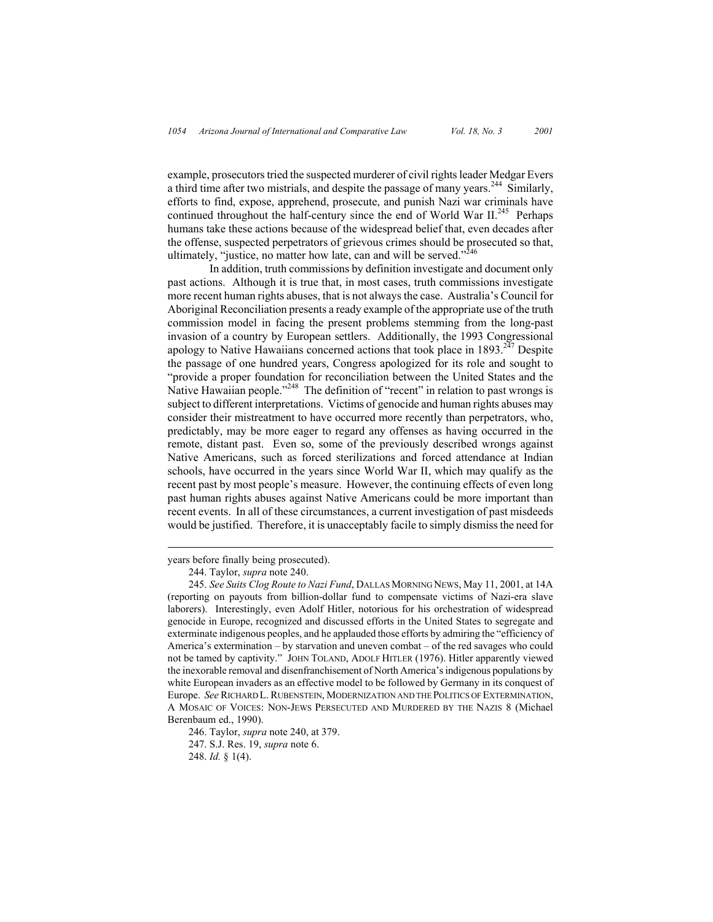example, prosecutors tried the suspected murderer of civil rights leader Medgar Evers a third time after two mistrials, and despite the passage of many years.[244] Similarly, efforts to find, expose, apprehend, prosecute, and punish Nazi war criminals have continued throughout the half-century since the end of World War II.[245] Perhaps humans take these actions because of the widespread belief that, even decades after the offense, suspected perpetrators of grievous crimes should be prosecuted so that, ultimately, "justice, no matter how late, can and will be served."[246]

In addition, truth commissions by definition investigate and document only past actions. Although it is true that, in most cases, truth commissions investigate more recent human rights abuses, that is not always the case. Australia's Council for Aboriginal Reconciliation presents a ready example of the appropriate use of the truth commission model in facing the present problems stemming from the long-past invasion of a country by European settlers. Additionally, the 1993 Congressional apology to Native Hawaiians concerned actions that took place in 1893.[247] Despite the passage of one hundred years, Congress apologized for its role and sought to "provide a proper foundation for reconciliation between the United States and the Native Hawaiian people."[248] The definition of "recent" in relation to past wrongs is subject to different interpretations. Victims of genocide and human rights abuses may consider their mistreatment to have occurred more recently than perpetrators, who, predictably, may be more eager to regard any offenses as having occurred in the remote, distant past. Even so, some of the previously described wrongs against Native Americans, such as forced sterilizations and forced attendance at Indian schools, have occurred in the years since World War II, which may qualify as the recent past by most people's measure. However, the continuing effects of even long past human rights abuses against Native Americans could be more important than recent events. In all of these circumstances, a current investigation of past misdeeds would be justified. Therefore, it is unacceptably facile to simply dismiss the need for

---

years before finally being prosecuted).

244. Taylor, *supra* note 240.

245. *See Suits Clog Route to Nazi Fund*, DALLAS MORNING NEWS, May 11, 2001, at 14A (reporting on payouts from billion-dollar fund to compensate victims of Nazi-era slave laborers). Interestingly, even Adolf Hitler, notorious for his orchestration of widespread genocide in Europe, recognized and discussed efforts in the United States to segregate and exterminate indigenous peoples, and he applauded those efforts by admiring the "efficiency of America's extermination – by starvation and uneven combat – of the red savages who could not be tamed by captivity." JOHN TOLAND, ADOLF HITLER (1976). Hitler apparently viewed the inexorable removal and disenfranchisement of North America's indigenous populations by white European invaders as an effective model to be followed by Germany in its conquest of Europe. *See* RICHARD L. RUBENSTEIN, MODERNIZATION AND THE POLITICS OF EXTERMINATION, A MOSAIC OF VOICES: NON-JEWS PERSECUTED AND MURDERED BY THE NAZIS 8 (Michael Berenbaum ed., 1990).

246. Taylor, *supra* note 240, at 379.

247. S.J. Res. 19, *supra* note 6.

248. *Id.* § 1(4).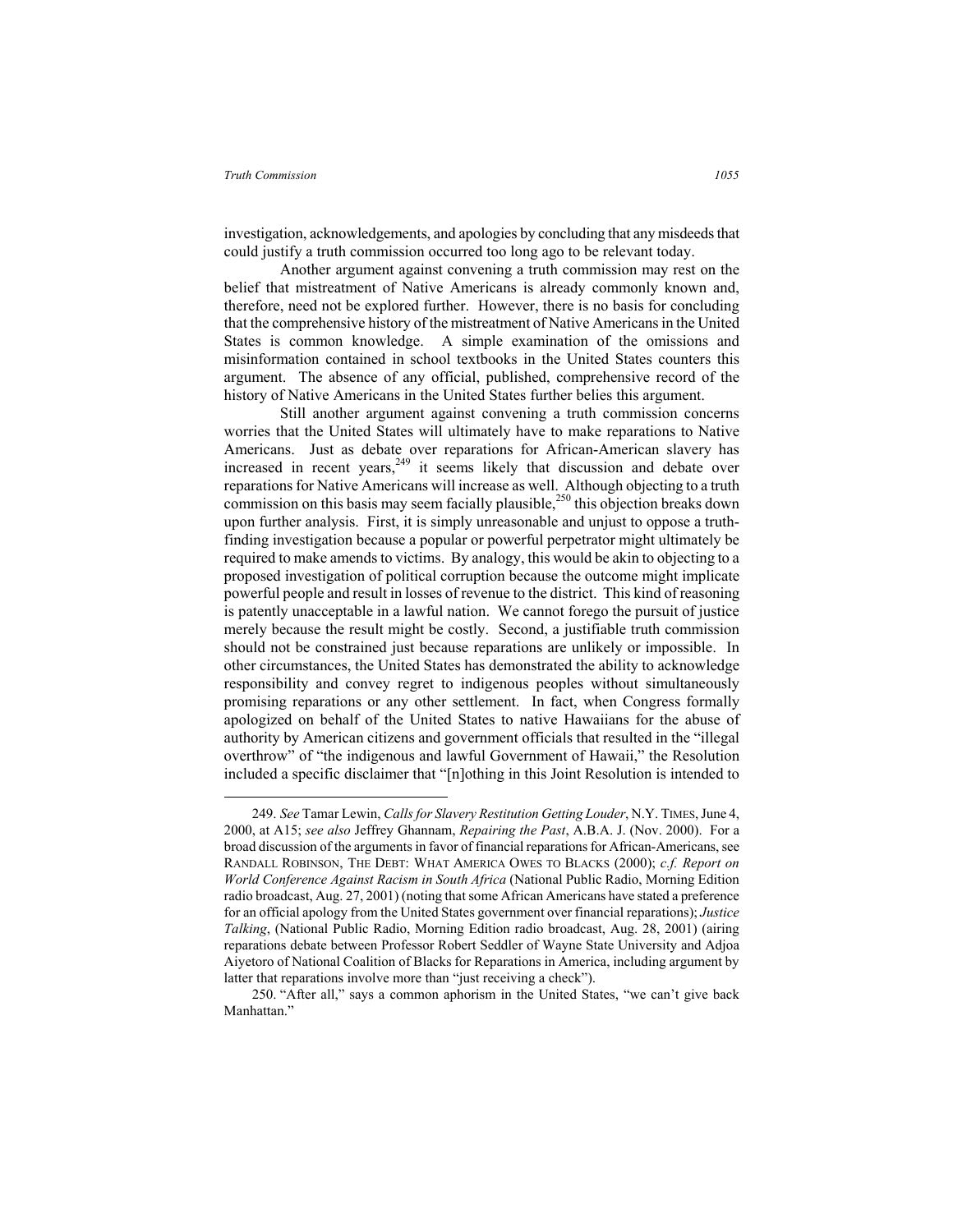investigation, acknowledgements, and apologies by concluding that any misdeeds that could justify a truth commission occurred too long ago to be relevant today.

Another argument against convening a truth commission may rest on the belief that mistreatment of Native Americans is already commonly known and, therefore, need not be explored further. However, there is no basis for concluding that the comprehensive history of the mistreatment of Native Americans in the United States is common knowledge. A simple examination of the omissions and misinformation contained in school textbooks in the United States counters this argument. The absence of any official, published, comprehensive record of the history of Native Americans in the United States further belies this argument.

Still another argument against convening a truth commission concerns worries that the United States will ultimately have to make reparations to Native Americans. Just as debate over reparations for African-American slavery has increased in recent years,[249] it seems likely that discussion and debate over reparations for Native Americans will increase as well. Although objecting to a truth commission on this basis may seem facially plausible,[250] this objection breaks down upon further analysis. First, it is simply unreasonable and unjust to oppose a truth-finding investigation because a popular or powerful perpetrator might ultimately be required to make amends to victims. By analogy, this would be akin to objecting to a proposed investigation of political corruption because the outcome might implicate powerful people and result in losses of revenue to the district. This kind of reasoning is patently unacceptable in a lawful nation. We cannot forego the pursuit of justice merely because the result might be costly. Second, a justifiable truth commission should not be constrained just because reparations are unlikely or impossible. In other circumstances, the United States has demonstrated the ability to acknowledge responsibility and convey regret to indigenous peoples without simultaneously promising reparations or any other settlement. In fact, when Congress formally apologized on behalf of the United States to native Hawaiians for the abuse of authority by American citizens and government officials that resulted in the "illegal overthrow" of "the indigenous and lawful Government of Hawaii," the Resolution included a specific disclaimer that "[n]othing in this Joint Resolution is intended to

---

249. *See* Tamar Lewin, *Calls for Slavery Restitution Getting Louder*, N.Y. TIMES, June 4, 2000, at A15; *see also* Jeffrey Ghannam, *Repairing the Past*, A.B.A. J. (Nov. 2000). For a broad discussion of the arguments in favor of financial reparations for African-Americans, see RANDALL ROBINSON, THE DEBT: WHAT AMERICA OWES TO BLACKS (2000); *c.f. Report on World Conference Against Racism in South Africa* (National Public Radio, Morning Edition radio broadcast, Aug. 27, 2001) (noting that some African Americans have stated a preference for an official apology from the United States government over financial reparations); *Justice Talking*, (National Public Radio, Morning Edition radio broadcast, Aug. 28, 2001) (airing reparations debate between Professor Robert Seddler of Wayne State University and Adjoa Aiyetoro of National Coalition of Blacks for Reparations in America, including argument by latter that reparations involve more than "just receiving a check").

250. "After all," says a common aphorism in the United States, "we can't give back Manhattan."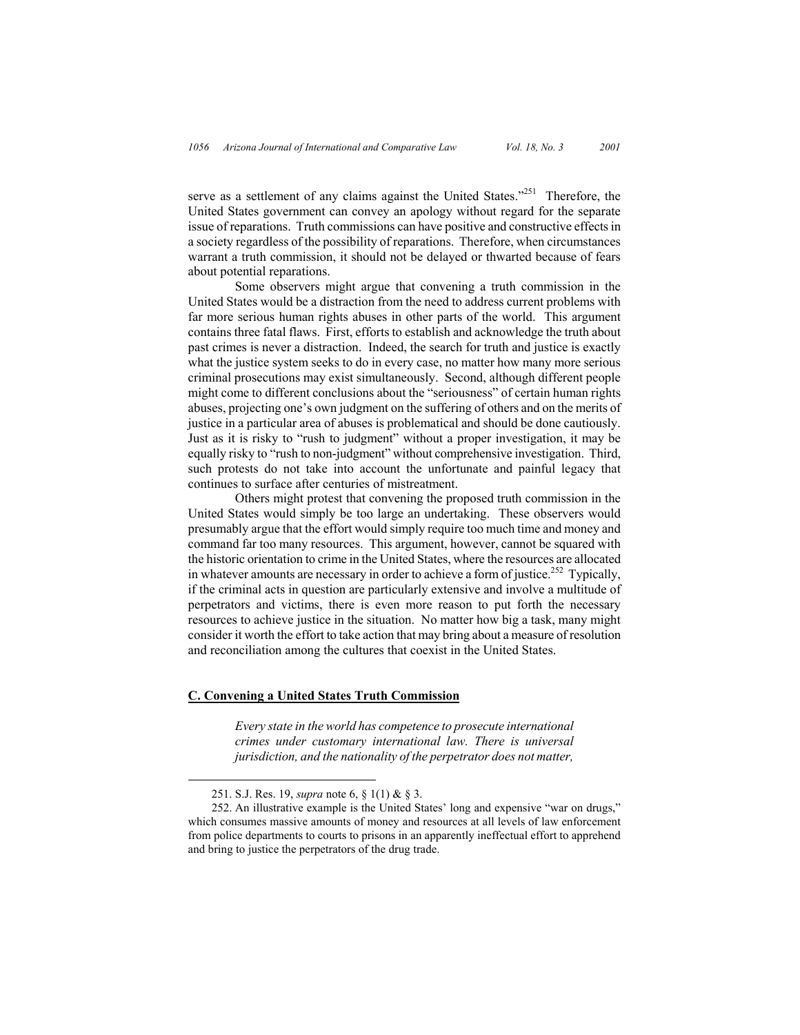serve as a settlement of any claims against the United States."[251] Therefore, the United States government can convey an apology without regard for the separate issue of reparations. Truth commissions can have positive and constructive effects in a society regardless of the possibility of reparations. Therefore, when circumstances warrant a truth commission, it should not be delayed or thwarted because of fears about potential reparations.

Some observers might argue that convening a truth commission in the United States would be a distraction from the need to address current problems with far more serious human rights abuses in other parts of the world. This argument contains three fatal flaws. First, efforts to establish and acknowledge the truth about past crimes is never a distraction. Indeed, the search for truth and justice is exactly what the justice system seeks to do in every case, no matter how many more serious criminal prosecutions may exist simultaneously. Second, although different people might come to different conclusions about the "seriousness" of certain human rights abuses, projecting one's own judgment on the suffering of others and on the merits of justice in a particular area of abuses is problematical and should be done cautiously. Just as it is risky to "rush to judgment" without a proper investigation, it may be equally risky to "rush to non-judgment" without comprehensive investigation. Third, such protests do not take into account the unfortunate and painful legacy that continues to surface after centuries of mistreatment.

Others might protest that convening the proposed truth commission in the United States would simply be too large an undertaking. These observers would presumably argue that the effort would simply require too much time and money and command far too many resources. This argument, however, cannot be squared with the historic orientation to crime in the United States, where the resources are allocated in whatever amounts are necessary in order to achieve a form of justice.[252] Typically, if the criminal acts in question are particularly extensive and involve a multitude of perpetrators and victims, there is even more reason to put forth the necessary resources to achieve justice in the situation. No matter how big a task, many might consider it worth the effort to take action that may bring about a measure of resolution and reconciliation among the cultures that coexist in the United States.

### C. Convening a United States Truth Commission

> *Every state in the world has competence to prosecute international crimes under customary international law. There is universal jurisdiction, and the nationality of the perpetrator does not matter,*

---

251. S.J. Res. 19, *supra* note 6, § 1(1) & § 3.

252. An illustrative example is the United States' long and expensive "war on drugs," which consumes massive amounts of money and resources at all levels of law enforcement from police departments to courts to prisons in an apparently ineffectual effort to apprehend and bring to justice the perpetrators of the drug trade.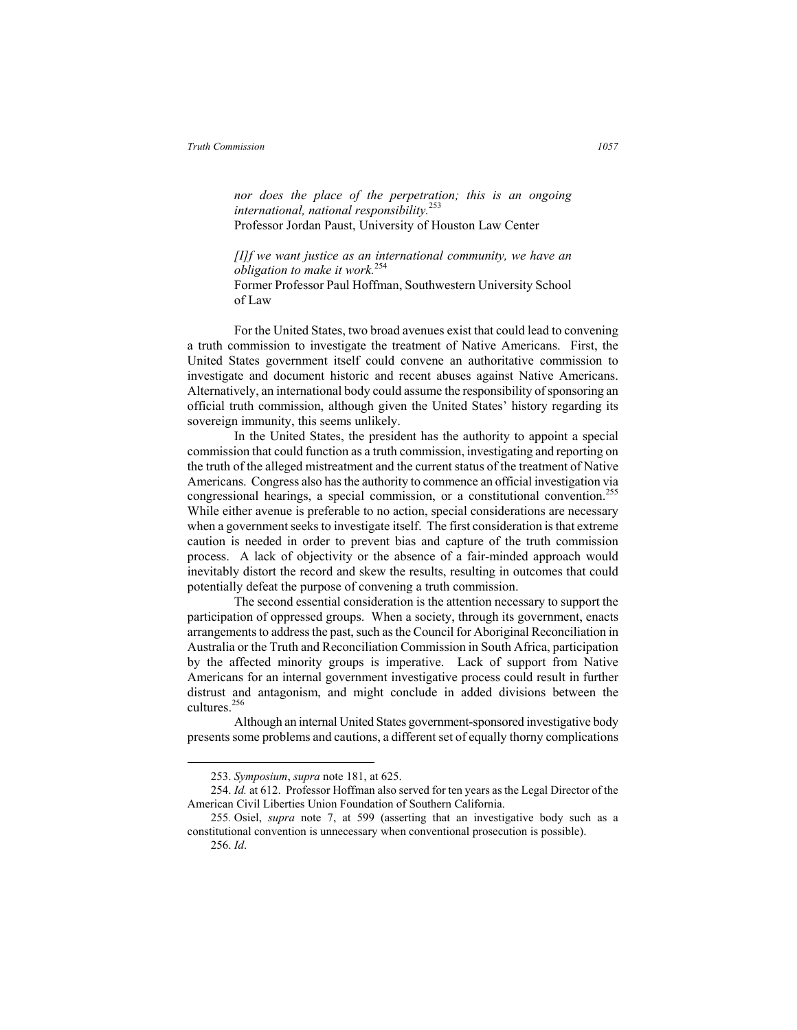> *nor does the place of the perpetration; this is an ongoing international, national responsibility.*[253]
> Professor Jordan Paust, University of Houston Law Center
>
> *[I]f we want justice as an international community, we have an obligation to make it work.*[254]
> Former Professor Paul Hoffman, Southwestern University School of Law

For the United States, two broad avenues exist that could lead to convening a truth commission to investigate the treatment of Native Americans. First, the United States government itself could convene an authoritative commission to investigate and document historic and recent abuses against Native Americans. Alternatively, an international body could assume the responsibility of sponsoring an official truth commission, although given the United States' history regarding its sovereign immunity, this seems unlikely.

In the United States, the president has the authority to appoint a special commission that could function as a truth commission, investigating and reporting on the truth of the alleged mistreatment and the current status of the treatment of Native Americans. Congress also has the authority to commence an official investigation via congressional hearings, a special commission, or a constitutional convention.[255] While either avenue is preferable to no action, special considerations are necessary when a government seeks to investigate itself. The first consideration is that extreme caution is needed in order to prevent bias and capture of the truth commission process. A lack of objectivity or the absence of a fair-minded approach would inevitably distort the record and skew the results, resulting in outcomes that could potentially defeat the purpose of convening a truth commission.

The second essential consideration is the attention necessary to support the participation of oppressed groups. When a society, through its government, enacts arrangements to address the past, such as the Council for Aboriginal Reconciliation in Australia or the Truth and Reconciliation Commission in South Africa, participation by the affected minority groups is imperative. Lack of support from Native Americans for an internal government investigative process could result in further distrust and antagonism, and might conclude in added divisions between the cultures.[256]

Although an internal United States government-sponsored investigative body presents some problems and cautions, a different set of equally thorny complications

---

253. *Symposium*, *supra* note 181, at 625.

254. *Id.* at 612. Professor Hoffman also served for ten years as the Legal Director of the American Civil Liberties Union Foundation of Southern California.

255. Osiel, *supra* note 7, at 599 (asserting that an investigative body such as a constitutional convention is unnecessary when conventional prosecution is possible).

256. *Id*.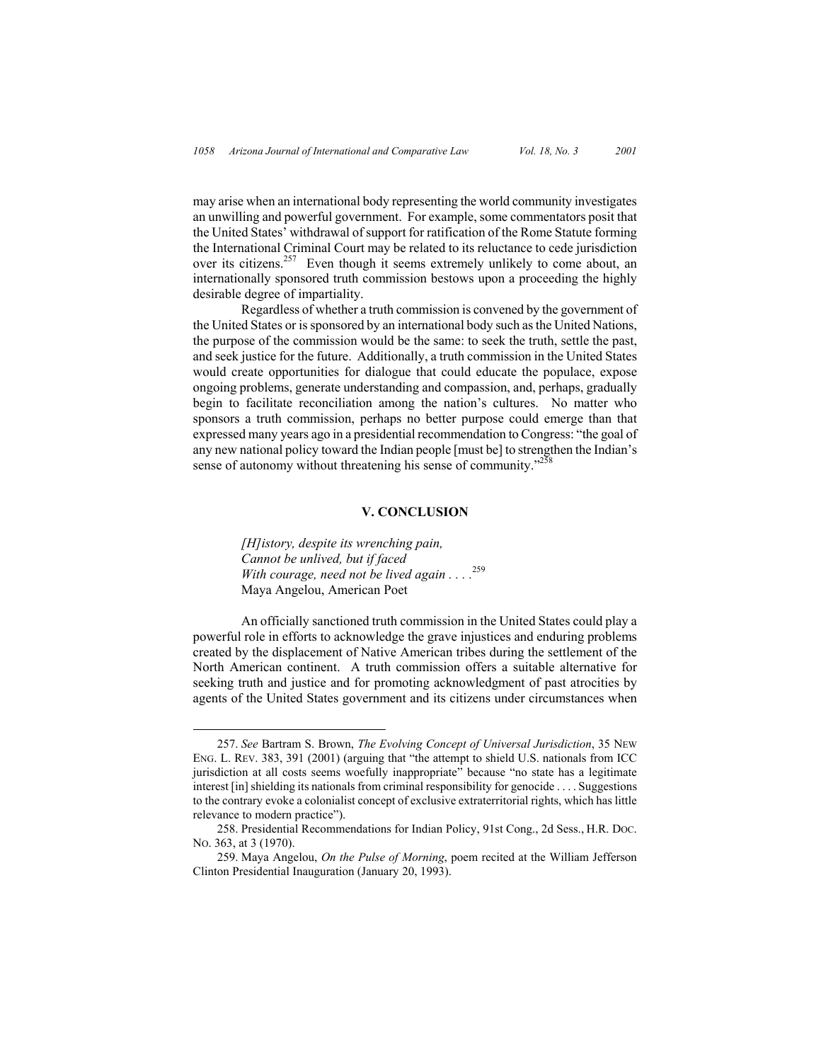may arise when an international body representing the world community investigates an unwilling and powerful government. For example, some commentators posit that the United States' withdrawal of support for ratification of the Rome Statute forming the International Criminal Court may be related to its reluctance to cede jurisdiction over its citizens.[257] Even though it seems extremely unlikely to come about, an internationally sponsored truth commission bestows upon a proceeding the highly desirable degree of impartiality.

Regardless of whether a truth commission is convened by the government of the United States or is sponsored by an international body such as the United Nations, the purpose of the commission would be the same: to seek the truth, settle the past, and seek justice for the future. Additionally, a truth commission in the United States would create opportunities for dialogue that could educate the populace, expose ongoing problems, generate understanding and compassion, and, perhaps, gradually begin to facilitate reconciliation among the nation's cultures. No matter who sponsors a truth commission, perhaps no better purpose could emerge than that expressed many years ago in a presidential recommendation to Congress: "the goal of any new national policy toward the Indian people [must be] to strengthen the Indian's sense of autonomy without threatening his sense of community."[258]

## V. CONCLUSION

> *[H]istory, despite its wrenching pain,*
> *Cannot be unlived, but if faced*
> *With courage, need not be lived again . . . .*[259]
> Maya Angelou, American Poet

An officially sanctioned truth commission in the United States could play a powerful role in efforts to acknowledge the grave injustices and enduring problems created by the displacement of Native American tribes during the settlement of the North American continent. A truth commission offers a suitable alternative for seeking truth and justice and for promoting acknowledgment of past atrocities by agents of the United States government and its citizens under circumstances when

---

257. *See* Bartram S. Brown, *The Evolving Concept of Universal Jurisdiction*, 35 NEW ENG. L. REV. 383, 391 (2001) (arguing that "the attempt to shield U.S. nationals from ICC jurisdiction at all costs seems woefully inappropriate" because "no state has a legitimate interest [in] shielding its nationals from criminal responsibility for genocide . . . . Suggestions to the contrary evoke a colonialist concept of exclusive extraterritorial rights, which has little relevance to modern practice").

258. Presidential Recommendations for Indian Policy, 91st Cong., 2d Sess., H.R. DOC. NO. 363, at 3 (1970).

259. Maya Angelou, *On the Pulse of Morning*, poem recited at the William Jefferson Clinton Presidential Inauguration (January 20, 1993).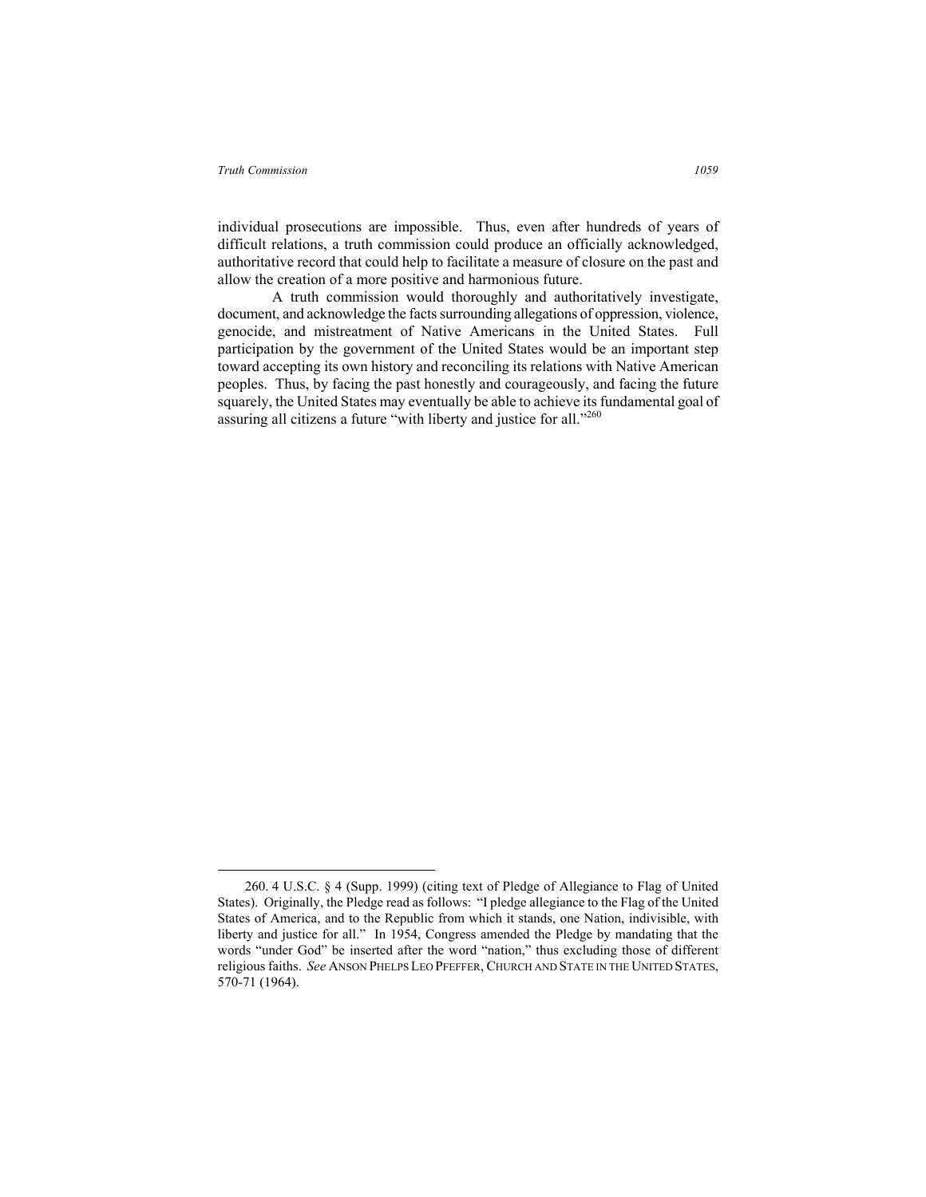individual prosecutions are impossible. Thus, even after hundreds of years of difficult relations, a truth commission could produce an officially acknowledged, authoritative record that could help to facilitate a measure of closure on the past and allow the creation of a more positive and harmonious future.

A truth commission would thoroughly and authoritatively investigate, document, and acknowledge the facts surrounding allegations of oppression, violence, genocide, and mistreatment of Native Americans in the United States. Full participation by the government of the United States would be an important step toward accepting its own history and reconciling its relations with Native American peoples. Thus, by facing the past honestly and courageously, and facing the future squarely, the United States may eventually be able to achieve its fundamental goal of assuring all citizens a future "with liberty and justice for all."[260]

---

260. 4 U.S.C. § 4 (Supp. 1999) (citing text of Pledge of Allegiance to Flag of United States). Originally, the Pledge read as follows: "I pledge allegiance to the Flag of the United States of America, and to the Republic from which it stands, one Nation, indivisible, with liberty and justice for all." In 1954, Congress amended the Pledge by mandating that the words "under God" be inserted after the word "nation," thus excluding those of different religious faiths. *See* ANSON PHELPS LEO PFEFFER, CHURCH AND STATE IN THE UNITED STATES, 570-71 (1964).